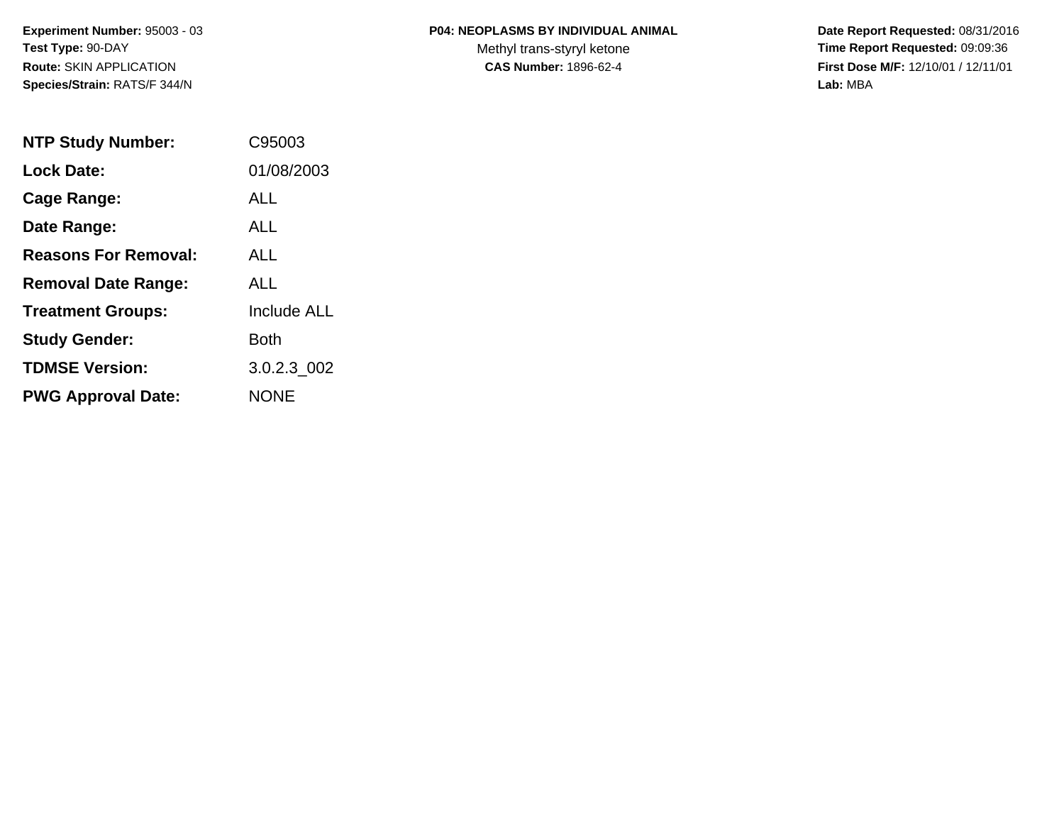**Experiment Number:** 95003 - 03
**Test Type:** 90-DAY
**Route:** SKIN APPLICATION
**Species/Strain:** RATS/F 344/N

**P04: NEOPLASMS BY INDIVIDUAL ANIMAL**
Methyl trans-styryl ketone
**CAS Number:** 1896-62-4

**Date Report Requested:** 08/31/2016
**Time Report Requested:** 09:09:36
**First Dose M/F:** 12/10/01 / 12/11/01
**Lab:** MBA

| | |
|---|---|
| **NTP Study Number:** | C95003 |
| **Lock Date:** | 01/08/2003 |
| **Cage Range:** | ALL |
| **Date Range:** | ALL |
| **Reasons For Removal:** | ALL |
| **Removal Date Range:** | ALL |
| **Treatment Groups:** | Include ALL |
| **Study Gender:** | Both |
| **TDMSE Version:** | 3.0.2.3_002 |
| **PWG Approval Date:** | NONE |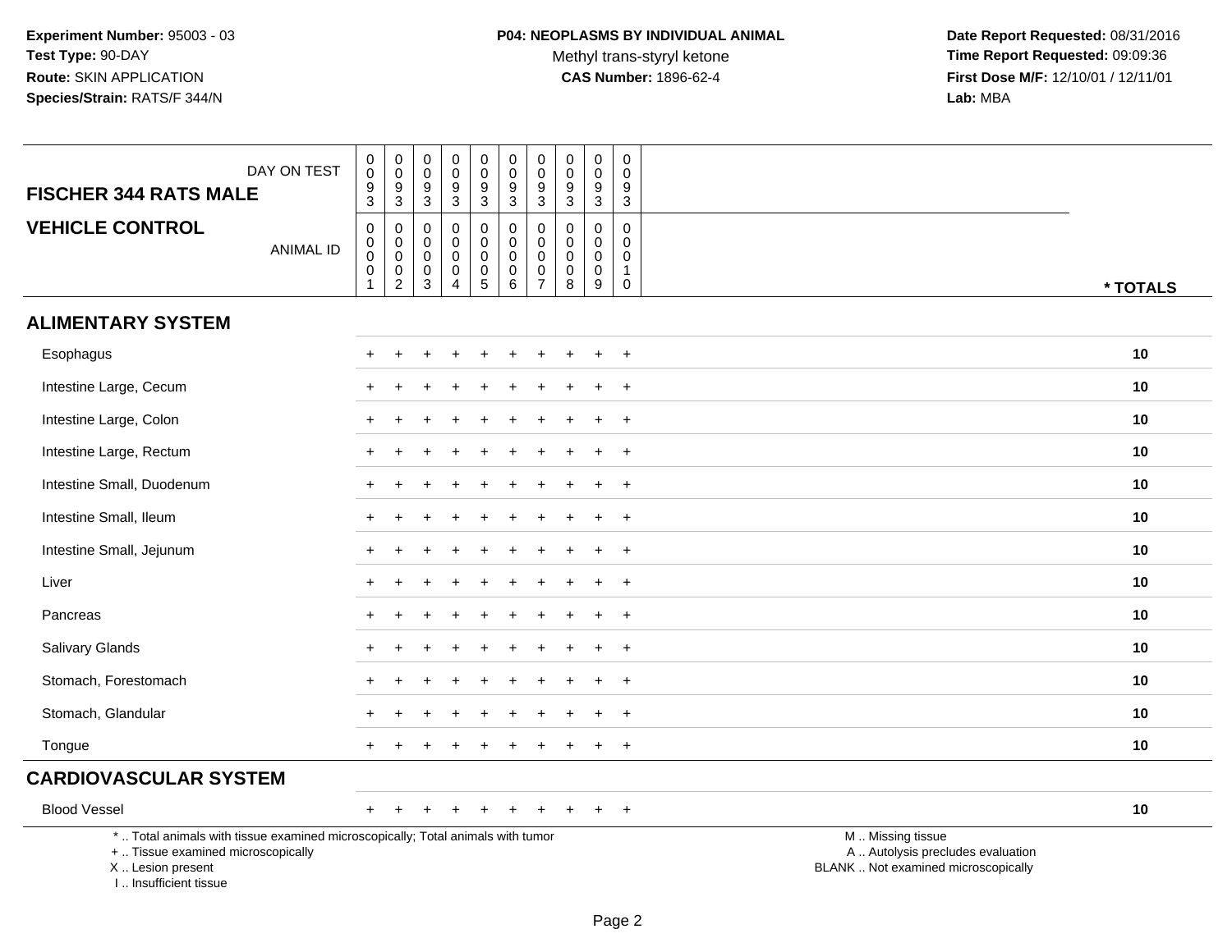**Experiment Number:** 95003 - 03
**Test Type:** 90-DAY
**Route:** SKIN APPLICATION
**Species/Strain:** RATS/F 344/N

**P04: NEOPLASMS BY INDIVIDUAL ANIMAL**
Methyl trans-styryl ketone
**CAS Number:** 1896-62-4

**Date Report Requested:** 08/31/2016
**Time Report Requested:** 09:09:36
**First Dose M/F:** 12/10/01 / 12/11/01
**Lab:** MBA

| FISCHER 344 RATS MALE — DAY ON TEST | 0093 | 0093 | 0093 | 0093 | 0093 | 0093 | 0093 | 0093 | 0093 | 0093 | |
|---|---|---|---|---|---|---|---|---|---|---|---|
| **VEHICLE CONTROL** — ANIMAL ID | 00001 | 00002 | 00003 | 00004 | 00005 | 00006 | 00007 | 00008 | 00009 | 00010 | *** TOTALS** |
| **ALIMENTARY SYSTEM** | | | | | | | | | | | |
| Esophagus | + | + | + | + | + | + | + | + | + | + | **10** |
| Intestine Large, Cecum | + | + | + | + | + | + | + | + | + | + | **10** |
| Intestine Large, Colon | + | + | + | + | + | + | + | + | + | + | **10** |
| Intestine Large, Rectum | + | + | + | + | + | + | + | + | + | + | **10** |
| Intestine Small, Duodenum | + | + | + | + | + | + | + | + | + | + | **10** |
| Intestine Small, Ileum | + | + | + | + | + | + | + | + | + | + | **10** |
| Intestine Small, Jejunum | + | + | + | + | + | + | + | + | + | + | **10** |
| Liver | + | + | + | + | + | + | + | + | + | + | **10** |
| Pancreas | + | + | + | + | + | + | + | + | + | + | **10** |
| Salivary Glands | + | + | + | + | + | + | + | + | + | + | **10** |
| Stomach, Forestomach | + | + | + | + | + | + | + | + | + | + | **10** |
| Stomach, Glandular | + | + | + | + | + | + | + | + | + | + | **10** |
| Tongue | + | + | + | + | + | + | + | + | + | + | **10** |
| **CARDIOVASCULAR SYSTEM** | | | | | | | | | | | |
| Blood Vessel | + | + | + | + | + | + | + | + | + | + | **10** |

* .. Total animals with tissue examined microscopically; Total animals with tumor
+ .. Tissue examined microscopically
X .. Lesion present
I .. Insufficient tissue

M .. Missing tissue
A .. Autolysis precludes evaluation
BLANK .. Not examined microscopically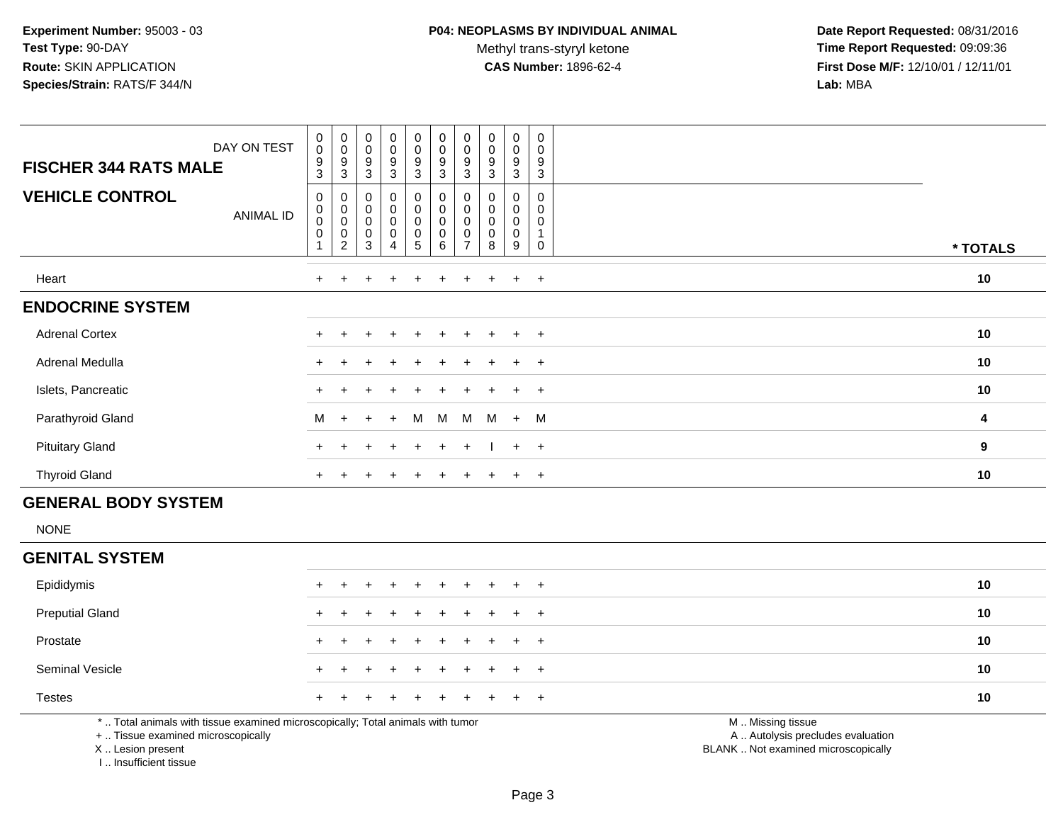**Experiment Number:** 95003 - 03
**Test Type:** 90-DAY
**Route:** SKIN APPLICATION
**Species/Strain:** RATS/F 344/N

**P04: NEOPLASMS BY INDIVIDUAL ANIMAL**
Methyl trans-styryl ketone
**CAS Number:** 1896-62-4

**Date Report Requested:** 08/31/2016
**Time Report Requested:** 09:09:36
**First Dose M/F:** 12/10/01 / 12/11/01
**Lab:** MBA

| FISCHER 344 RATS MALE — DAY ON TEST | 0093 | 0093 | 0093 | 0093 | 0093 | 0093 | 0093 | 0093 | 0093 | 0093 | |
|---|---|---|---|---|---|---|---|---|---|---|---|
| **VEHICLE CONTROL** — ANIMAL ID | 00001 | 00002 | 00003 | 00004 | 00005 | 00006 | 00007 | 00008 | 00009 | 00010 | *** TOTALS** |
| Heart | + | + | + | + | + | + | + | + | + | + | **10** |
| **ENDOCRINE SYSTEM** | | | | | | | | | | | |
| Adrenal Cortex | + | + | + | + | + | + | + | + | + | + | **10** |
| Adrenal Medulla | + | + | + | + | + | + | + | + | + | + | **10** |
| Islets, Pancreatic | + | + | + | + | + | + | + | + | + | + | **10** |
| Parathyroid Gland | M | + | + | + | M | M | M | M | + | M | **4** |
| Pituitary Gland | + | + | + | + | + | + | + | I | + | + | **9** |
| Thyroid Gland | + | + | + | + | + | + | + | + | + | + | **10** |
| **GENERAL BODY SYSTEM** | | | | | | | | | | | |
| NONE | | | | | | | | | | | |
| **GENITAL SYSTEM** | | | | | | | | | | | |
| Epididymis | + | + | + | + | + | + | + | + | + | + | **10** |
| Preputial Gland | + | + | + | + | + | + | + | + | + | + | **10** |
| Prostate | + | + | + | + | + | + | + | + | + | + | **10** |
| Seminal Vesicle | + | + | + | + | + | + | + | + | + | + | **10** |
| Testes | + | + | + | + | + | + | + | + | + | + | **10** |

\* .. Total animals with tissue examined microscopically; Total animals with tumor
\+ .. Tissue examined microscopically
X .. Lesion present
I .. Insufficient tissue

M .. Missing tissue
A .. Autolysis precludes evaluation
BLANK .. Not examined microscopically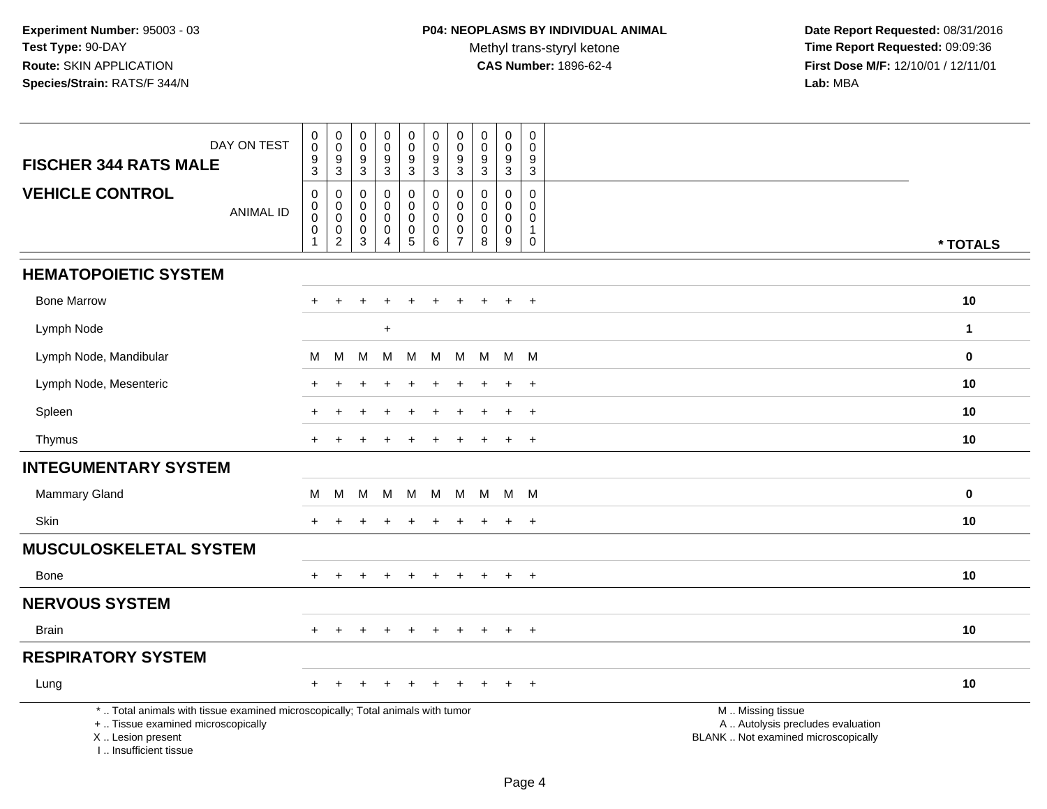**Experiment Number:** 95003 - 03
**Test Type:** 90-DAY
**Route:** SKIN APPLICATION
**Species/Strain:** RATS/F 344/N

**P04: NEOPLASMS BY INDIVIDUAL ANIMAL**
Methyl trans-styryl ketone
**CAS Number:** 1896-62-4

**Date Report Requested:** 08/31/2016
**Time Report Requested:** 09:09:36
**First Dose M/F:** 12/10/01 / 12/11/01
**Lab:** MBA

| FISCHER 344 RATS MALE — DAY ON TEST | 0093 | 0093 | 0093 | 0093 | 0093 | 0093 | 0093 | 0093 | 0093 | 0093 | |
|---|---|---|---|---|---|---|---|---|---|---|---|
| **VEHICLE CONTROL** — ANIMAL ID | 00001 | 00002 | 00003 | 00004 | 00005 | 00006 | 00007 | 00008 | 00009 | 00010 | *** TOTALS** |
| **HEMATOPOIETIC SYSTEM** | | | | | | | | | | | |
| Bone Marrow | + | + | + | + | + | + | + | + | + | + | **10** |
| Lymph Node | | | | + | | | | | | | **1** |
| Lymph Node, Mandibular | M | M | M | M | M | M | M | M | M | M | **0** |
| Lymph Node, Mesenteric | + | + | + | + | + | + | + | + | + | + | **10** |
| Spleen | + | + | + | + | + | + | + | + | + | + | **10** |
| Thymus | + | + | + | + | + | + | + | + | + | + | **10** |
| **INTEGUMENTARY SYSTEM** | | | | | | | | | | | |
| Mammary Gland | M | M | M | M | M | M | M | M | M | M | **0** |
| Skin | + | + | + | + | + | + | + | + | + | + | **10** |
| **MUSCULOSKELETAL SYSTEM** | | | | | | | | | | | |
| Bone | + | + | + | + | + | + | + | + | + | + | **10** |
| **NERVOUS SYSTEM** | | | | | | | | | | | |
| Brain | + | + | + | + | + | + | + | + | + | + | **10** |
| **RESPIRATORY SYSTEM** | | | | | | | | | | | |
| Lung | + | + | + | + | + | + | + | + | + | + | **10** |

* .. Total animals with tissue examined microscopically; Total animals with tumor
+ .. Tissue examined microscopically
X .. Lesion present
I .. Insufficient tissue

M .. Missing tissue
A .. Autolysis precludes evaluation
BLANK .. Not examined microscopically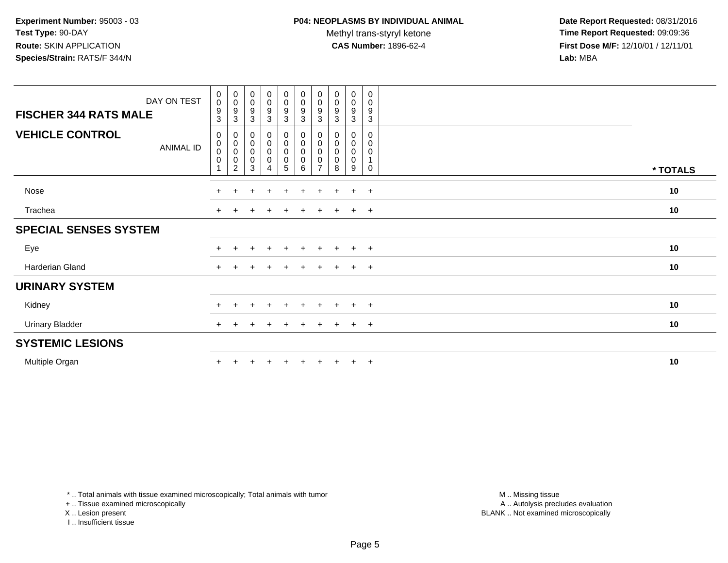**Experiment Number:** 95003 - 03
**Test Type:** 90-DAY
**Route:** SKIN APPLICATION
**Species/Strain:** RATS/F 344/N

**P04: NEOPLASMS BY INDIVIDUAL ANIMAL**
Methyl trans-styryl ketone
**CAS Number:** 1896-62-4

**Date Report Requested:** 08/31/2016
**Time Report Requested:** 09:09:36
**First Dose M/F:** 12/10/01 / 12/11/01
**Lab:** MBA

| FISCHER 344 RATS MALE — DAY ON TEST | 0093 | 0093 | 0093 | 0093 | 0093 | 0093 | 0093 | 0093 | 0093 | 0093 | |
|---|---|---|---|---|---|---|---|---|---|---|---|
| **VEHICLE CONTROL** — ANIMAL ID | 00001 | 00002 | 00003 | 00004 | 00005 | 00006 | 00007 | 00008 | 00009 | 00010 | **\* TOTALS** |
| Nose | + | + | + | + | + | + | + | + | + | + | **10** |
| Trachea | + | + | + | + | + | + | + | + | + | + | **10** |
| **SPECIAL SENSES SYSTEM** | | | | | | | | | | | |
| Eye | + | + | + | + | + | + | + | + | + | + | **10** |
| Harderian Gland | + | + | + | + | + | + | + | + | + | + | **10** |
| **URINARY SYSTEM** | | | | | | | | | | | |
| Kidney | + | + | + | + | + | + | + | + | + | + | **10** |
| Urinary Bladder | + | + | + | + | + | + | + | + | + | + | **10** |
| **SYSTEMIC LESIONS** | | | | | | | | | | | |
| Multiple Organ | + | + | + | + | + | + | + | + | + | + | **10** |

\* .. Total animals with tissue examined microscopically; Total animals with tumor
\+ .. Tissue examined microscopically
X .. Lesion present
I .. Insufficient tissue

M .. Missing tissue
A .. Autolysis precludes evaluation
BLANK .. Not examined microscopically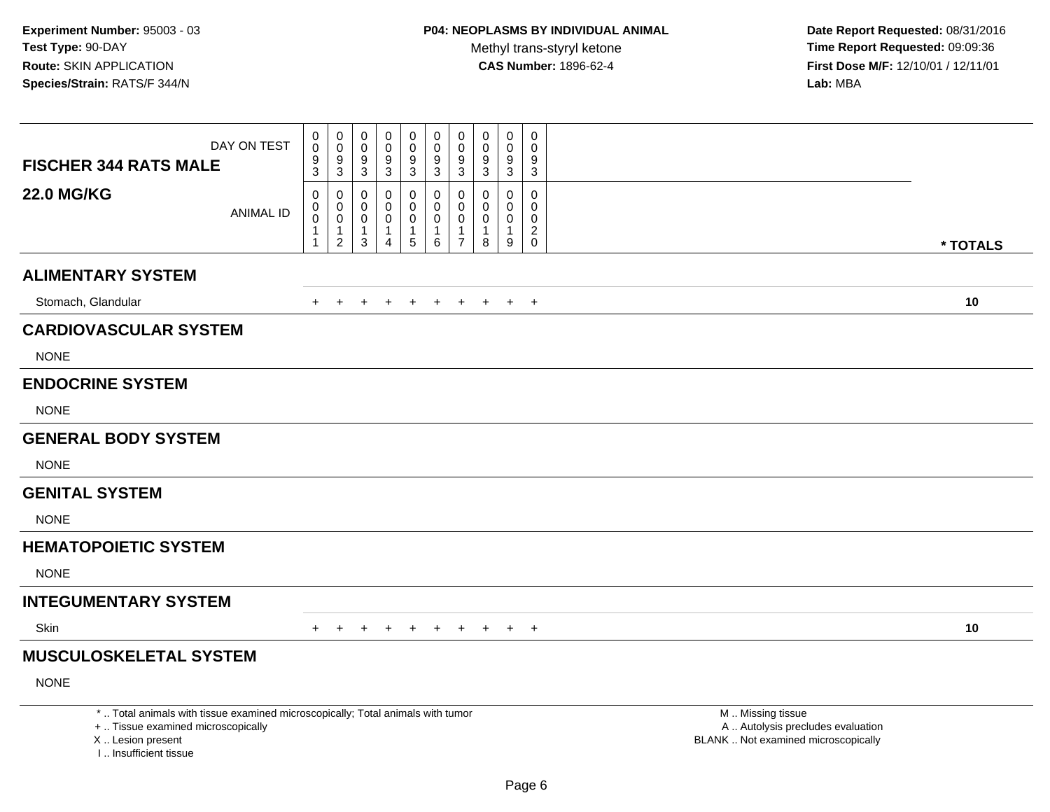**Experiment Number:** 95003 - 03
**Test Type:** 90-DAY
**Route:** SKIN APPLICATION
**Species/Strain:** RATS/F 344/N

**P04: NEOPLASMS BY INDIVIDUAL ANIMAL**
Methyl trans-styryl ketone
**CAS Number:** 1896-62-4

**Date Report Requested:** 08/31/2016
**Time Report Requested:** 09:09:36
**First Dose M/F:** 12/10/01 / 12/11/01
**Lab:** MBA

| FISCHER 344 RATS MALE 22.0 MG/KG | | | | | | | | | | | |
|---|---|---|---|---|---|---|---|---|---|---|---|
| DAY ON TEST | 0093 | 0093 | 0093 | 0093 | 0093 | 0093 | 0093 | 0093 | 0093 | 0093 | |
| ANIMAL ID | 00011 | 00012 | 00013 | 00014 | 00015 | 00016 | 00017 | 00018 | 00019 | 00020 | * TOTALS |
| **ALIMENTARY SYSTEM** | | | | | | | | | | | |
| Stomach, Glandular | + | + | + | + | + | + | + | + | + | + | 10 |
| **CARDIOVASCULAR SYSTEM** | | | | | | | | | | | |
| NONE | | | | | | | | | | | |
| **ENDOCRINE SYSTEM** | | | | | | | | | | | |
| NONE | | | | | | | | | | | |
| **GENERAL BODY SYSTEM** | | | | | | | | | | | |
| NONE | | | | | | | | | | | |
| **GENITAL SYSTEM** | | | | | | | | | | | |
| NONE | | | | | | | | | | | |
| **HEMATOPOIETIC SYSTEM** | | | | | | | | | | | |
| NONE | | | | | | | | | | | |
| **INTEGUMENTARY SYSTEM** | | | | | | | | | | | |
| Skin | + | + | + | + | + | + | + | + | + | + | 10 |
| **MUSCULOSKELETAL SYSTEM** | | | | | | | | | | | |
| NONE | | | | | | | | | | | |

* .. Total animals with tissue examined microscopically; Total animals with tumor
+ .. Tissue examined microscopically
X .. Lesion present
I .. Insufficient tissue

M .. Missing tissue
A .. Autolysis precludes evaluation
BLANK .. Not examined microscopically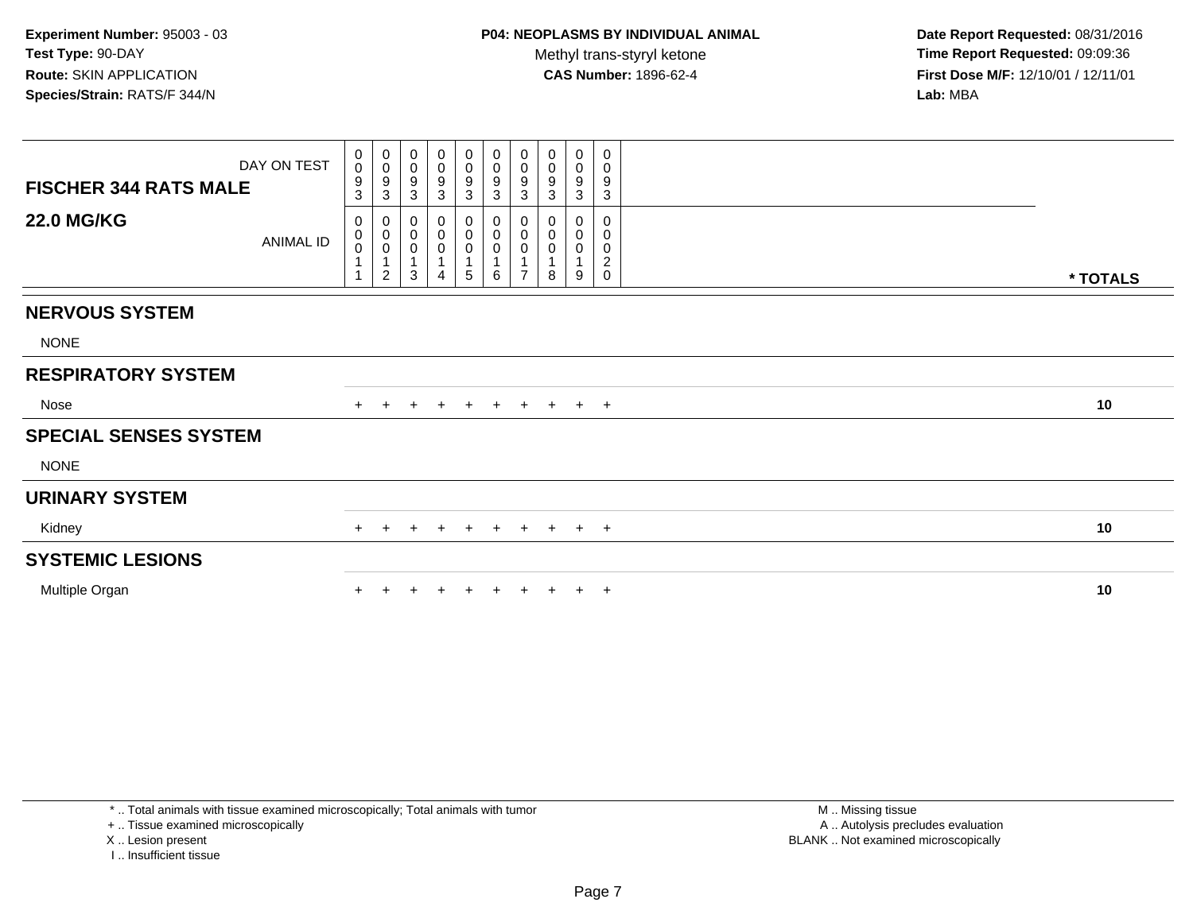**Experiment Number:** 95003 - 03
**Test Type:** 90-DAY
**Route:** SKIN APPLICATION
**Species/Strain:** RATS/F 344/N

**P04: NEOPLASMS BY INDIVIDUAL ANIMAL**
Methyl trans-styryl ketone
**CAS Number:** 1896-62-4

**Date Report Requested:** 08/31/2016
**Time Report Requested:** 09:09:36
**First Dose M/F:** 12/10/01 / 12/11/01
**Lab:** MBA

| FISCHER 344 RATS MALE / 22.0 MG/KG | | | | | | | | | | | |
|---|---|---|---|---|---|---|---|---|---|---|---|
| DAY ON TEST | 0093 | 0093 | 0093 | 0093 | 0093 | 0093 | 0093 | 0093 | 0093 | 0093 | |
| ANIMAL ID | 00011 | 00012 | 00013 | 00014 | 00015 | 00016 | 00017 | 00018 | 00019 | 00020 | * TOTALS |
| **NERVOUS SYSTEM** | | | | | | | | | | | |
| NONE | | | | | | | | | | | |
| **RESPIRATORY SYSTEM** | | | | | | | | | | | |
| Nose | + | + | + | + | + | + | + | + | + | + | 10 |
| **SPECIAL SENSES SYSTEM** | | | | | | | | | | | |
| NONE | | | | | | | | | | | |
| **URINARY SYSTEM** | | | | | | | | | | | |
| Kidney | + | + | + | + | + | + | + | + | + | + | 10 |
| **SYSTEMIC LESIONS** | | | | | | | | | | | |
| Multiple Organ | + | + | + | + | + | + | + | + | + | + | 10 |

* .. Total animals with tissue examined microscopically; Total animals with tumor
+ .. Tissue examined microscopically
X .. Lesion present
I .. Insufficient tissue

M .. Missing tissue
A .. Autolysis precludes evaluation
BLANK .. Not examined microscopically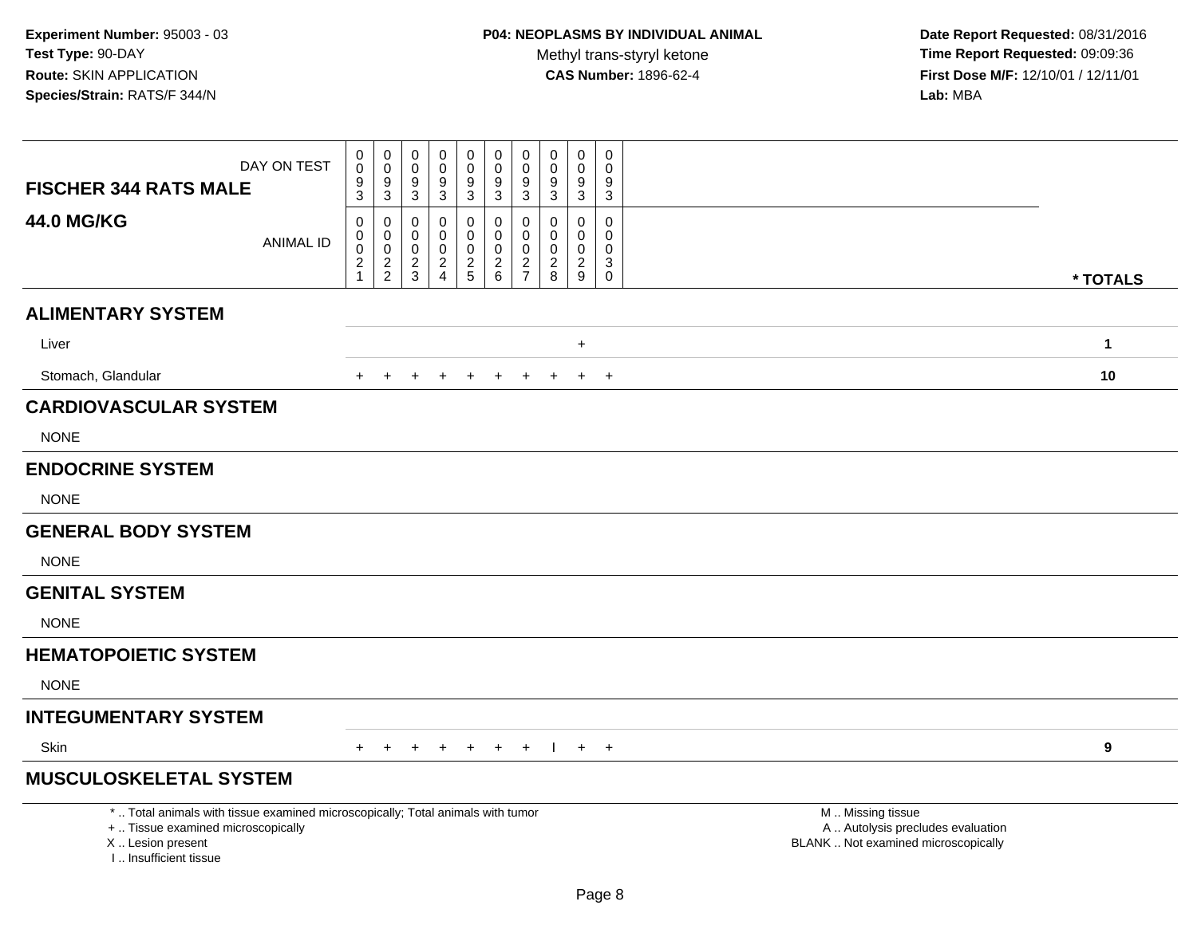**Experiment Number:** 95003 - 03
**Test Type:** 90-DAY
**Route:** SKIN APPLICATION
**Species/Strain:** RATS/F 344/N

**P04: NEOPLASMS BY INDIVIDUAL ANIMAL**
Methyl trans-styryl ketone
**CAS Number:** 1896-62-4

**Date Report Requested:** 08/31/2016
**Time Report Requested:** 09:09:36
**First Dose M/F:** 12/10/01 / 12/11/01
**Lab:** MBA

| FISCHER 344 RATS MALE 44.0 MG/KG | 0093 | 0093 | 0093 | 0093 | 0093 | 0093 | 0093 | 0093 | 0093 | 0093 | |
|---|---|---|---|---|---|---|---|---|---|---|---|
| DAY ON TEST / ANIMAL ID | 00021 | 00022 | 00023 | 00024 | 00025 | 00026 | 00027 | 00028 | 00029 | 00030 | * TOTALS |
| **ALIMENTARY SYSTEM** | | | | | | | | | | | |
| Liver | | | | | | | | | + | | **1** |
| Stomach, Glandular | + | + | + | + | + | + | + | + | + | + | **10** |
| **CARDIOVASCULAR SYSTEM** | | | | | | | | | | | |
| NONE | | | | | | | | | | | |
| **ENDOCRINE SYSTEM** | | | | | | | | | | | |
| NONE | | | | | | | | | | | |
| **GENERAL BODY SYSTEM** | | | | | | | | | | | |
| NONE | | | | | | | | | | | |
| **GENITAL SYSTEM** | | | | | | | | | | | |
| NONE | | | | | | | | | | | |
| **HEMATOPOIETIC SYSTEM** | | | | | | | | | | | |
| NONE | | | | | | | | | | | |
| **INTEGUMENTARY SYSTEM** | | | | | | | | | | | |
| Skin | + | + | + | + | + | + | + | I | + | + | **9** |
| **MUSCULOSKELETAL SYSTEM** | | | | | | | | | | | |

* .. Total animals with tissue examined microscopically; Total animals with tumor
+ .. Tissue examined microscopically
X .. Lesion present
I .. Insufficient tissue

M .. Missing tissue
A .. Autolysis precludes evaluation
BLANK .. Not examined microscopically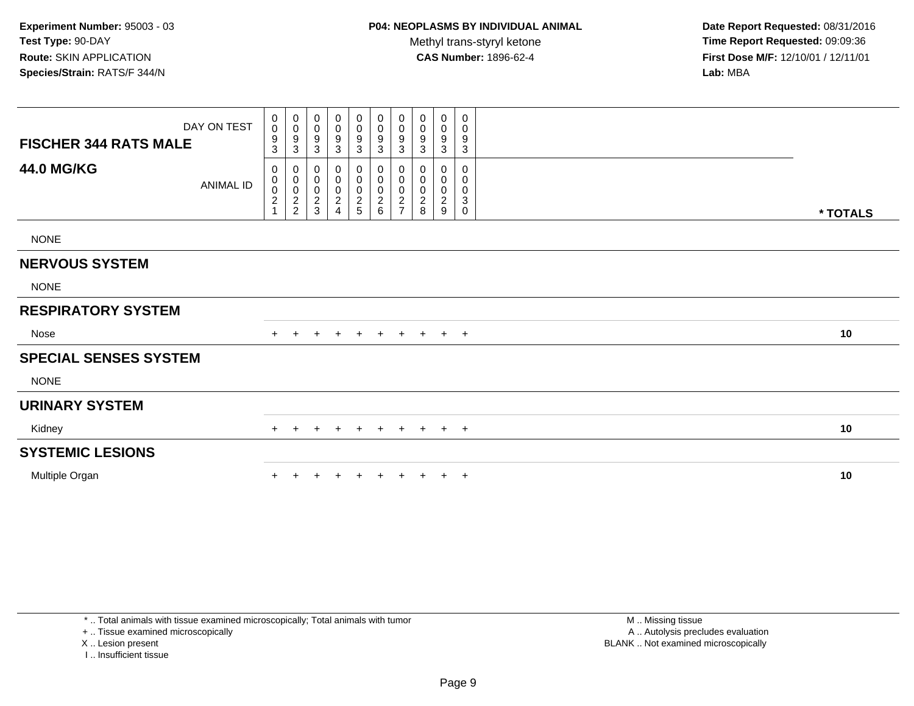**Experiment Number:** 95003 - 03
**Test Type:** 90-DAY
**Route:** SKIN APPLICATION
**Species/Strain:** RATS/F 344/N

**P04: NEOPLASMS BY INDIVIDUAL ANIMAL**
Methyl trans-styryl ketone
**CAS Number:** 1896-62-4

**Date Report Requested:** 08/31/2016
**Time Report Requested:** 09:09:36
**First Dose M/F:** 12/10/01 / 12/11/01
**Lab:** MBA

| FISCHER 344 RATS MALE 44.0 MG/KG | | | | | | | | | | | |
|---|---|---|---|---|---|---|---|---|---|---|---|
| DAY ON TEST | 0093 | 0093 | 0093 | 0093 | 0093 | 0093 | 0093 | 0093 | 0093 | 0093 | |
| ANIMAL ID | 00021 | 00022 | 00023 | 00024 | 00025 | 00026 | 00027 | 00028 | 00029 | 00030 | * TOTALS |
| NONE | | | | | | | | | | | |
| **NERVOUS SYSTEM** | | | | | | | | | | | |
| NONE | | | | | | | | | | | |
| **RESPIRATORY SYSTEM** | | | | | | | | | | | |
| Nose | + | + | + | + | + | + | + | + | + | + | 10 |
| **SPECIAL SENSES SYSTEM** | | | | | | | | | | | |
| NONE | | | | | | | | | | | |
| **URINARY SYSTEM** | | | | | | | | | | | |
| Kidney | + | + | + | + | + | + | + | + | + | + | 10 |
| **SYSTEMIC LESIONS** | | | | | | | | | | | |
| Multiple Organ | + | + | + | + | + | + | + | + | + | + | 10 |

* .. Total animals with tissue examined microscopically; Total animals with tumor
+ .. Tissue examined microscopically
X .. Lesion present
I .. Insufficient tissue

M .. Missing tissue
A .. Autolysis precludes evaluation
BLANK .. Not examined microscopically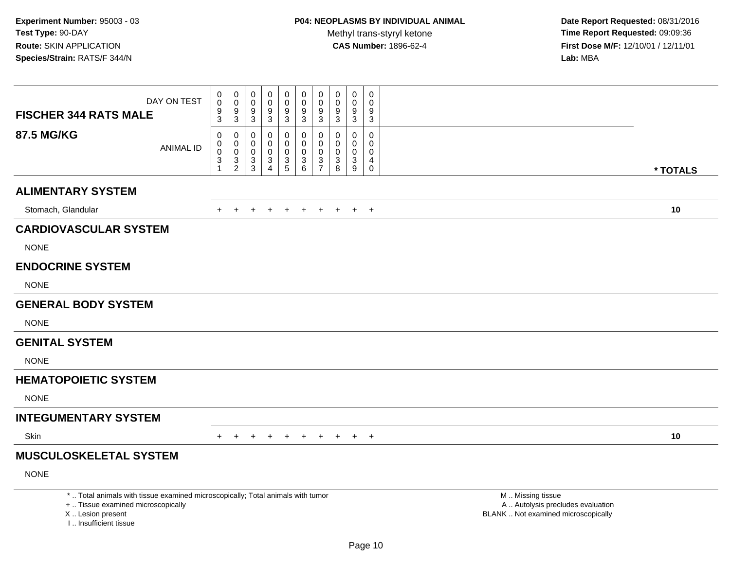**Experiment Number:** 95003 - 03
**Test Type:** 90-DAY
**Route:** SKIN APPLICATION
**Species/Strain:** RATS/F 344/N

**P04: NEOPLASMS BY INDIVIDUAL ANIMAL**
Methyl trans-styryl ketone
**CAS Number:** 1896-62-4

**Date Report Requested:** 08/31/2016
**Time Report Requested:** 09:09:36
**First Dose M/F:** 12/10/01 / 12/11/01
**Lab:** MBA

| FISCHER 344 RATS MALE 87.5 MG/KG | | | | | | | | | | | |
|---|---|---|---|---|---|---|---|---|---|---|---|
| DAY ON TEST | 0093 | 0093 | 0093 | 0093 | 0093 | 0093 | 0093 | 0093 | 0093 | 0093 | |
| ANIMAL ID | 00031 | 00032 | 00033 | 00034 | 00035 | 00036 | 00037 | 00038 | 00039 | 00040 | * TOTALS |
| **ALIMENTARY SYSTEM** | | | | | | | | | | | |
| Stomach, Glandular | + | + | + | + | + | + | + | + | + | + | 10 |
| **CARDIOVASCULAR SYSTEM** | | | | | | | | | | | |
| NONE | | | | | | | | | | | |
| **ENDOCRINE SYSTEM** | | | | | | | | | | | |
| NONE | | | | | | | | | | | |
| **GENERAL BODY SYSTEM** | | | | | | | | | | | |
| NONE | | | | | | | | | | | |
| **GENITAL SYSTEM** | | | | | | | | | | | |
| NONE | | | | | | | | | | | |
| **HEMATOPOIETIC SYSTEM** | | | | | | | | | | | |
| NONE | | | | | | | | | | | |
| **INTEGUMENTARY SYSTEM** | | | | | | | | | | | |
| Skin | + | + | + | + | + | + | + | + | + | + | 10 |
| **MUSCULOSKELETAL SYSTEM** | | | | | | | | | | | |
| NONE | | | | | | | | | | | |

* .. Total animals with tissue examined microscopically; Total animals with tumor
+ .. Tissue examined microscopically
X .. Lesion present
I .. Insufficient tissue

M .. Missing tissue
A .. Autolysis precludes evaluation
BLANK .. Not examined microscopically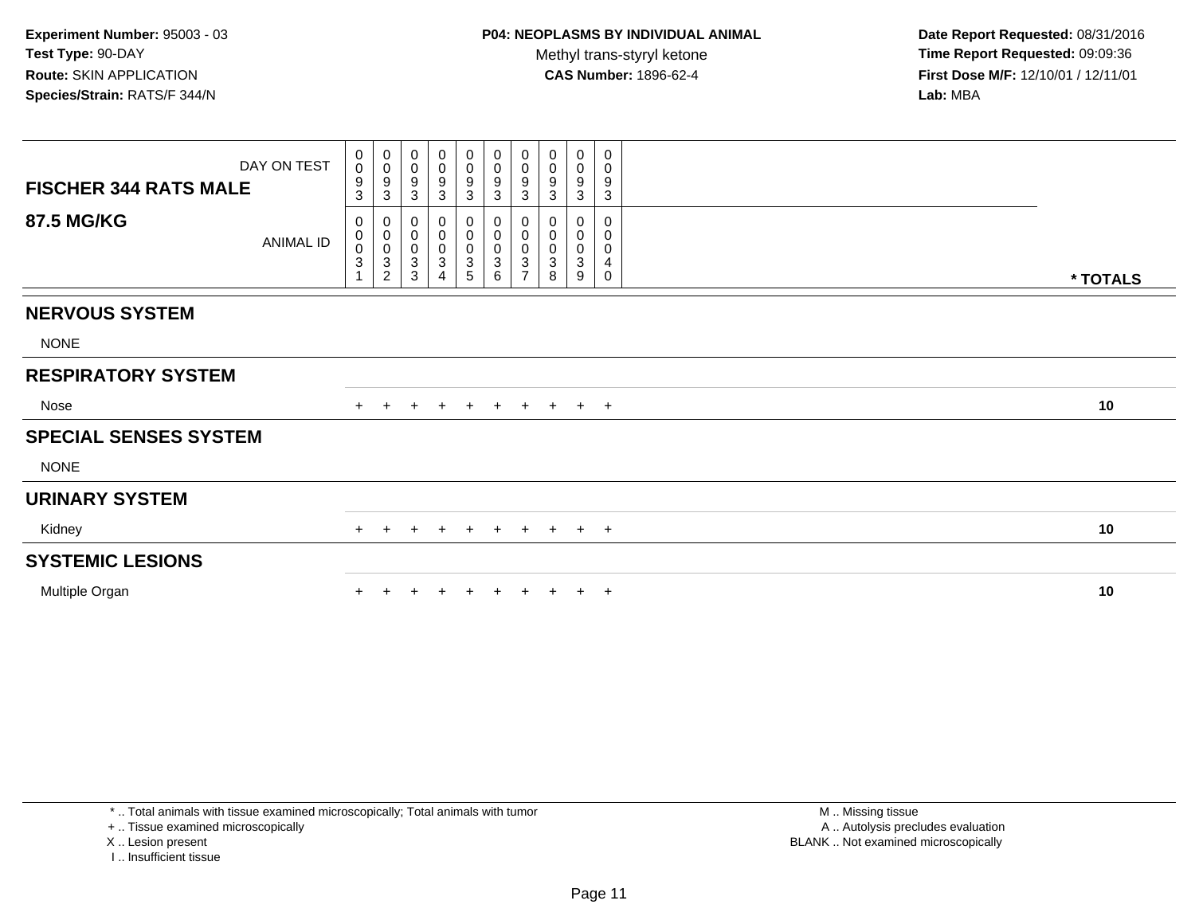**Experiment Number:** 95003 - 03
**Test Type:** 90-DAY
**Route:** SKIN APPLICATION
**Species/Strain:** RATS/F 344/N

**P04: NEOPLASMS BY INDIVIDUAL ANIMAL**
Methyl trans-styryl ketone
**CAS Number:** 1896-62-4

**Date Report Requested:** 08/31/2016
**Time Report Requested:** 09:09:36
**First Dose M/F:** 12/10/01 / 12/11/01
**Lab:** MBA

| FISCHER 344 RATS MALE / 87.5 MG/KG | | | | | | | | | | | |
|---|---|---|---|---|---|---|---|---|---|---|---|
| DAY ON TEST | 0093 | 0093 | 0093 | 0093 | 0093 | 0093 | 0093 | 0093 | 0093 | 0093 | |
| ANIMAL ID | 00031 | 00032 | 00033 | 00034 | 00035 | 00036 | 00037 | 00038 | 00039 | 00040 | * TOTALS |
| **NERVOUS SYSTEM** | | | | | | | | | | | |
| NONE | | | | | | | | | | | |
| **RESPIRATORY SYSTEM** | | | | | | | | | | | |
| Nose | + | + | + | + | + | + | + | + | + | + | 10 |
| **SPECIAL SENSES SYSTEM** | | | | | | | | | | | |
| NONE | | | | | | | | | | | |
| **URINARY SYSTEM** | | | | | | | | | | | |
| Kidney | + | + | + | + | + | + | + | + | + | + | 10 |
| **SYSTEMIC LESIONS** | | | | | | | | | | | |
| Multiple Organ | + | + | + | + | + | + | + | + | + | + | 10 |

* .. Total animals with tissue examined microscopically; Total animals with tumor
+ .. Tissue examined microscopically
X .. Lesion present
I .. Insufficient tissue

M .. Missing tissue
A .. Autolysis precludes evaluation
BLANK .. Not examined microscopically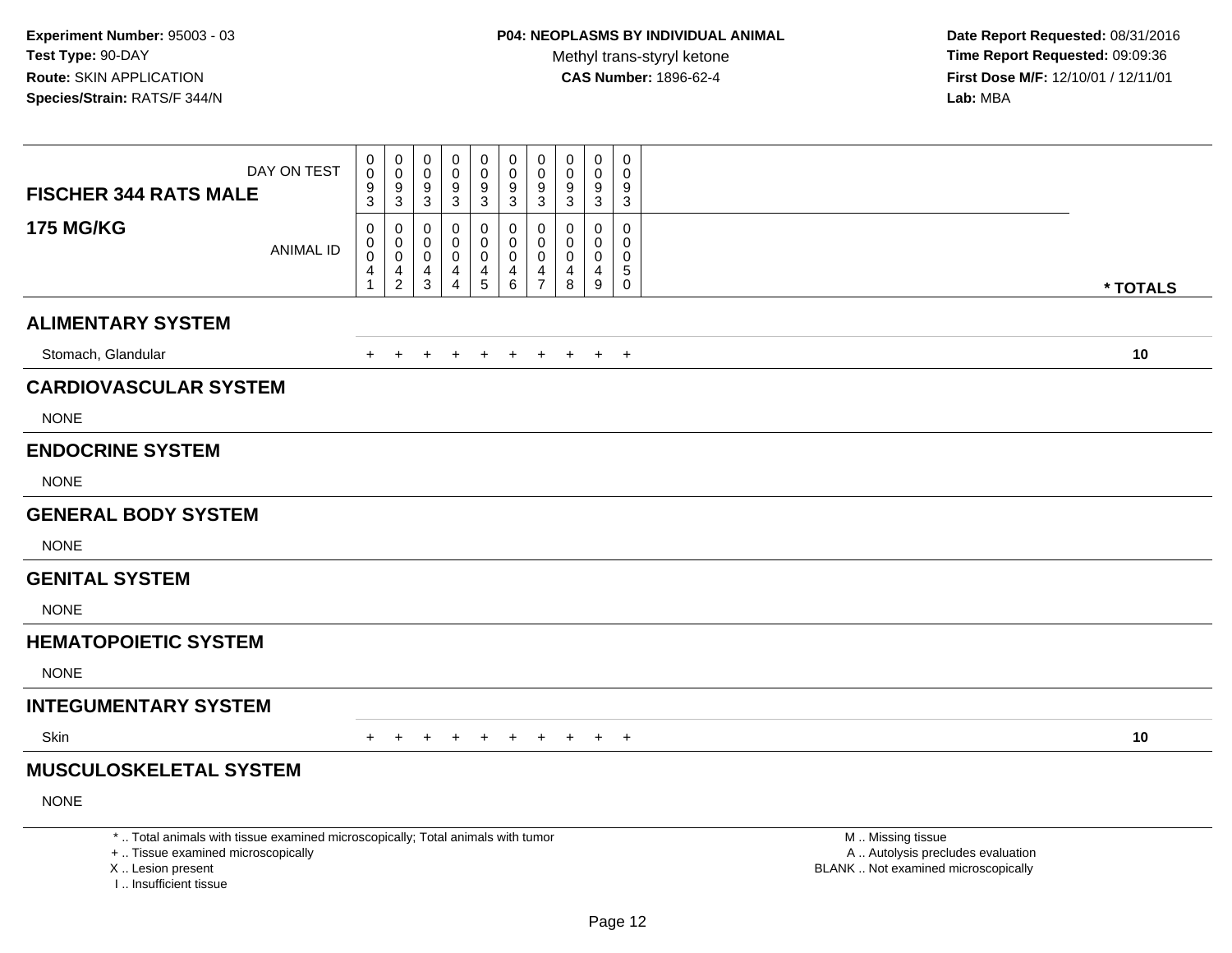**Experiment Number:** 95003 - 03
**Test Type:** 90-DAY
**Route:** SKIN APPLICATION
**Species/Strain:** RATS/F 344/N

**P04: NEOPLASMS BY INDIVIDUAL ANIMAL**
Methyl trans-styryl ketone
**CAS Number:** 1896-62-4

**Date Report Requested:** 08/31/2016
**Time Report Requested:** 09:09:36
**First Dose M/F:** 12/10/01 / 12/11/01
**Lab:** MBA

| FISCHER 344 RATS MALE / 175 MG/KG | | | | | | | | | | | |
|---|---|---|---|---|---|---|---|---|---|---|---|
| DAY ON TEST | 0093 | 0093 | 0093 | 0093 | 0093 | 0093 | 0093 | 0093 | 0093 | 0093 | |
| ANIMAL ID | 00041 | 00042 | 00043 | 00044 | 00045 | 00046 | 00047 | 00048 | 00049 | 00050 | * TOTALS |
| **ALIMENTARY SYSTEM** | | | | | | | | | | | |
| Stomach, Glandular | + | + | + | + | + | + | + | + | + | + | 10 |
| **CARDIOVASCULAR SYSTEM** | | | | | | | | | | | |
| NONE | | | | | | | | | | | |
| **ENDOCRINE SYSTEM** | | | | | | | | | | | |
| NONE | | | | | | | | | | | |
| **GENERAL BODY SYSTEM** | | | | | | | | | | | |
| NONE | | | | | | | | | | | |
| **GENITAL SYSTEM** | | | | | | | | | | | |
| NONE | | | | | | | | | | | |
| **HEMATOPOIETIC SYSTEM** | | | | | | | | | | | |
| NONE | | | | | | | | | | | |
| **INTEGUMENTARY SYSTEM** | | | | | | | | | | | |
| Skin | + | + | + | + | + | + | + | + | + | + | 10 |
| **MUSCULOSKELETAL SYSTEM** | | | | | | | | | | | |
| NONE | | | | | | | | | | | |

* .. Total animals with tissue examined microscopically; Total animals with tumor
+ .. Tissue examined microscopically
X .. Lesion present
I .. Insufficient tissue

M .. Missing tissue
A .. Autolysis precludes evaluation
BLANK .. Not examined microscopically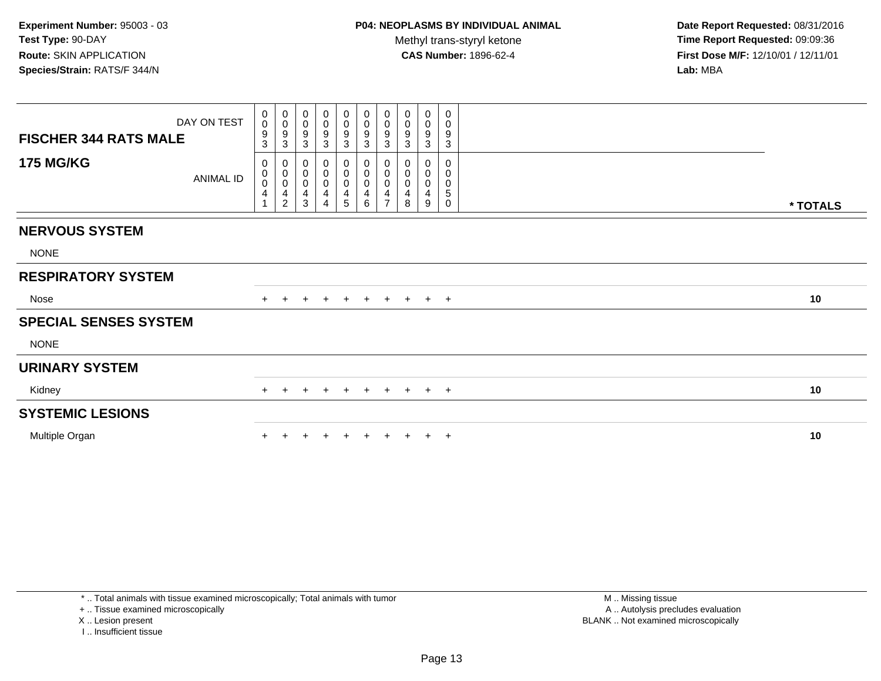**Experiment Number:** 95003 - 03
**Test Type:** 90-DAY
**Route:** SKIN APPLICATION
**Species/Strain:** RATS/F 344/N

**P04: NEOPLASMS BY INDIVIDUAL ANIMAL**
Methyl trans-styryl ketone
**CAS Number:** 1896-62-4

**Date Report Requested:** 08/31/2016
**Time Report Requested:** 09:09:36
**First Dose M/F:** 12/10/01 / 12/11/01
**Lab:** MBA

| FISCHER 344 RATS MALE / 175 MG/KG | | | | | | | | | | | |
|---|---|---|---|---|---|---|---|---|---|---|---|
| DAY ON TEST | 0093 | 0093 | 0093 | 0093 | 0093 | 0093 | 0093 | 0093 | 0093 | 0093 | |
| ANIMAL ID | 00041 | 00042 | 00043 | 00044 | 00045 | 00046 | 00047 | 00048 | 00049 | 00050 | * TOTALS |
| **NERVOUS SYSTEM** | | | | | | | | | | | |
| NONE | | | | | | | | | | | |
| **RESPIRATORY SYSTEM** | | | | | | | | | | | |
| Nose | + | + | + | + | + | + | + | + | + | + | 10 |
| **SPECIAL SENSES SYSTEM** | | | | | | | | | | | |
| NONE | | | | | | | | | | | |
| **URINARY SYSTEM** | | | | | | | | | | | |
| Kidney | + | + | + | + | + | + | + | + | + | + | 10 |
| **SYSTEMIC LESIONS** | | | | | | | | | | | |
| Multiple Organ | + | + | + | + | + | + | + | + | + | + | 10 |

* .. Total animals with tissue examined microscopically; Total animals with tumor
+ .. Tissue examined microscopically
X .. Lesion present
I .. Insufficient tissue

M .. Missing tissue
A .. Autolysis precludes evaluation
BLANK .. Not examined microscopically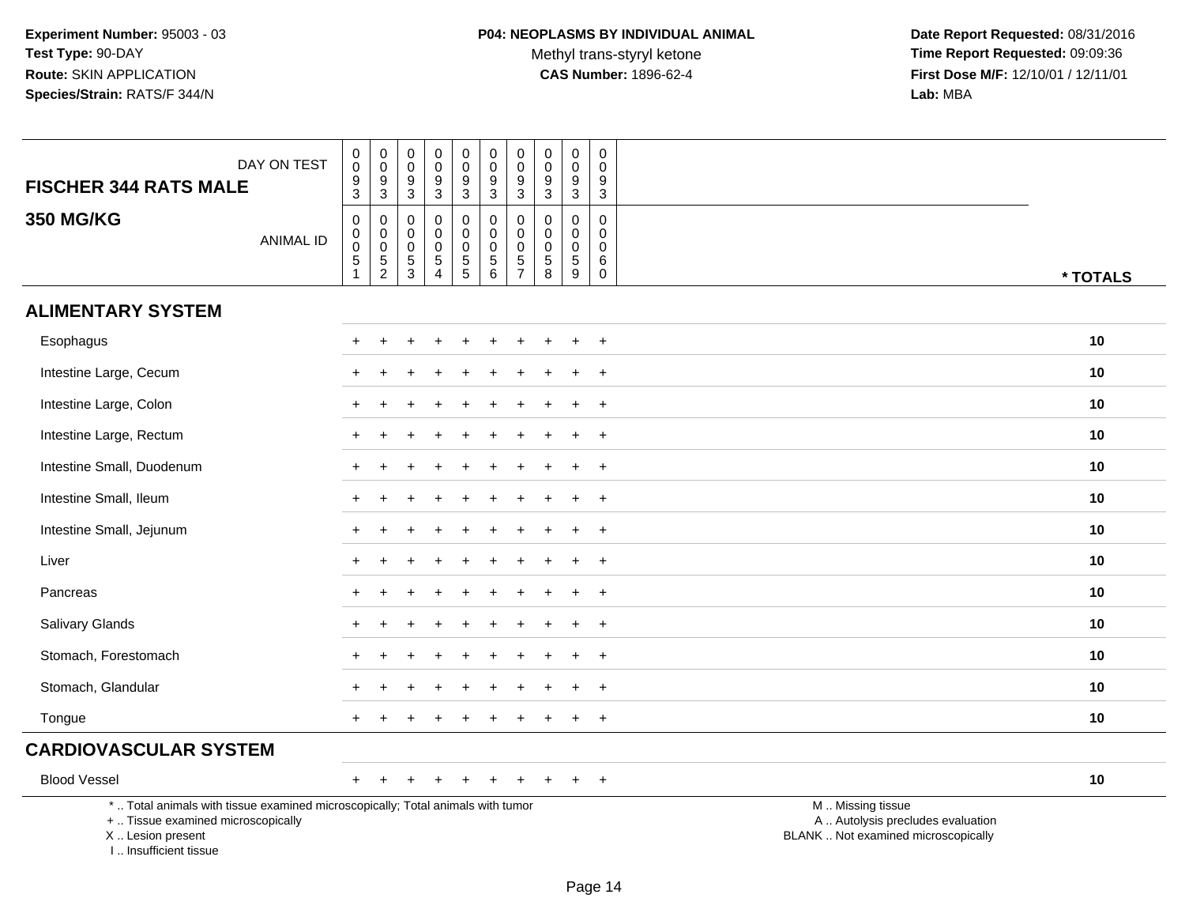**Experiment Number:** 95003 - 03
**Test Type:** 90-DAY
**Route:** SKIN APPLICATION
**Species/Strain:** RATS/F 344/N

**P04: NEOPLASMS BY INDIVIDUAL ANIMAL**
Methyl trans-styryl ketone
**CAS Number:** 1896-62-4

**Date Report Requested:** 08/31/2016
**Time Report Requested:** 09:09:36
**First Dose M/F:** 12/10/01 / 12/11/01
**Lab:** MBA

| FISCHER 344 RATS MALE — DAY ON TEST | 0093 | 0093 | 0093 | 0093 | 0093 | 0093 | 0093 | 0093 | 0093 | 0093 | |
|---|---|---|---|---|---|---|---|---|---|---|---|
| **350 MG/KG** — ANIMAL ID | 00051 | 00052 | 00053 | 00054 | 00055 | 00056 | 00057 | 00058 | 00059 | 00060 | *** TOTALS** |
| **ALIMENTARY SYSTEM** | | | | | | | | | | | |
| Esophagus | + | + | + | + | + | + | + | + | + | + | **10** |
| Intestine Large, Cecum | + | + | + | + | + | + | + | + | + | + | **10** |
| Intestine Large, Colon | + | + | + | + | + | + | + | + | + | + | **10** |
| Intestine Large, Rectum | + | + | + | + | + | + | + | + | + | + | **10** |
| Intestine Small, Duodenum | + | + | + | + | + | + | + | + | + | + | **10** |
| Intestine Small, Ileum | + | + | + | + | + | + | + | + | + | + | **10** |
| Intestine Small, Jejunum | + | + | + | + | + | + | + | + | + | + | **10** |
| Liver | + | + | + | + | + | + | + | + | + | + | **10** |
| Pancreas | + | + | + | + | + | + | + | + | + | + | **10** |
| Salivary Glands | + | + | + | + | + | + | + | + | + | + | **10** |
| Stomach, Forestomach | + | + | + | + | + | + | + | + | + | + | **10** |
| Stomach, Glandular | + | + | + | + | + | + | + | + | + | + | **10** |
| Tongue | + | + | + | + | + | + | + | + | + | + | **10** |
| **CARDIOVASCULAR SYSTEM** | | | | | | | | | | | |
| Blood Vessel | + | + | + | + | + | + | + | + | + | + | **10** |

* .. Total animals with tissue examined microscopically; Total animals with tumor
+ .. Tissue examined microscopically
X .. Lesion present
I .. Insufficient tissue

M .. Missing tissue
A .. Autolysis precludes evaluation
BLANK .. Not examined microscopically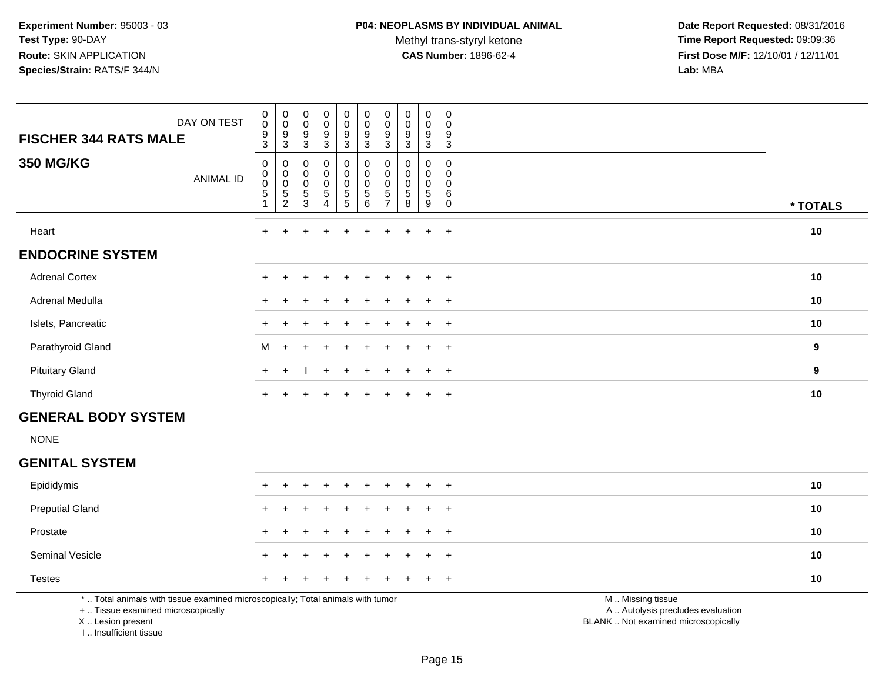**Experiment Number:** 95003 - 03
**Test Type:** 90-DAY
**Route:** SKIN APPLICATION
**Species/Strain:** RATS/F 344/N

**P04: NEOPLASMS BY INDIVIDUAL ANIMAL**
Methyl trans-styryl ketone
**CAS Number:** 1896-62-4

**Date Report Requested:** 08/31/2016
**Time Report Requested:** 09:09:36
**First Dose M/F:** 12/10/01 / 12/11/01
**Lab:** MBA

| FISCHER 344 RATS MALE — DAY ON TEST | 0093 | 0093 | 0093 | 0093 | 0093 | 0093 | 0093 | 0093 | 0093 | 0093 | |
|---|---|---|---|---|---|---|---|---|---|---|---|
| **350 MG/KG** — ANIMAL ID | 00051 | 00052 | 00053 | 00054 | 00055 | 00056 | 00057 | 00058 | 00059 | 00060 | *** TOTALS** |
| Heart | + | + | + | + | + | + | + | + | + | + | **10** |
| **ENDOCRINE SYSTEM** | | | | | | | | | | | |
| Adrenal Cortex | + | + | + | + | + | + | + | + | + | + | **10** |
| Adrenal Medulla | + | + | + | + | + | + | + | + | + | + | **10** |
| Islets, Pancreatic | + | + | + | + | + | + | + | + | + | + | **10** |
| Parathyroid Gland | M | + | + | + | + | + | + | + | + | + | **9** |
| Pituitary Gland | + | + | I | + | + | + | + | + | + | + | **9** |
| Thyroid Gland | + | + | + | + | + | + | + | + | + | + | **10** |
| **GENERAL BODY SYSTEM** | | | | | | | | | | | |
| NONE | | | | | | | | | | | |
| **GENITAL SYSTEM** | | | | | | | | | | | |
| Epididymis | + | + | + | + | + | + | + | + | + | + | **10** |
| Preputial Gland | + | + | + | + | + | + | + | + | + | + | **10** |
| Prostate | + | + | + | + | + | + | + | + | + | + | **10** |
| Seminal Vesicle | + | + | + | + | + | + | + | + | + | + | **10** |
| Testes | + | + | + | + | + | + | + | + | + | + | **10** |

\* .. Total animals with tissue examined microscopically; Total animals with tumor
\+ .. Tissue examined microscopically
X .. Lesion present
I .. Insufficient tissue

M .. Missing tissue
A .. Autolysis precludes evaluation
BLANK .. Not examined microscopically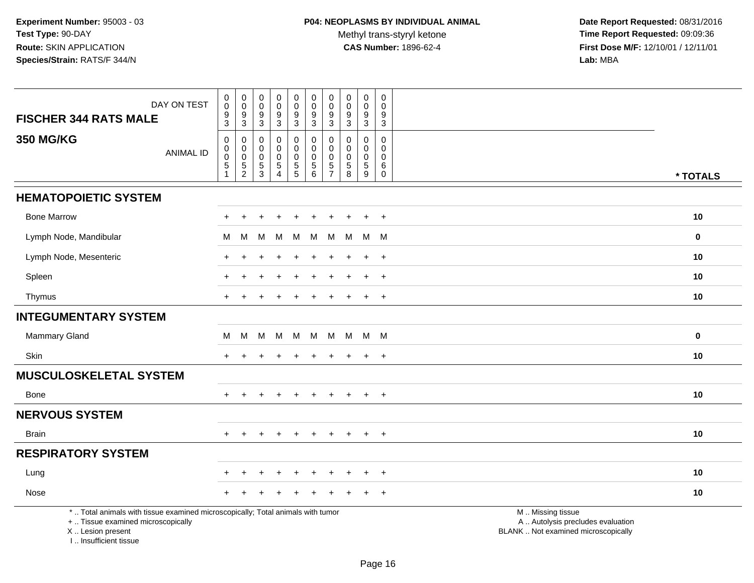**Experiment Number:** 95003 - 03
**Test Type:** 90-DAY
**Route:** SKIN APPLICATION
**Species/Strain:** RATS/F 344/N

**P04: NEOPLASMS BY INDIVIDUAL ANIMAL**
Methyl trans-styryl ketone
**CAS Number:** 1896-62-4

**Date Report Requested:** 08/31/2016
**Time Report Requested:** 09:09:36
**First Dose M/F:** 12/10/01 / 12/11/01
**Lab:** MBA

| FISCHER 344 RATS MALE 350 MG/KG | | | | | | | | | | | |
|---|---|---|---|---|---|---|---|---|---|---|---|
| DAY ON TEST | 0093 | 0093 | 0093 | 0093 | 0093 | 0093 | 0093 | 0093 | 0093 | 0093 | |
| ANIMAL ID | 00051 | 00052 | 00053 | 00054 | 00055 | 00056 | 00057 | 00058 | 00059 | 00060 | * TOTALS |
| **HEMATOPOIETIC SYSTEM** | | | | | | | | | | | |
| Bone Marrow | + | + | + | + | + | + | + | + | + | + | 10 |
| Lymph Node, Mandibular | M | M | M | M | M | M | M | M | M | M | 0 |
| Lymph Node, Mesenteric | + | + | + | + | + | + | + | + | + | + | 10 |
| Spleen | + | + | + | + | + | + | + | + | + | + | 10 |
| Thymus | + | + | + | + | + | + | + | + | + | + | 10 |
| **INTEGUMENTARY SYSTEM** | | | | | | | | | | | |
| Mammary Gland | M | M | M | M | M | M | M | M | M | M | 0 |
| Skin | + | + | + | + | + | + | + | + | + | + | 10 |
| **MUSCULOSKELETAL SYSTEM** | | | | | | | | | | | |
| Bone | + | + | + | + | + | + | + | + | + | + | 10 |
| **NERVOUS SYSTEM** | | | | | | | | | | | |
| Brain | + | + | + | + | + | + | + | + | + | + | 10 |
| **RESPIRATORY SYSTEM** | | | | | | | | | | | |
| Lung | + | + | + | + | + | + | + | + | + | + | 10 |
| Nose | + | + | + | + | + | + | + | + | + | + | 10 |

* .. Total animals with tissue examined microscopically; Total animals with tumor
+ .. Tissue examined microscopically
X .. Lesion present
I .. Insufficient tissue

M .. Missing tissue
A .. Autolysis precludes evaluation
BLANK .. Not examined microscopically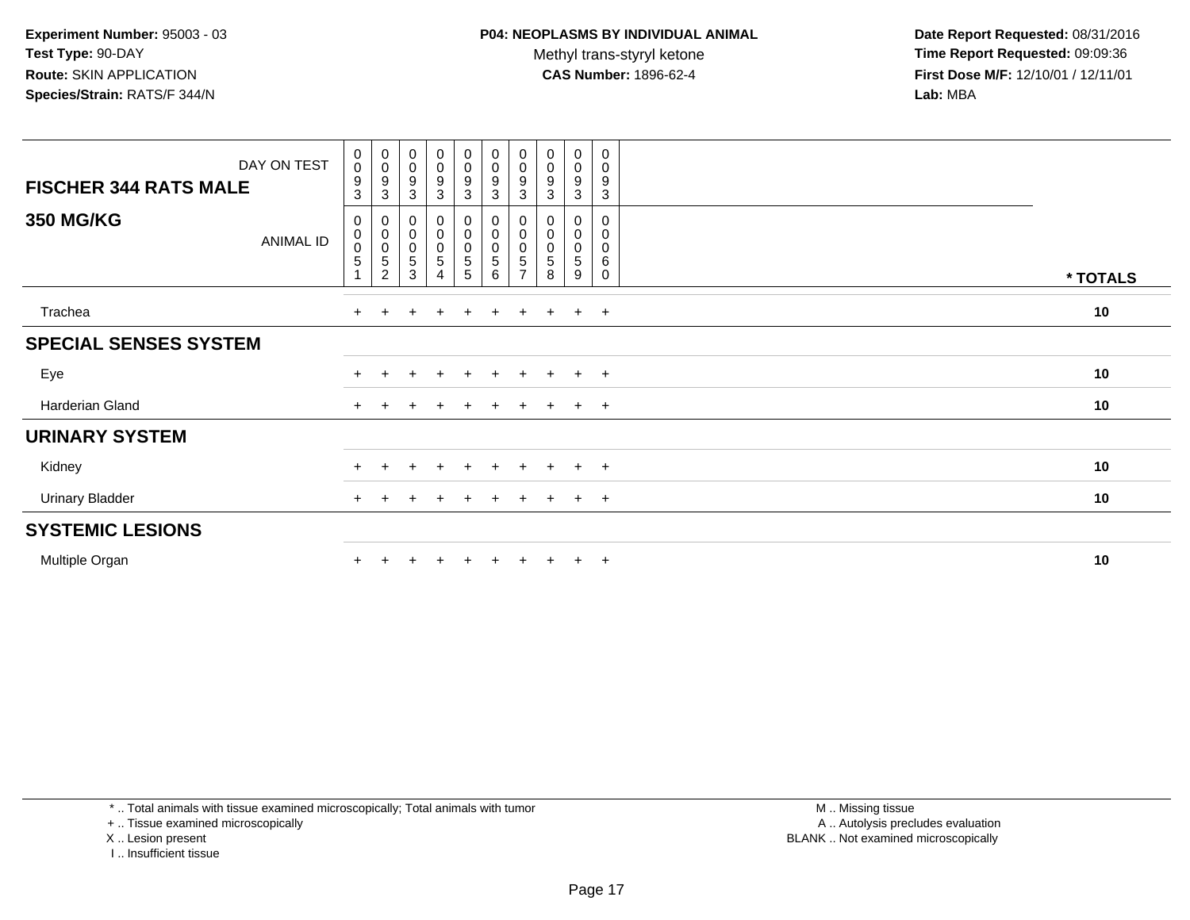**Experiment Number:** 95003 - 03
**Test Type:** 90-DAY
**Route:** SKIN APPLICATION
**Species/Strain:** RATS/F 344/N

**P04: NEOPLASMS BY INDIVIDUAL ANIMAL**
Methyl trans-styryl ketone
**CAS Number:** 1896-62-4

**Date Report Requested:** 08/31/2016
**Time Report Requested:** 09:09:36
**First Dose M/F:** 12/10/01 / 12/11/01
**Lab:** MBA

| FISCHER 344 RATS MALE — DAY ON TEST | 0093 | 0093 | 0093 | 0093 | 0093 | 0093 | 0093 | 0093 | 0093 | 0093 | |
|---|---|---|---|---|---|---|---|---|---|---|---|
| **350 MG/KG** — ANIMAL ID | 00051 | 00052 | 00053 | 00054 | 00055 | 00056 | 00057 | 00058 | 00059 | 00060 | *** TOTALS** |
| Trachea | + | + | + | + | + | + | + | + | + | + | **10** |
| **SPECIAL SENSES SYSTEM** | | | | | | | | | | | |
| Eye | + | + | + | + | + | + | + | + | + | + | **10** |
| Harderian Gland | + | + | + | + | + | + | + | + | + | + | **10** |
| **URINARY SYSTEM** | | | | | | | | | | | |
| Kidney | + | + | + | + | + | + | + | + | + | + | **10** |
| Urinary Bladder | + | + | + | + | + | + | + | + | + | + | **10** |
| **SYSTEMIC LESIONS** | | | | | | | | | | | |
| Multiple Organ | + | + | + | + | + | + | + | + | + | + | **10** |

* .. Total animals with tissue examined microscopically; Total animals with tumor
+ .. Tissue examined microscopically
X .. Lesion present
I .. Insufficient tissue

M .. Missing tissue
A .. Autolysis precludes evaluation
BLANK .. Not examined microscopically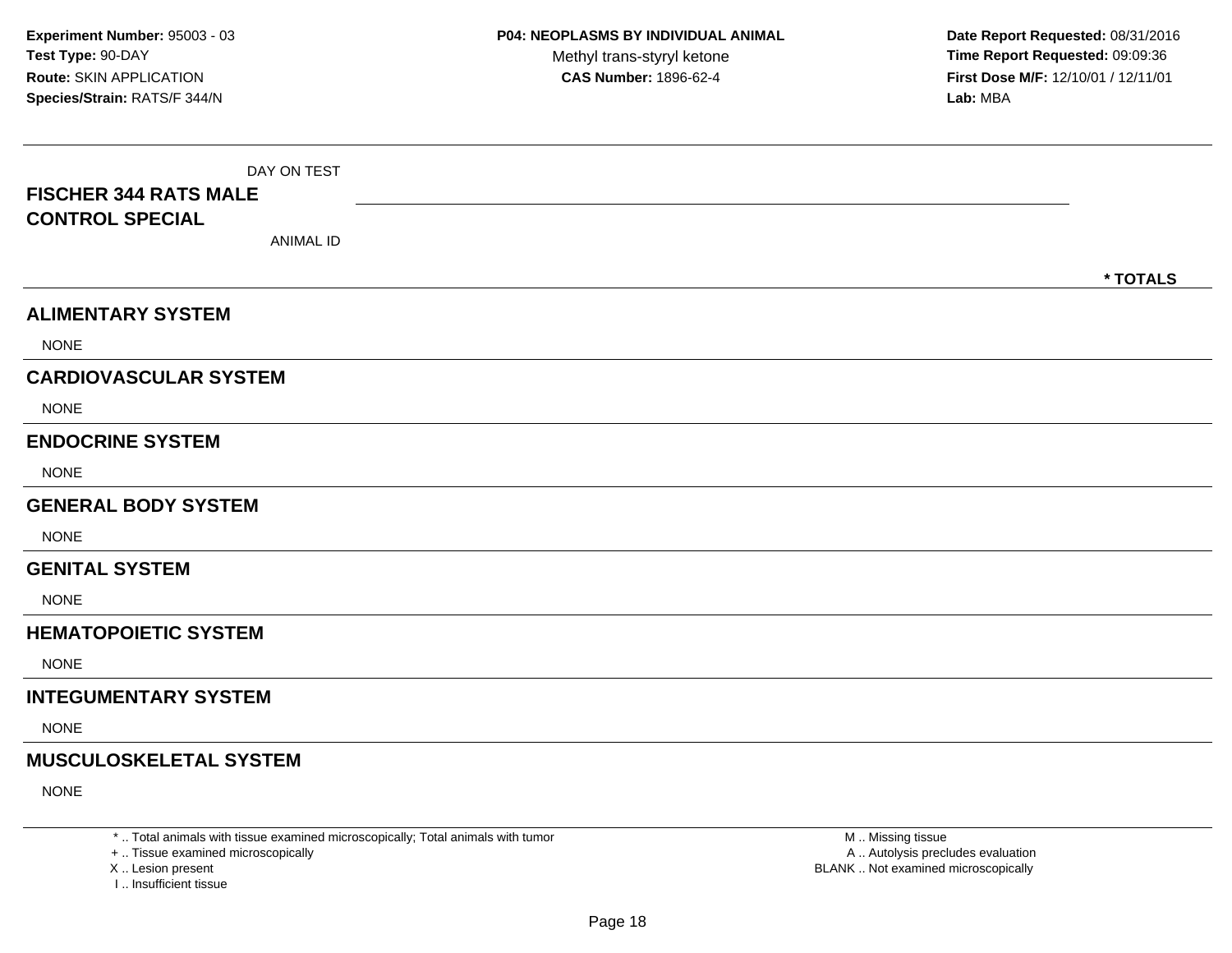**Experiment Number:** 95003 - 03
**Test Type:** 90-DAY
**Route:** SKIN APPLICATION
**Species/Strain:** RATS/F 344/N

**P04: NEOPLASMS BY INDIVIDUAL ANIMAL**
Methyl trans-styryl ketone
**CAS Number:** 1896-62-4

**Date Report Requested:** 08/31/2016
**Time Report Requested:** 09:09:36
**First Dose M/F:** 12/10/01 / 12/11/01
**Lab:** MBA

DAY ON TEST

**FISCHER 344 RATS MALE**
**CONTROL SPECIAL**

ANIMAL ID

**\* TOTALS**

## ALIMENTARY SYSTEM

NONE

## CARDIOVASCULAR SYSTEM

NONE

## ENDOCRINE SYSTEM

NONE

## GENERAL BODY SYSTEM

NONE

## GENITAL SYSTEM

NONE

## HEMATOPOIETIC SYSTEM

NONE

## INTEGUMENTARY SYSTEM

NONE

## MUSCULOSKELETAL SYSTEM

NONE

\* .. Total animals with tissue examined microscopically; Total animals with tumor
\+ .. Tissue examined microscopically
X .. Lesion present
I .. Insufficient tissue

M .. Missing tissue
A .. Autolysis precludes evaluation
BLANK .. Not examined microscopically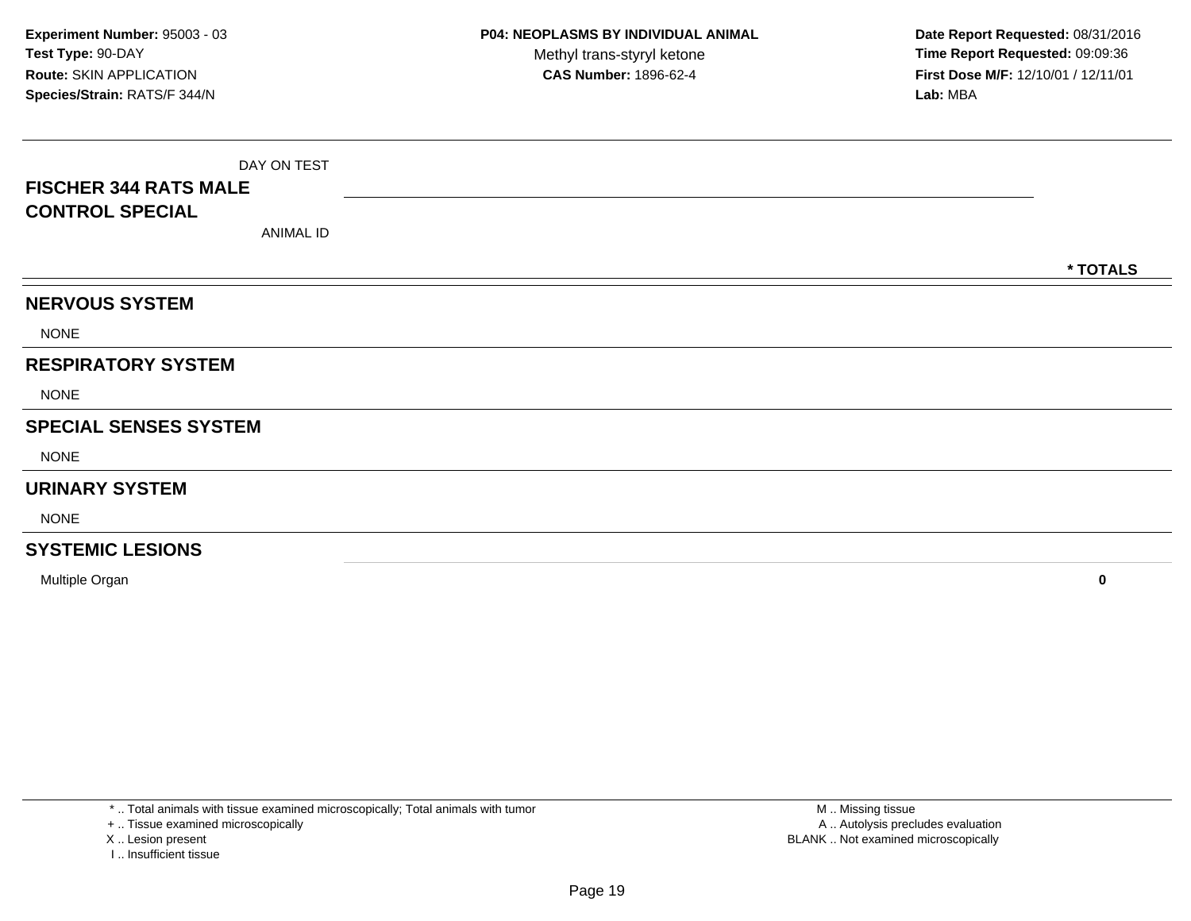**Experiment Number:** 95003 - 03
**Test Type:** 90-DAY
**Route:** SKIN APPLICATION
**Species/Strain:** RATS/F 344/N

**P04: NEOPLASMS BY INDIVIDUAL ANIMAL**
Methyl trans-styryl ketone
**CAS Number:** 1896-62-4

**Date Report Requested:** 08/31/2016
**Time Report Requested:** 09:09:36
**First Dose M/F:** 12/10/01 / 12/11/01
**Lab:** MBA

| | |
|---|---|
| DAY ON TEST | |
| **FISCHER 344 RATS MALE** | |
| **CONTROL SPECIAL** | |
| ANIMAL ID | |
| | *** TOTALS** |
| **NERVOUS SYSTEM** | |
| NONE | |
| **RESPIRATORY SYSTEM** | |
| NONE | |
| **SPECIAL SENSES SYSTEM** | |
| NONE | |
| **URINARY SYSTEM** | |
| NONE | |
| **SYSTEMIC LESIONS** | |
| Multiple Organ | **0** |

* .. Total animals with tissue examined microscopically; Total animals with tumor
+ .. Tissue examined microscopically
X .. Lesion present
I .. Insufficient tissue

M .. Missing tissue
A .. Autolysis precludes evaluation
BLANK .. Not examined microscopically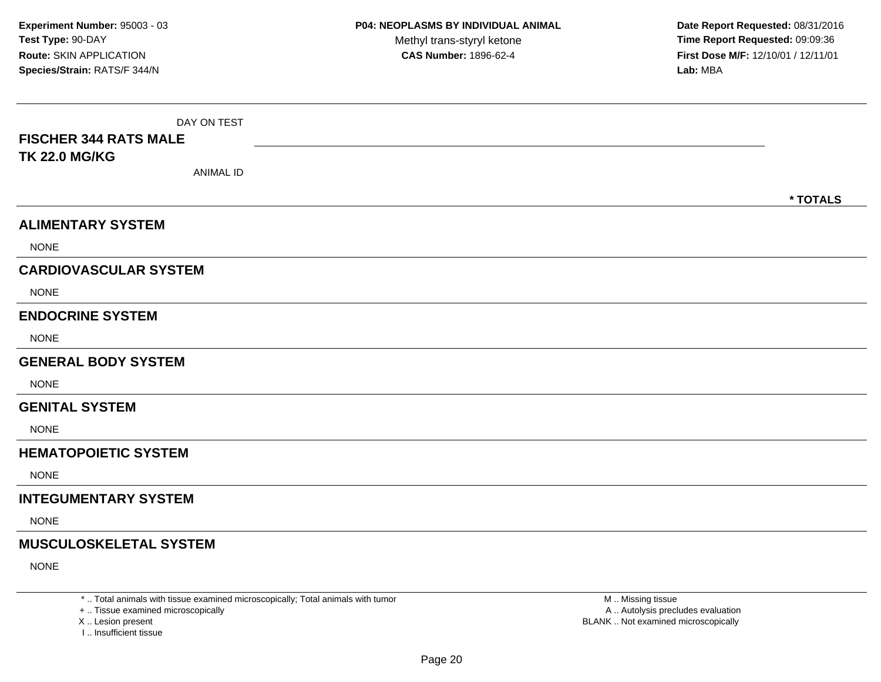**Experiment Number:** 95003 - 03
**Test Type:** 90-DAY
**Route:** SKIN APPLICATION
**Species/Strain:** RATS/F 344/N

**P04: NEOPLASMS BY INDIVIDUAL ANIMAL**
Methyl trans-styryl ketone
**CAS Number:** 1896-62-4

**Date Report Requested:** 08/31/2016
**Time Report Requested:** 09:09:36
**First Dose M/F:** 12/10/01 / 12/11/01
**Lab:** MBA

DAY ON TEST

**FISCHER 344 RATS MALE**
**TK 22.0 MG/KG**

ANIMAL ID

**\* TOTALS**

## ALIMENTARY SYSTEM

NONE

## CARDIOVASCULAR SYSTEM

NONE

## ENDOCRINE SYSTEM

NONE

## GENERAL BODY SYSTEM

NONE

## GENITAL SYSTEM

NONE

## HEMATOPOIETIC SYSTEM

NONE

## INTEGUMENTARY SYSTEM

NONE

## MUSCULOSKELETAL SYSTEM

NONE

\* .. Total animals with tissue examined microscopically; Total animals with tumor
+ .. Tissue examined microscopically
X .. Lesion present
I .. Insufficient tissue

M .. Missing tissue
A .. Autolysis precludes evaluation
BLANK .. Not examined microscopically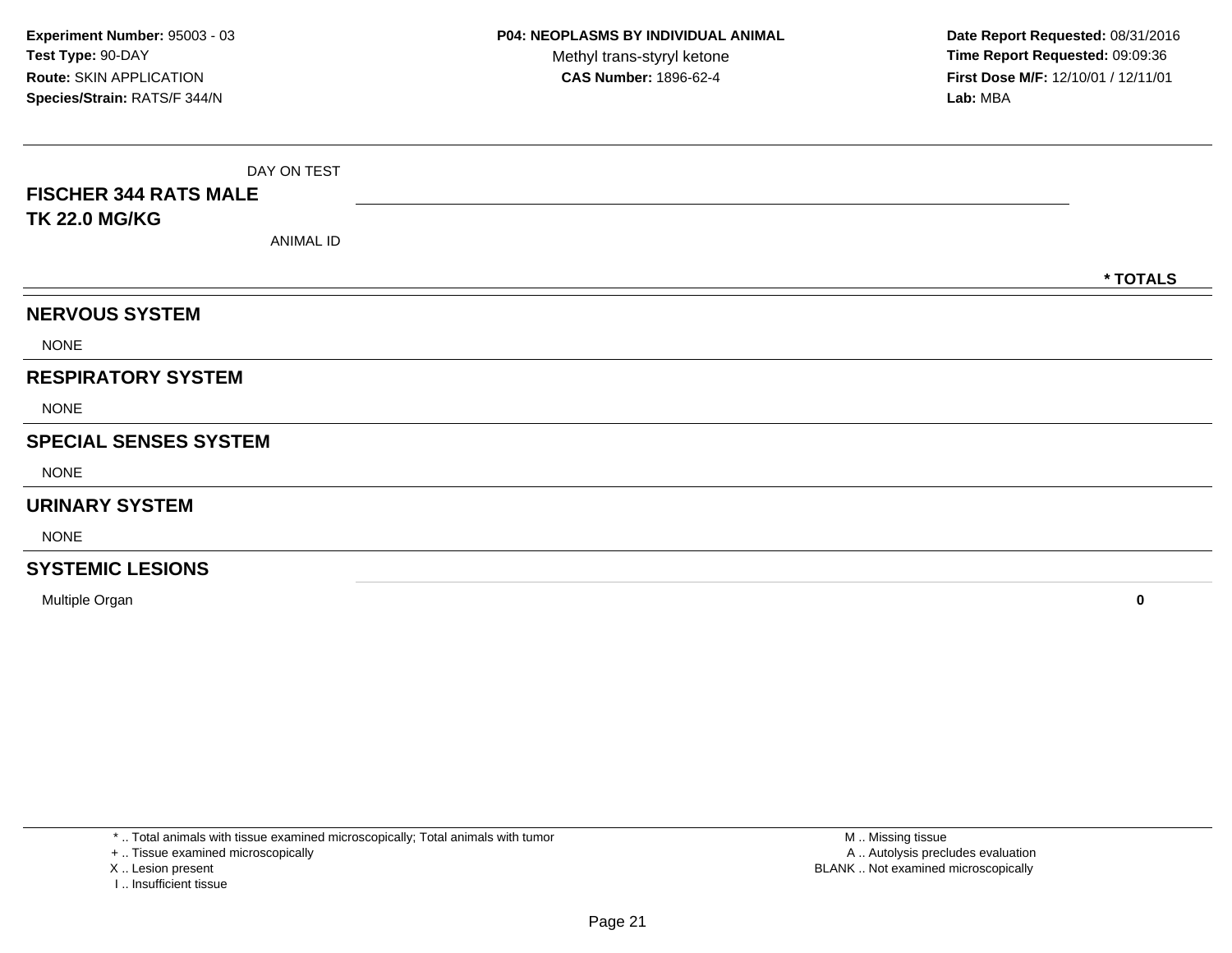**Experiment Number:** 95003 - 03
**Test Type:** 90-DAY
**Route:** SKIN APPLICATION
**Species/Strain:** RATS/F 344/N

**P04: NEOPLASMS BY INDIVIDUAL ANIMAL**
Methyl trans-styryl ketone
**CAS Number:** 1896-62-4

**Date Report Requested:** 08/31/2016
**Time Report Requested:** 09:09:36
**First Dose M/F:** 12/10/01 / 12/11/01
**Lab:** MBA

| FISCHER 344 RATS MALE TK 22.0 MG/KG | DAY ON TEST / ANIMAL ID | * TOTALS |
|---|---|---|
| **NERVOUS SYSTEM** | | |
| NONE | | |
| **RESPIRATORY SYSTEM** | | |
| NONE | | |
| **SPECIAL SENSES SYSTEM** | | |
| NONE | | |
| **URINARY SYSTEM** | | |
| NONE | | |
| **SYSTEMIC LESIONS** | | |
| Multiple Organ | | 0 |

* .. Total animals with tissue examined microscopically; Total animals with tumor
+ .. Tissue examined microscopically
X .. Lesion present
I .. Insufficient tissue

M .. Missing tissue
A .. Autolysis precludes evaluation
BLANK .. Not examined microscopically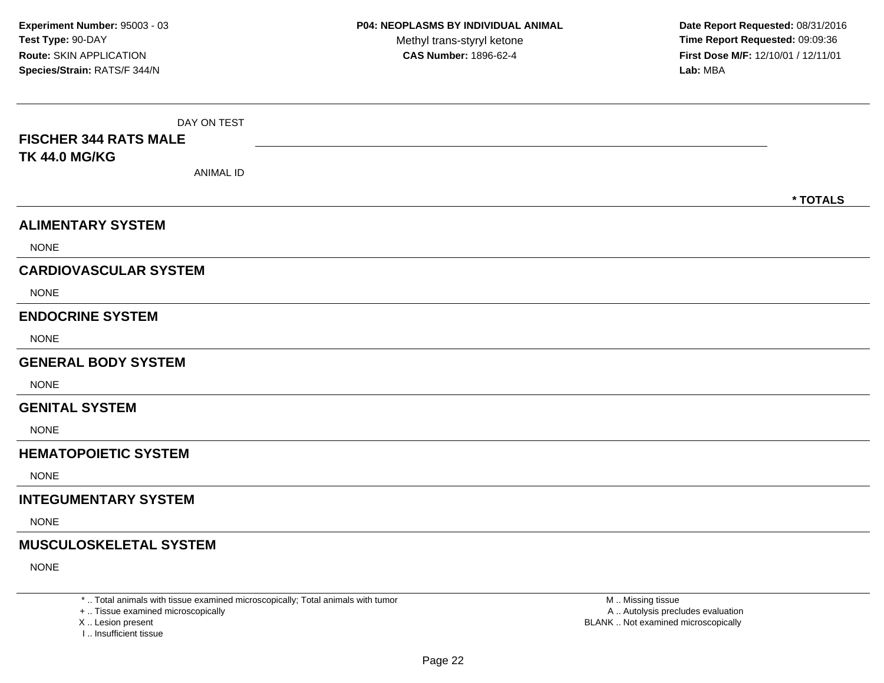**Experiment Number:** 95003 - 03
**Test Type:** 90-DAY
**Route:** SKIN APPLICATION
**Species/Strain:** RATS/F 344/N

**P04: NEOPLASMS BY INDIVIDUAL ANIMAL**
Methyl trans-styryl ketone
**CAS Number:** 1896-62-4

**Date Report Requested:** 08/31/2016
**Time Report Requested:** 09:09:36
**First Dose M/F:** 12/10/01 / 12/11/01
**Lab:** MBA

| DAY ON TEST | |
|---|---|
| **FISCHER 344 RATS MALE** | |
| **TK 44.0 MG/KG** | |
| ANIMAL ID | **\* TOTALS** |

## ALIMENTARY SYSTEM

NONE

## CARDIOVASCULAR SYSTEM

NONE

## ENDOCRINE SYSTEM

NONE

## GENERAL BODY SYSTEM

NONE

## GENITAL SYSTEM

NONE

## HEMATOPOIETIC SYSTEM

NONE

## INTEGUMENTARY SYSTEM

NONE

## MUSCULOSKELETAL SYSTEM

NONE

* .. Total animals with tissue examined microscopically; Total animals with tumor
+ .. Tissue examined microscopically
X .. Lesion present
I .. Insufficient tissue

M .. Missing tissue
A .. Autolysis precludes evaluation
BLANK .. Not examined microscopically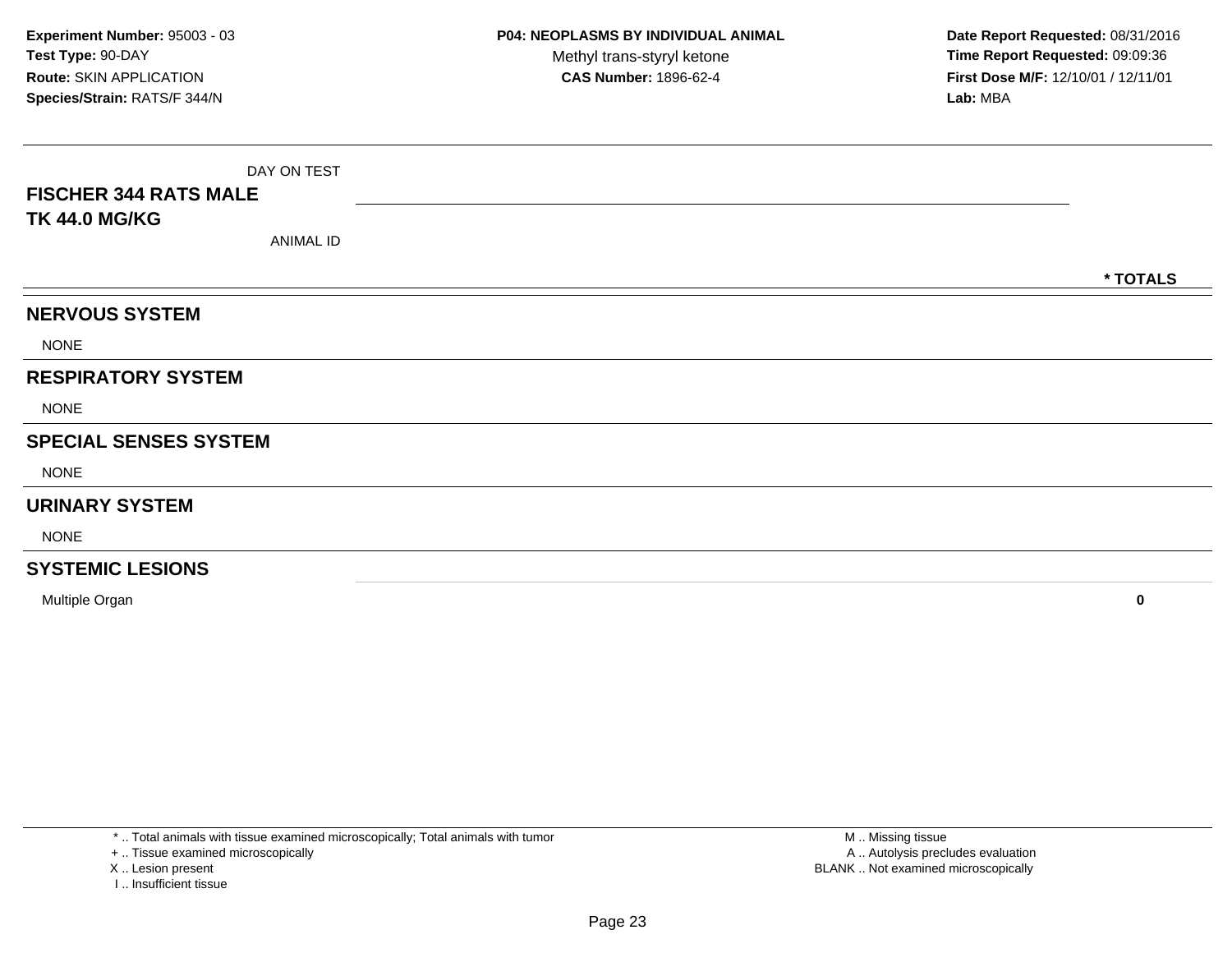**Experiment Number:** 95003 - 03
**Test Type:** 90-DAY
**Route:** SKIN APPLICATION
**Species/Strain:** RATS/F 344/N

**P04: NEOPLASMS BY INDIVIDUAL ANIMAL**
Methyl trans-styryl ketone
**CAS Number:** 1896-62-4

**Date Report Requested:** 08/31/2016
**Time Report Requested:** 09:09:36
**First Dose M/F:** 12/10/01 / 12/11/01
**Lab:** MBA

| DAY ON TEST<br>**FISCHER 344 RATS MALE**<br>**TK 44.0 MG/KG**<br>ANIMAL ID | **\* TOTALS** |
|---|---|
| **NERVOUS SYSTEM** | |
| NONE | |
| **RESPIRATORY SYSTEM** | |
| NONE | |
| **SPECIAL SENSES SYSTEM** | |
| NONE | |
| **URINARY SYSTEM** | |
| NONE | |
| **SYSTEMIC LESIONS** | |
| Multiple Organ | **0** |

\* .. Total animals with tissue examined microscopically; Total animals with tumor
\+ .. Tissue examined microscopically
X .. Lesion present
I .. Insufficient tissue

M .. Missing tissue
A .. Autolysis precludes evaluation
BLANK .. Not examined microscopically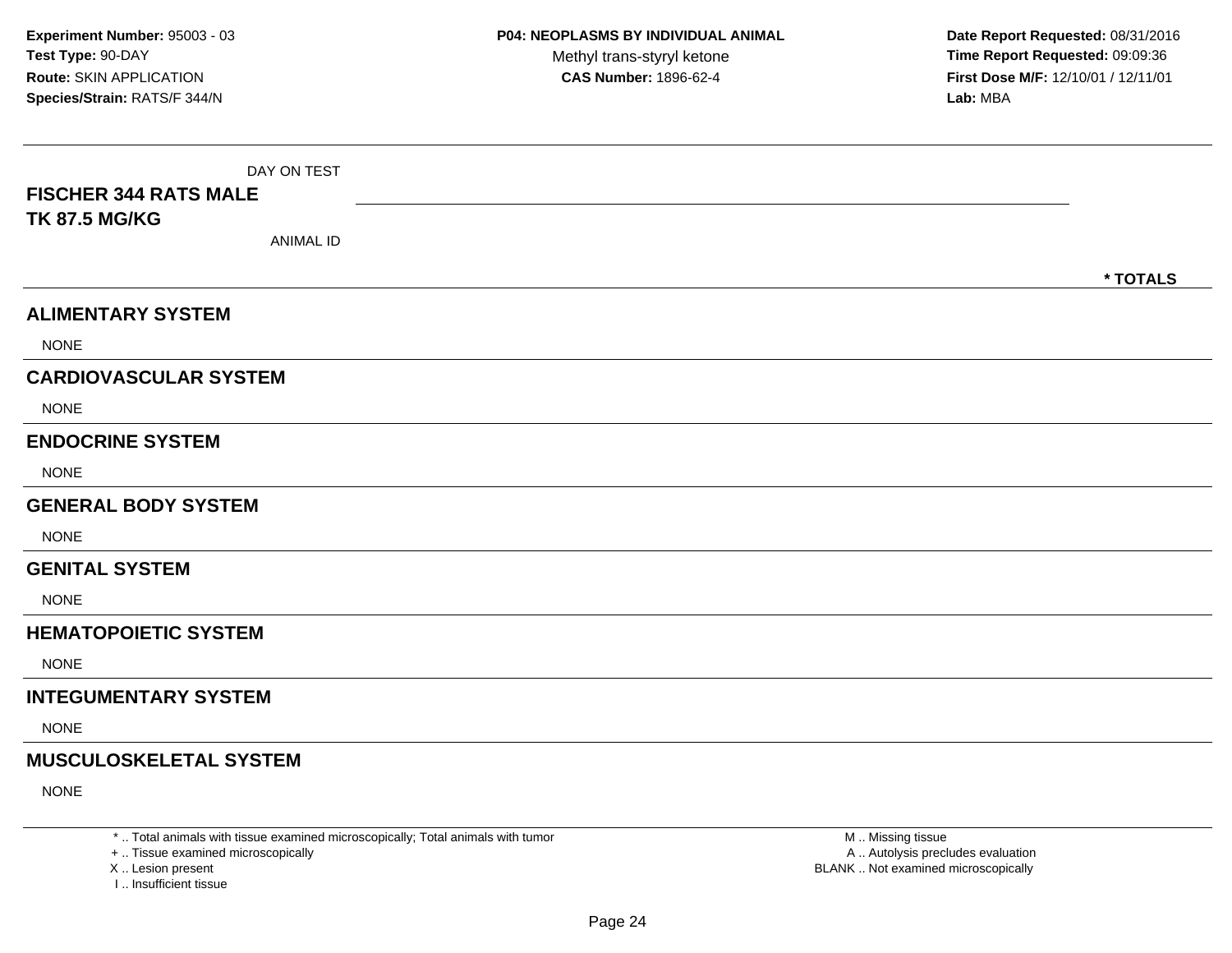**Experiment Number:** 95003 - 03
**Test Type:** 90-DAY
**Route:** SKIN APPLICATION
**Species/Strain:** RATS/F 344/N

**P04: NEOPLASMS BY INDIVIDUAL ANIMAL**
Methyl trans-styryl ketone
**CAS Number:** 1896-62-4

**Date Report Requested:** 08/31/2016
**Time Report Requested:** 09:09:36
**First Dose M/F:** 12/10/01 / 12/11/01
**Lab:** MBA

DAY ON TEST

**FISCHER 344 RATS MALE**
**TK 87.5 MG/KG**

ANIMAL ID

**\* TOTALS**

## ALIMENTARY SYSTEM

NONE

## CARDIOVASCULAR SYSTEM

NONE

## ENDOCRINE SYSTEM

NONE

## GENERAL BODY SYSTEM

NONE

## GENITAL SYSTEM

NONE

## HEMATOPOIETIC SYSTEM

NONE

## INTEGUMENTARY SYSTEM

NONE

## MUSCULOSKELETAL SYSTEM

NONE

\* .. Total animals with tissue examined microscopically; Total animals with tumor
\+ .. Tissue examined microscopically
X .. Lesion present
I .. Insufficient tissue

M .. Missing tissue
A .. Autolysis precludes evaluation
BLANK .. Not examined microscopically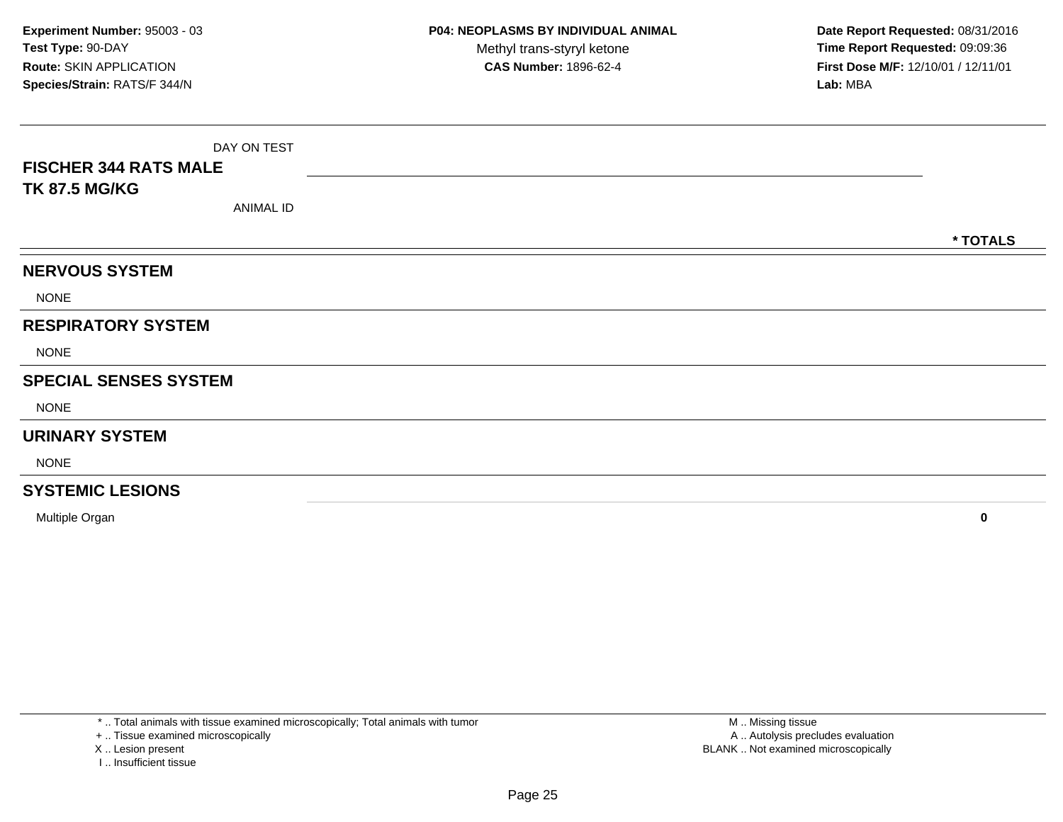**Experiment Number:** 95003 - 03
**Test Type:** 90-DAY
**Route:** SKIN APPLICATION
**Species/Strain:** RATS/F 344/N

**P04: NEOPLASMS BY INDIVIDUAL ANIMAL**
Methyl trans-styryl ketone
**CAS Number:** 1896-62-4

**Date Report Requested:** 08/31/2016
**Time Report Requested:** 09:09:36
**First Dose M/F:** 12/10/01 / 12/11/01
**Lab:** MBA

| FISCHER 344 RATS MALE TK 87.5 MG/KG | DAY ON TEST / ANIMAL ID | * TOTALS |
|---|---|---|
| **NERVOUS SYSTEM** | | |
| NONE | | |
| **RESPIRATORY SYSTEM** | | |
| NONE | | |
| **SPECIAL SENSES SYSTEM** | | |
| NONE | | |
| **URINARY SYSTEM** | | |
| NONE | | |
| **SYSTEMIC LESIONS** | | |
| Multiple Organ | | **0** |

* .. Total animals with tissue examined microscopically; Total animals with tumor
+ .. Tissue examined microscopically
X .. Lesion present
I .. Insufficient tissue

M .. Missing tissue
A .. Autolysis precludes evaluation
BLANK .. Not examined microscopically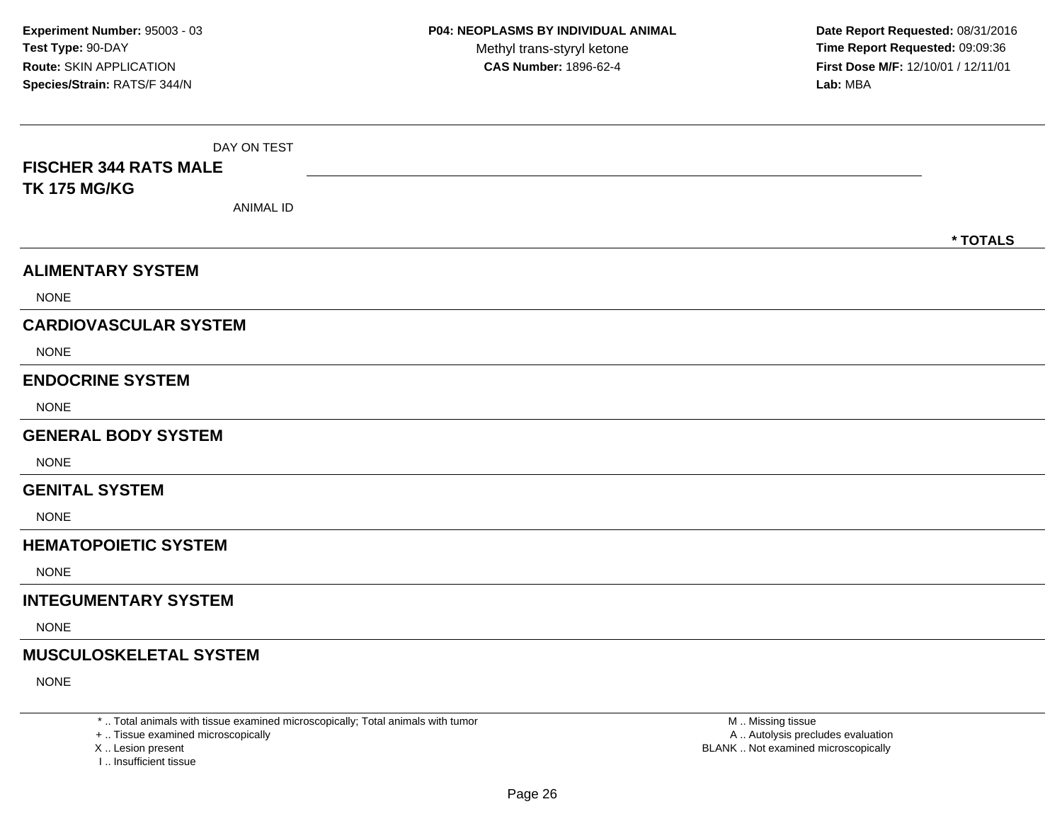**Experiment Number:** 95003 - 03
**Test Type:** 90-DAY
**Route:** SKIN APPLICATION
**Species/Strain:** RATS/F 344/N

**P04: NEOPLASMS BY INDIVIDUAL ANIMAL**
Methyl trans-styryl ketone
**CAS Number:** 1896-62-4

**Date Report Requested:** 08/31/2016
**Time Report Requested:** 09:09:36
**First Dose M/F:** 12/10/01 / 12/11/01
**Lab:** MBA

DAY ON TEST

**FISCHER 344 RATS MALE**
**TK 175 MG/KG**

ANIMAL ID

**\* TOTALS**

## ALIMENTARY SYSTEM

NONE

## CARDIOVASCULAR SYSTEM

NONE

## ENDOCRINE SYSTEM

NONE

## GENERAL BODY SYSTEM

NONE

## GENITAL SYSTEM

NONE

## HEMATOPOIETIC SYSTEM

NONE

## INTEGUMENTARY SYSTEM

NONE

## MUSCULOSKELETAL SYSTEM

NONE

\* .. Total animals with tissue examined microscopically; Total animals with tumor
\+ .. Tissue examined microscopically
X .. Lesion present
I .. Insufficient tissue

M .. Missing tissue
A .. Autolysis precludes evaluation
BLANK .. Not examined microscopically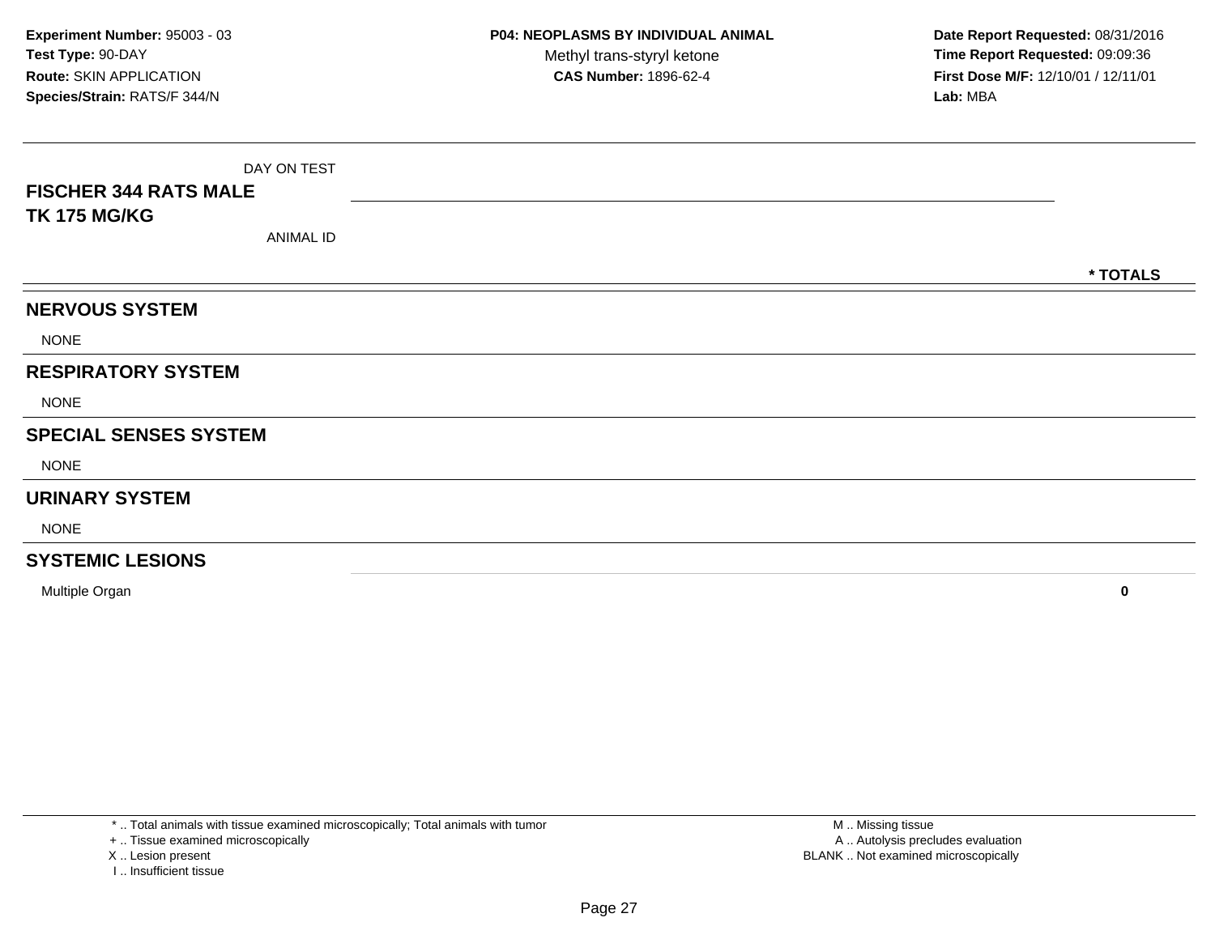**Experiment Number:** 95003 - 03
**Test Type:** 90-DAY
**Route:** SKIN APPLICATION
**Species/Strain:** RATS/F 344/N

**P04: NEOPLASMS BY INDIVIDUAL ANIMAL**
Methyl trans-styryl ketone
**CAS Number:** 1896-62-4

**Date Report Requested:** 08/31/2016
**Time Report Requested:** 09:09:36
**First Dose M/F:** 12/10/01 / 12/11/01
**Lab:** MBA

| FISCHER 344 RATS MALE TK 175 MG/KG | DAY ON TEST / ANIMAL ID | * TOTALS |
|---|---|---|
| **NERVOUS SYSTEM** | | |
| NONE | | |
| **RESPIRATORY SYSTEM** | | |
| NONE | | |
| **SPECIAL SENSES SYSTEM** | | |
| NONE | | |
| **URINARY SYSTEM** | | |
| NONE | | |
| **SYSTEMIC LESIONS** | | |
| Multiple Organ | | **0** |

\* .. Total animals with tissue examined microscopically; Total animals with tumor
\+ .. Tissue examined microscopically
X .. Lesion present
I .. Insufficient tissue

M .. Missing tissue
A .. Autolysis precludes evaluation
BLANK .. Not examined microscopically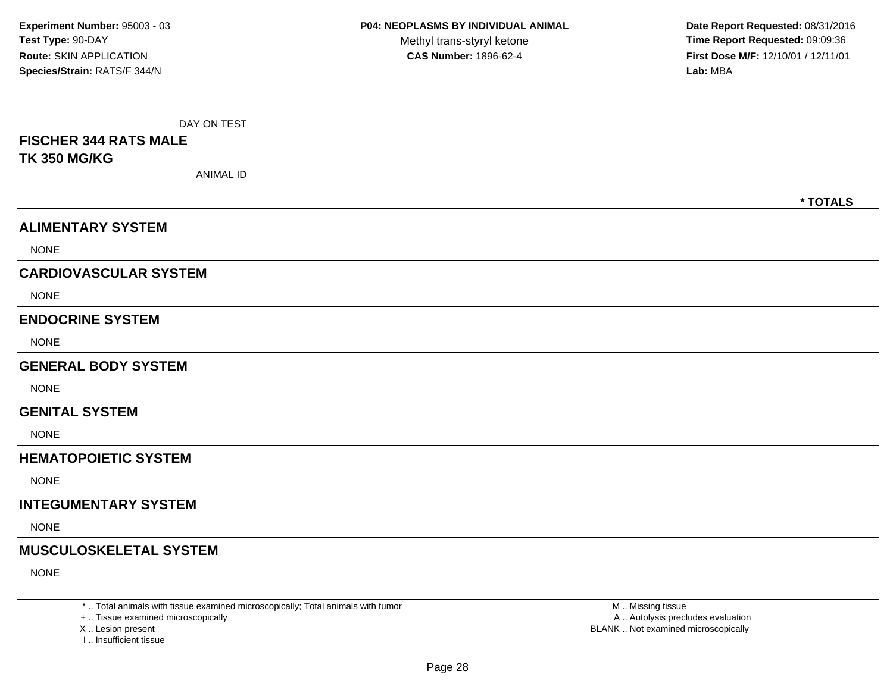**Experiment Number:** 95003 - 03
**Test Type:** 90-DAY
**Route:** SKIN APPLICATION
**Species/Strain:** RATS/F 344/N

**P04: NEOPLASMS BY INDIVIDUAL ANIMAL**
Methyl trans-styryl ketone
**CAS Number:** 1896-62-4

**Date Report Requested:** 08/31/2016
**Time Report Requested:** 09:09:36
**First Dose M/F:** 12/10/01 / 12/11/01
**Lab:** MBA

DAY ON TEST

**FISCHER 344 RATS MALE**
**TK 350 MG/KG**

ANIMAL ID

**\* TOTALS**

## ALIMENTARY SYSTEM

NONE

## CARDIOVASCULAR SYSTEM

NONE

## ENDOCRINE SYSTEM

NONE

## GENERAL BODY SYSTEM

NONE

## GENITAL SYSTEM

NONE

## HEMATOPOIETIC SYSTEM

NONE

## INTEGUMENTARY SYSTEM

NONE

## MUSCULOSKELETAL SYSTEM

NONE

\* .. Total animals with tissue examined microscopically; Total animals with tumor
\+ .. Tissue examined microscopically
X .. Lesion present
I .. Insufficient tissue

M .. Missing tissue
A .. Autolysis precludes evaluation
BLANK .. Not examined microscopically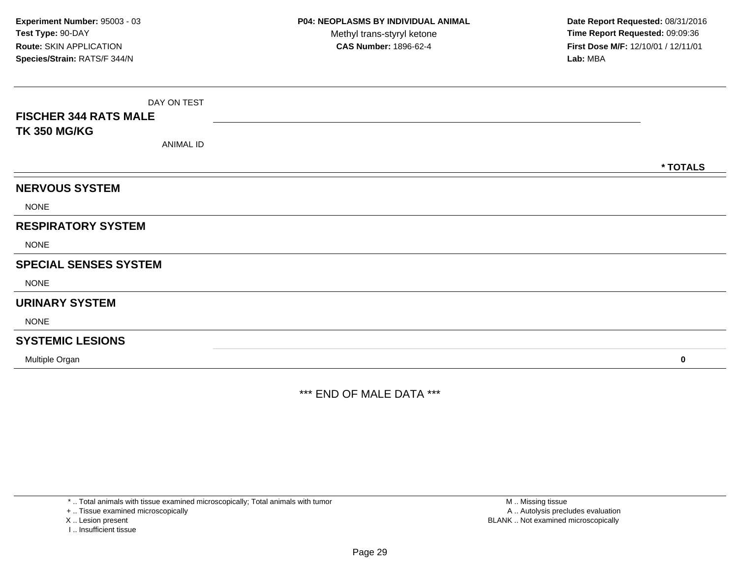**Experiment Number:** 95003 - 03
**Test Type:** 90-DAY
**Route:** SKIN APPLICATION
**Species/Strain:** RATS/F 344/N

**P04: NEOPLASMS BY INDIVIDUAL ANIMAL**
Methyl trans-styryl ketone
**CAS Number:** 1896-62-4

**Date Report Requested:** 08/31/2016
**Time Report Requested:** 09:09:36
**First Dose M/F:** 12/10/01 / 12/11/01
**Lab:** MBA

| FISCHER 344 RATS MALE TK 350 MG/KG — DAY ON TEST / ANIMAL ID | * TOTALS |
|---|---|
| **NERVOUS SYSTEM** | |
| NONE | |
| **RESPIRATORY SYSTEM** | |
| NONE | |
| **SPECIAL SENSES SYSTEM** | |
| NONE | |
| **URINARY SYSTEM** | |
| NONE | |
| **SYSTEMIC LESIONS** | |
| Multiple Organ | 0 |

*** END OF MALE DATA ***

* .. Total animals with tissue examined microscopically; Total animals with tumor
+ .. Tissue examined microscopically
X .. Lesion present
I .. Insufficient tissue

M .. Missing tissue
A .. Autolysis precludes evaluation
BLANK .. Not examined microscopically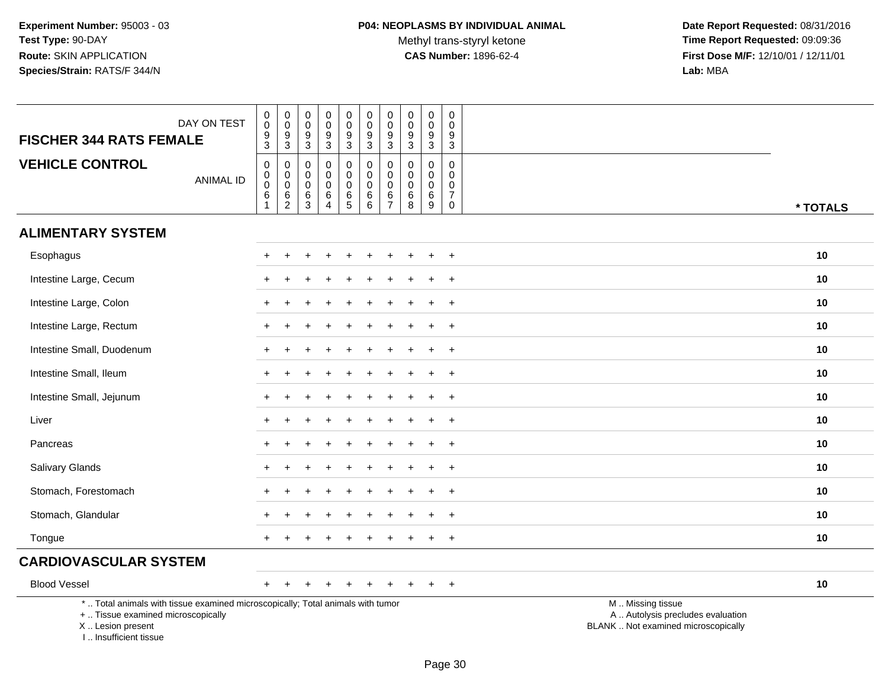Experiment Number: 95003 - 03
Test Type: 90-DAY
Route: SKIN APPLICATION
Species/Strain: RATS/F 344/N

**P04: NEOPLASMS BY INDIVIDUAL ANIMAL**
Methyl trans-styryl ketone
**CAS Number:** 1896-62-4

Date Report Requested: 08/31/2016
Time Report Requested: 09:09:36
First Dose M/F: 12/10/01 / 12/11/01
Lab: MBA

| FISCHER 344 RATS FEMALE — DAY ON TEST | 0093 | 0093 | 0093 | 0093 | 0093 | 0093 | 0093 | 0093 | 0093 | 0093 | |
|---|---|---|---|---|---|---|---|---|---|---|---|
| **VEHICLE CONTROL** — ANIMAL ID | 00061 | 00062 | 00063 | 00064 | 00065 | 00066 | 00067 | 00068 | 00069 | 00070 | *** TOTALS** |
| **ALIMENTARY SYSTEM** | | | | | | | | | | | |
| Esophagus | + | + | + | + | + | + | + | + | + | + | **10** |
| Intestine Large, Cecum | + | + | + | + | + | + | + | + | + | + | **10** |
| Intestine Large, Colon | + | + | + | + | + | + | + | + | + | + | **10** |
| Intestine Large, Rectum | + | + | + | + | + | + | + | + | + | + | **10** |
| Intestine Small, Duodenum | + | + | + | + | + | + | + | + | + | + | **10** |
| Intestine Small, Ileum | + | + | + | + | + | + | + | + | + | + | **10** |
| Intestine Small, Jejunum | + | + | + | + | + | + | + | + | + | + | **10** |
| Liver | + | + | + | + | + | + | + | + | + | + | **10** |
| Pancreas | + | + | + | + | + | + | + | + | + | + | **10** |
| Salivary Glands | + | + | + | + | + | + | + | + | + | + | **10** |
| Stomach, Forestomach | + | + | + | + | + | + | + | + | + | + | **10** |
| Stomach, Glandular | + | + | + | + | + | + | + | + | + | + | **10** |
| Tongue | + | + | + | + | + | + | + | + | + | + | **10** |
| **CARDIOVASCULAR SYSTEM** | | | | | | | | | | | |
| Blood Vessel | + | + | + | + | + | + | + | + | + | + | **10** |

* .. Total animals with tissue examined microscopically; Total animals with tumor
+ .. Tissue examined microscopically
X .. Lesion present
I .. Insufficient tissue

M .. Missing tissue
A .. Autolysis precludes evaluation
BLANK .. Not examined microscopically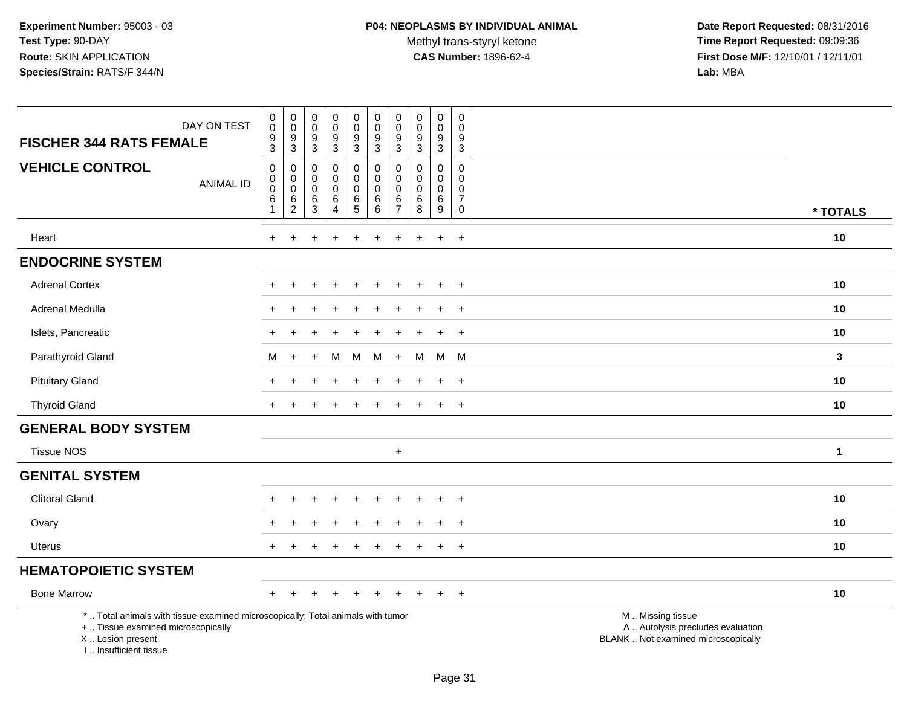**Experiment Number:** 95003 - 03
**Test Type:** 90-DAY
**Route:** SKIN APPLICATION
**Species/Strain:** RATS/F 344/N

**P04: NEOPLASMS BY INDIVIDUAL ANIMAL**
Methyl trans-styryl ketone
**CAS Number:** 1896-62-4

**Date Report Requested:** 08/31/2016
**Time Report Requested:** 09:09:36
**First Dose M/F:** 12/10/01 / 12/11/01
**Lab:** MBA

| FISCHER 344 RATS FEMALE — DAY ON TEST | 0093 | 0093 | 0093 | 0093 | 0093 | 0093 | 0093 | 0093 | 0093 | 0093 | |
|---|---|---|---|---|---|---|---|---|---|---|---|
| **VEHICLE CONTROL** — ANIMAL ID | 00061 | 00062 | 00063 | 00064 | 00065 | 00066 | 00067 | 00068 | 00069 | 00070 | *** TOTALS** |
| Heart | + | + | + | + | + | + | + | + | + | + | **10** |
| **ENDOCRINE SYSTEM** | | | | | | | | | | | |
| Adrenal Cortex | + | + | + | + | + | + | + | + | + | + | **10** |
| Adrenal Medulla | + | + | + | + | + | + | + | + | + | + | **10** |
| Islets, Pancreatic | + | + | + | + | + | + | + | + | + | + | **10** |
| Parathyroid Gland | M | + | + | M | M | M | + | M | M | M | **3** |
| Pituitary Gland | + | + | + | + | + | + | + | + | + | + | **10** |
| Thyroid Gland | + | + | + | + | + | + | + | + | + | + | **10** |
| **GENERAL BODY SYSTEM** | | | | | | | | | | | |
| Tissue NOS | | | | | | | + | | | | **1** |
| **GENITAL SYSTEM** | | | | | | | | | | | |
| Clitoral Gland | + | + | + | + | + | + | + | + | + | + | **10** |
| Ovary | + | + | + | + | + | + | + | + | + | + | **10** |
| Uterus | + | + | + | + | + | + | + | + | + | + | **10** |
| **HEMATOPOIETIC SYSTEM** | | | | | | | | | | | |
| Bone Marrow | + | + | + | + | + | + | + | + | + | + | **10** |

* .. Total animals with tissue examined microscopically; Total animals with tumor
+ .. Tissue examined microscopically
X .. Lesion present
I .. Insufficient tissue

M .. Missing tissue
A .. Autolysis precludes evaluation
BLANK .. Not examined microscopically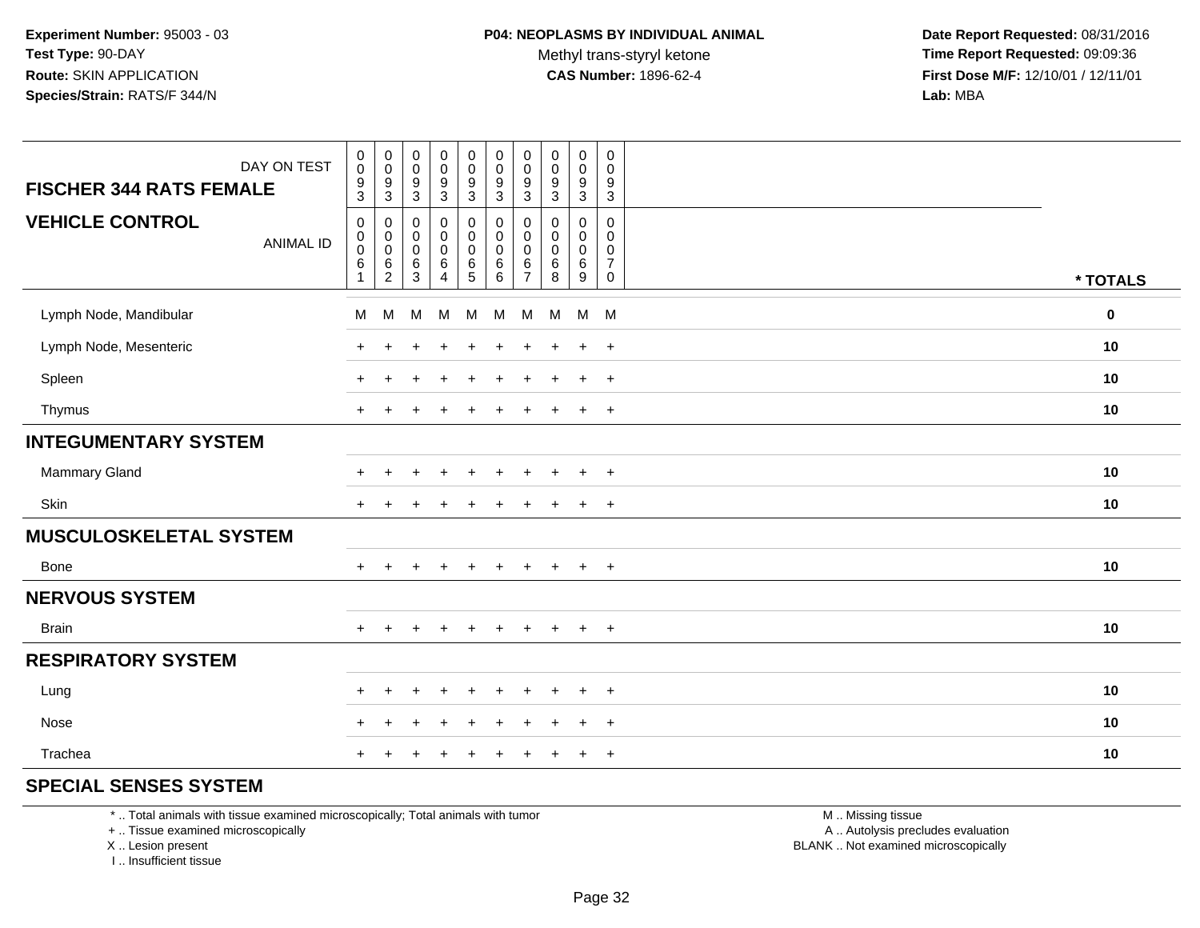**Experiment Number:** 95003 - 03
**Test Type:** 90-DAY
**Route:** SKIN APPLICATION
**Species/Strain:** RATS/F 344/N

**P04: NEOPLASMS BY INDIVIDUAL ANIMAL**
Methyl trans-styryl ketone
**CAS Number:** 1896-62-4

**Date Report Requested:** 08/31/2016
**Time Report Requested:** 09:09:36
**First Dose M/F:** 12/10/01 / 12/11/01
**Lab:** MBA

| FISCHER 344 RATS FEMALE — DAY ON TEST | 0093 | 0093 | 0093 | 0093 | 0093 | 0093 | 0093 | 0093 | 0093 | 0093 | |
|---|---|---|---|---|---|---|---|---|---|---|---|
| **VEHICLE CONTROL** — ANIMAL ID | 00061 | 00062 | 00063 | 00064 | 00065 | 00066 | 00067 | 00068 | 00069 | 00070 | * TOTALS |
| Lymph Node, Mandibular | M | M | M | M | M | M | M | M | M | M | 0 |
| Lymph Node, Mesenteric | + | + | + | + | + | + | + | + | + | + | 10 |
| Spleen | + | + | + | + | + | + | + | + | + | + | 10 |
| Thymus | + | + | + | + | + | + | + | + | + | + | 10 |
| **INTEGUMENTARY SYSTEM** | | | | | | | | | | | |
| Mammary Gland | + | + | + | + | + | + | + | + | + | + | 10 |
| Skin | + | + | + | + | + | + | + | + | + | + | 10 |
| **MUSCULOSKELETAL SYSTEM** | | | | | | | | | | | |
| Bone | + | + | + | + | + | + | + | + | + | + | 10 |
| **NERVOUS SYSTEM** | | | | | | | | | | | |
| Brain | + | + | + | + | + | + | + | + | + | + | 10 |
| **RESPIRATORY SYSTEM** | | | | | | | | | | | |
| Lung | + | + | + | + | + | + | + | + | + | + | 10 |
| Nose | + | + | + | + | + | + | + | + | + | + | 10 |
| Trachea | + | + | + | + | + | + | + | + | + | + | 10 |
| **SPECIAL SENSES SYSTEM** | | | | | | | | | | | |

\* .. Total animals with tissue examined microscopically; Total animals with tumor
\+ .. Tissue examined microscopically
X .. Lesion present
I .. Insufficient tissue

M .. Missing tissue
A .. Autolysis precludes evaluation
BLANK .. Not examined microscopically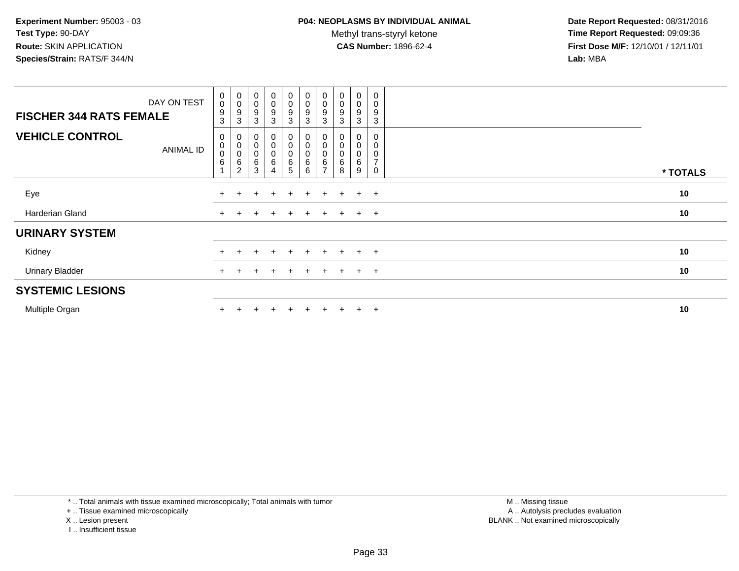**Experiment Number:** 95003 - 03
**Test Type:** 90-DAY
**Route:** SKIN APPLICATION
**Species/Strain:** RATS/F 344/N

**P04: NEOPLASMS BY INDIVIDUAL ANIMAL**
Methyl trans-styryl ketone
**CAS Number:** 1896-62-4

**Date Report Requested:** 08/31/2016
**Time Report Requested:** 09:09:36
**First Dose M/F:** 12/10/01 / 12/11/01
**Lab:** MBA

| FISCHER 344 RATS FEMALE — DAY ON TEST | 0093 | 0093 | 0093 | 0093 | 0093 | 0093 | 0093 | 0093 | 0093 | 0093 | |
|---|---|---|---|---|---|---|---|---|---|---|---|
| **VEHICLE CONTROL** — ANIMAL ID | 00061 | 00062 | 00063 | 00064 | 00065 | 00066 | 00067 | 00068 | 00069 | 00070 | * TOTALS |
| Eye | + | + | + | + | + | + | + | + | + | + | 10 |
| Harderian Gland | + | + | + | + | + | + | + | + | + | + | 10 |
| **URINARY SYSTEM** | | | | | | | | | | | |
| Kidney | + | + | + | + | + | + | + | + | + | + | 10 |
| Urinary Bladder | + | + | + | + | + | + | + | + | + | + | 10 |
| **SYSTEMIC LESIONS** | | | | | | | | | | | |
| Multiple Organ | + | + | + | + | + | + | + | + | + | + | 10 |

* .. Total animals with tissue examined microscopically; Total animals with tumor
+ .. Tissue examined microscopically
X .. Lesion present
I .. Insufficient tissue

M .. Missing tissue
A .. Autolysis precludes evaluation
BLANK .. Not examined microscopically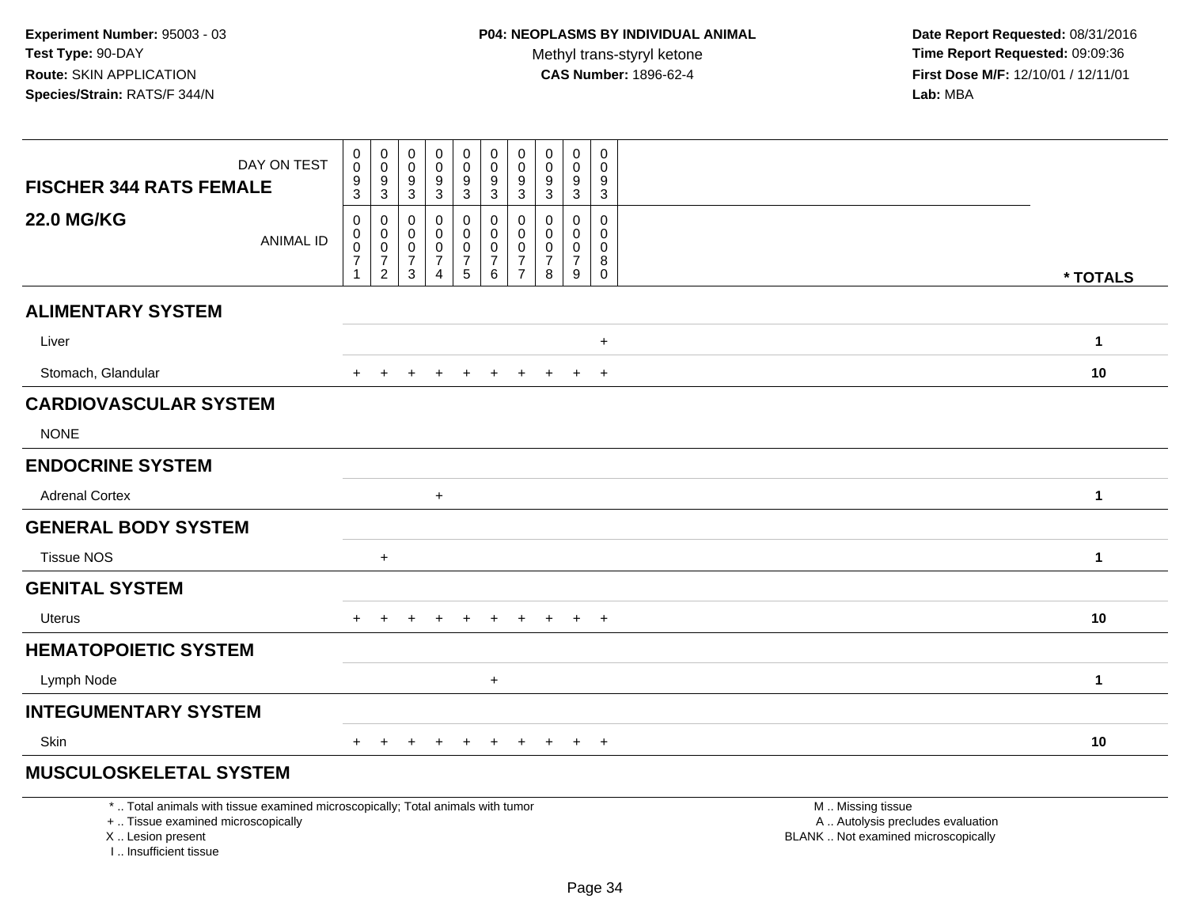**Experiment Number:** 95003 - 03
**Test Type:** 90-DAY
**Route:** SKIN APPLICATION
**Species/Strain:** RATS/F 344/N

**P04: NEOPLASMS BY INDIVIDUAL ANIMAL**
Methyl trans-styryl ketone
**CAS Number:** 1896-62-4

**Date Report Requested:** 08/31/2016
**Time Report Requested:** 09:09:36
**First Dose M/F:** 12/10/01 / 12/11/01
**Lab:** MBA

| FISCHER 344 RATS FEMALE<br>22.0 MG/KG | | | | | | | | | | | |
|---|---|---|---|---|---|---|---|---|---|---|---|
| DAY ON TEST | 0093 | 0093 | 0093 | 0093 | 0093 | 0093 | 0093 | 0093 | 0093 | 0093 | |
| ANIMAL ID | 00071 | 00072 | 00073 | 00074 | 00075 | 00076 | 00077 | 00078 | 00079 | 00080 | * TOTALS |
| **ALIMENTARY SYSTEM** | | | | | | | | | | | |
| Liver | | | | | | | | | | + | 1 |
| Stomach, Glandular | + | + | + | + | + | + | + | + | + | + | 10 |
| **CARDIOVASCULAR SYSTEM** | | | | | | | | | | | |
| NONE | | | | | | | | | | | |
| **ENDOCRINE SYSTEM** | | | | | | | | | | | |
| Adrenal Cortex | | | | + | | | | | | | 1 |
| **GENERAL BODY SYSTEM** | | | | | | | | | | | |
| Tissue NOS | | + | | | | | | | | | 1 |
| **GENITAL SYSTEM** | | | | | | | | | | | |
| Uterus | + | + | + | + | + | + | + | + | + | + | 10 |
| **HEMATOPOIETIC SYSTEM** | | | | | | | | | | | |
| Lymph Node | | | | | | + | | | | | 1 |
| **INTEGUMENTARY SYSTEM** | | | | | | | | | | | |
| Skin | + | + | + | + | + | + | + | + | + | + | 10 |
| **MUSCULOSKELETAL SYSTEM** | | | | | | | | | | | |

* .. Total animals with tissue examined microscopically; Total animals with tumor
+ .. Tissue examined microscopically
X .. Lesion present
I .. Insufficient tissue

M .. Missing tissue
A .. Autolysis precludes evaluation
BLANK .. Not examined microscopically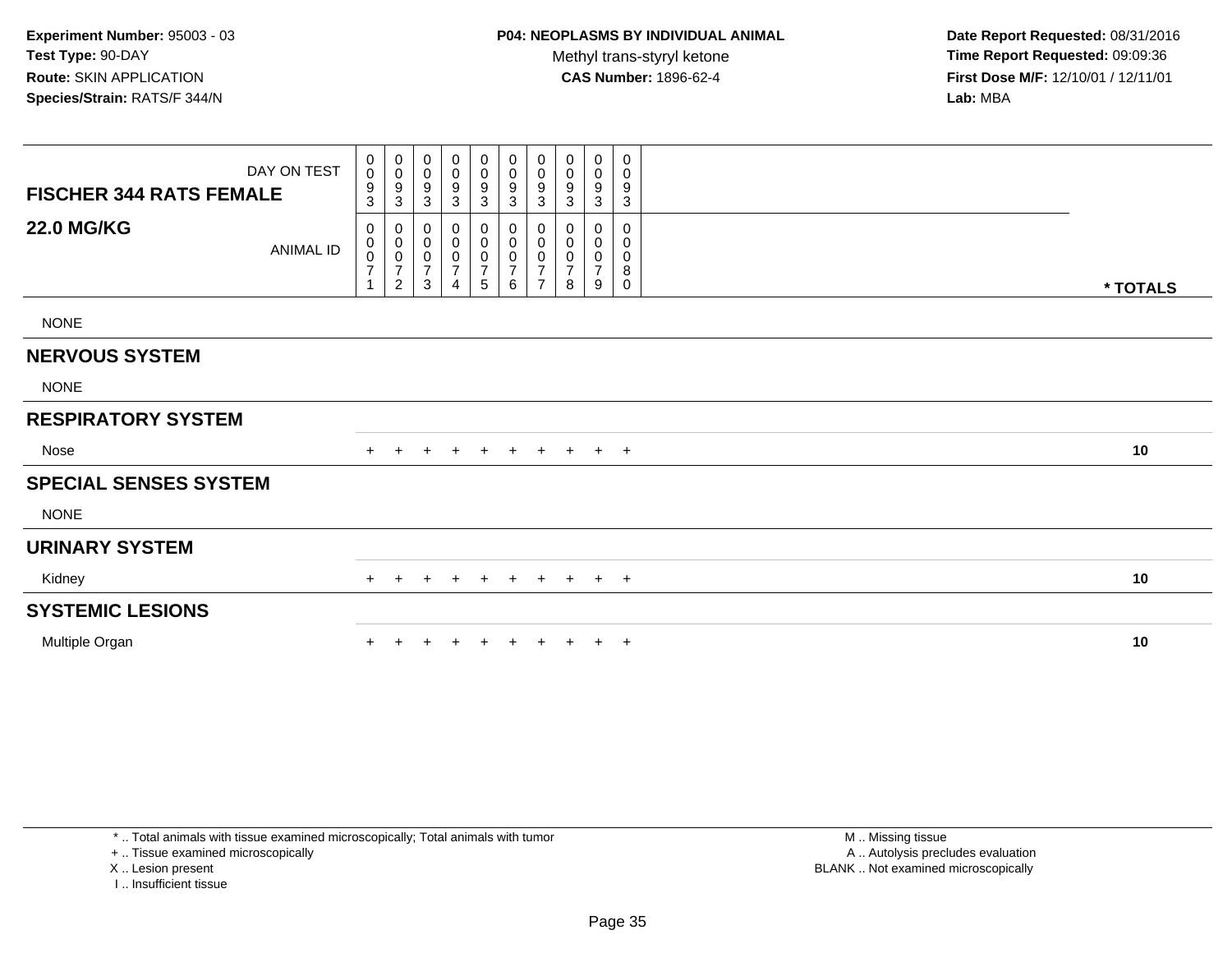**Experiment Number:** 95003 - 03
**Test Type:** 90-DAY
**Route:** SKIN APPLICATION
**Species/Strain:** RATS/F 344/N

**P04: NEOPLASMS BY INDIVIDUAL ANIMAL**
Methyl trans-styryl ketone
**CAS Number:** 1896-62-4

**Date Report Requested:** 08/31/2016
**Time Report Requested:** 09:09:36
**First Dose M/F:** 12/10/01 / 12/11/01
**Lab:** MBA

| FISCHER 344 RATS FEMALE / 22.0 MG/KG | | | | | | | | | | | |
|---|---|---|---|---|---|---|---|---|---|---|---|
| DAY ON TEST | 0093 | 0093 | 0093 | 0093 | 0093 | 0093 | 0093 | 0093 | 0093 | 0093 | |
| ANIMAL ID | 00071 | 00072 | 00073 | 00074 | 00075 | 00076 | 00077 | 00078 | 00079 | 00080 | * TOTALS |
| NONE | | | | | | | | | | | |
| **NERVOUS SYSTEM** | | | | | | | | | | | |
| NONE | | | | | | | | | | | |
| **RESPIRATORY SYSTEM** | | | | | | | | | | | |
| Nose | + | + | + | + | + | + | + | + | + | + | 10 |
| **SPECIAL SENSES SYSTEM** | | | | | | | | | | | |
| NONE | | | | | | | | | | | |
| **URINARY SYSTEM** | | | | | | | | | | | |
| Kidney | + | + | + | + | + | + | + | + | + | + | 10 |
| **SYSTEMIC LESIONS** | | | | | | | | | | | |
| Multiple Organ | + | + | + | + | + | + | + | + | + | + | 10 |

\* .. Total animals with tissue examined microscopically; Total animals with tumor
\+ .. Tissue examined microscopically
X .. Lesion present
I .. Insufficient tissue

M .. Missing tissue
A .. Autolysis precludes evaluation
BLANK .. Not examined microscopically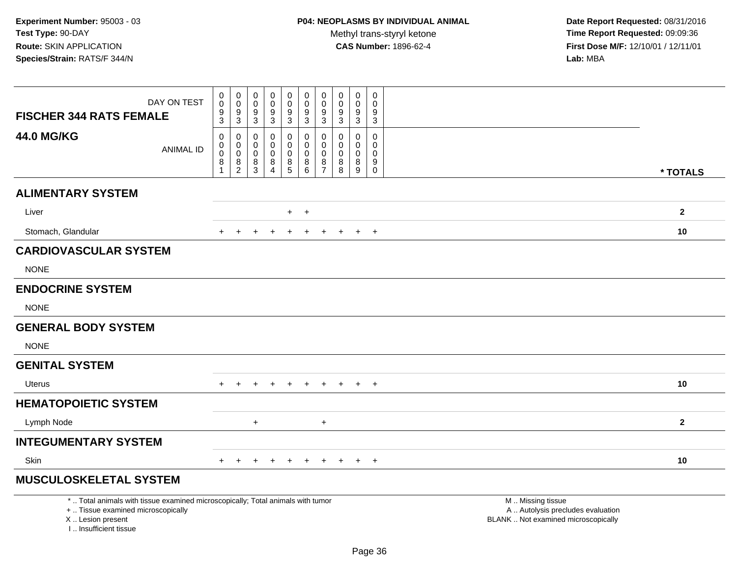**Experiment Number:** 95003 - 03
**Test Type:** 90-DAY
**Route:** SKIN APPLICATION
**Species/Strain:** RATS/F 344/N

**P04: NEOPLASMS BY INDIVIDUAL ANIMAL**
Methyl trans-styryl ketone
**CAS Number:** 1896-62-4

**Date Report Requested:** 08/31/2016
**Time Report Requested:** 09:09:36
**First Dose M/F:** 12/10/01 / 12/11/01
**Lab:** MBA

| FISCHER 344 RATS FEMALE 44.0 MG/KG | | | | | | | | | | | |
|---|---|---|---|---|---|---|---|---|---|---|---|
| DAY ON TEST | 0093 | 0093 | 0093 | 0093 | 0093 | 0093 | 0093 | 0093 | 0093 | 0093 | |
| ANIMAL ID | 00081 | 00082 | 00083 | 00084 | 00085 | 00086 | 00087 | 00088 | 00089 | 00090 | * TOTALS |
| **ALIMENTARY SYSTEM** | | | | | | | | | | | |
| Liver | | | | | + | + | | | | | 2 |
| Stomach, Glandular | + | + | + | + | + | + | + | + | + | + | 10 |
| **CARDIOVASCULAR SYSTEM** | | | | | | | | | | | |
| NONE | | | | | | | | | | | |
| **ENDOCRINE SYSTEM** | | | | | | | | | | | |
| NONE | | | | | | | | | | | |
| **GENERAL BODY SYSTEM** | | | | | | | | | | | |
| NONE | | | | | | | | | | | |
| **GENITAL SYSTEM** | | | | | | | | | | | |
| Uterus | + | + | + | + | + | + | + | + | + | + | 10 |
| **HEMATOPOIETIC SYSTEM** | | | | | | | | | | | |
| Lymph Node | | | + | | | | + | | | | 2 |
| **INTEGUMENTARY SYSTEM** | | | | | | | | | | | |
| Skin | + | + | + | + | + | + | + | + | + | + | 10 |
| **MUSCULOSKELETAL SYSTEM** | | | | | | | | | | | |

* .. Total animals with tissue examined microscopically; Total animals with tumor
+ .. Tissue examined microscopically
X .. Lesion present
I .. Insufficient tissue

M .. Missing tissue
A .. Autolysis precludes evaluation
BLANK .. Not examined microscopically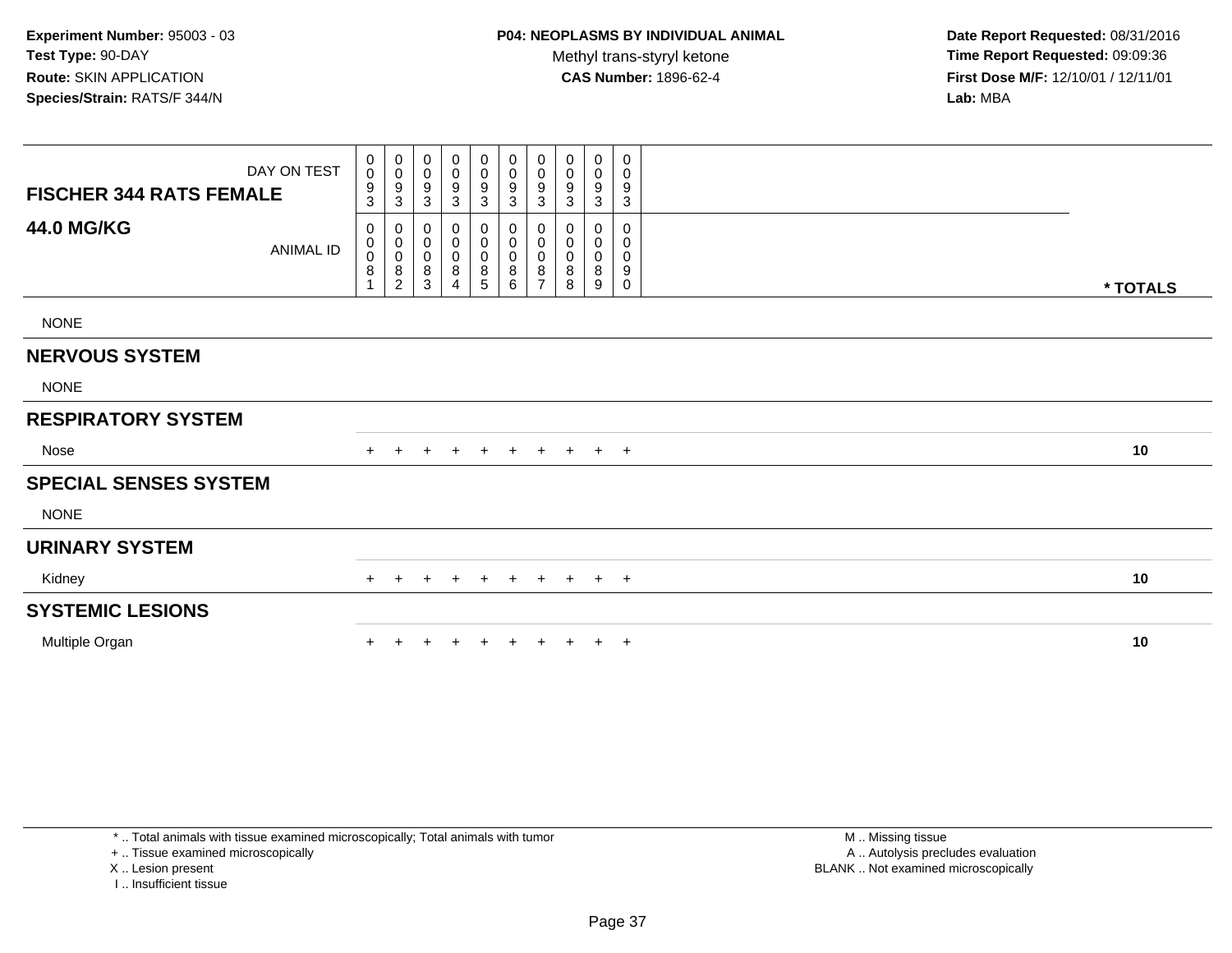**Experiment Number:** 95003 - 03
**Test Type:** 90-DAY
**Route:** SKIN APPLICATION
**Species/Strain:** RATS/F 344/N

**P04: NEOPLASMS BY INDIVIDUAL ANIMAL**
Methyl trans-styryl ketone
**CAS Number:** 1896-62-4

**Date Report Requested:** 08/31/2016
**Time Report Requested:** 09:09:36
**First Dose M/F:** 12/10/01 / 12/11/01
**Lab:** MBA

| FISCHER 344 RATS FEMALE 44.0 MG/KG | | | | | | | | | | | |
|---|---|---|---|---|---|---|---|---|---|---|---|
| DAY ON TEST | 0093 | 0093 | 0093 | 0093 | 0093 | 0093 | 0093 | 0093 | 0093 | 0093 | |
| ANIMAL ID | 00081 | 00082 | 00083 | 00084 | 00085 | 00086 | 00087 | 00088 | 00089 | 00090 | * TOTALS |
| NONE | | | | | | | | | | | |
| **NERVOUS SYSTEM** | | | | | | | | | | | |
| NONE | | | | | | | | | | | |
| **RESPIRATORY SYSTEM** | | | | | | | | | | | |
| Nose | + | + | + | + | + | + | + | + | + | + | 10 |
| **SPECIAL SENSES SYSTEM** | | | | | | | | | | | |
| NONE | | | | | | | | | | | |
| **URINARY SYSTEM** | | | | | | | | | | | |
| Kidney | + | + | + | + | + | + | + | + | + | + | 10 |
| **SYSTEMIC LESIONS** | | | | | | | | | | | |
| Multiple Organ | + | + | + | + | + | + | + | + | + | + | 10 |

* .. Total animals with tissue examined microscopically; Total animals with tumor
+ .. Tissue examined microscopically
X .. Lesion present
I .. Insufficient tissue

M .. Missing tissue
A .. Autolysis precludes evaluation
BLANK .. Not examined microscopically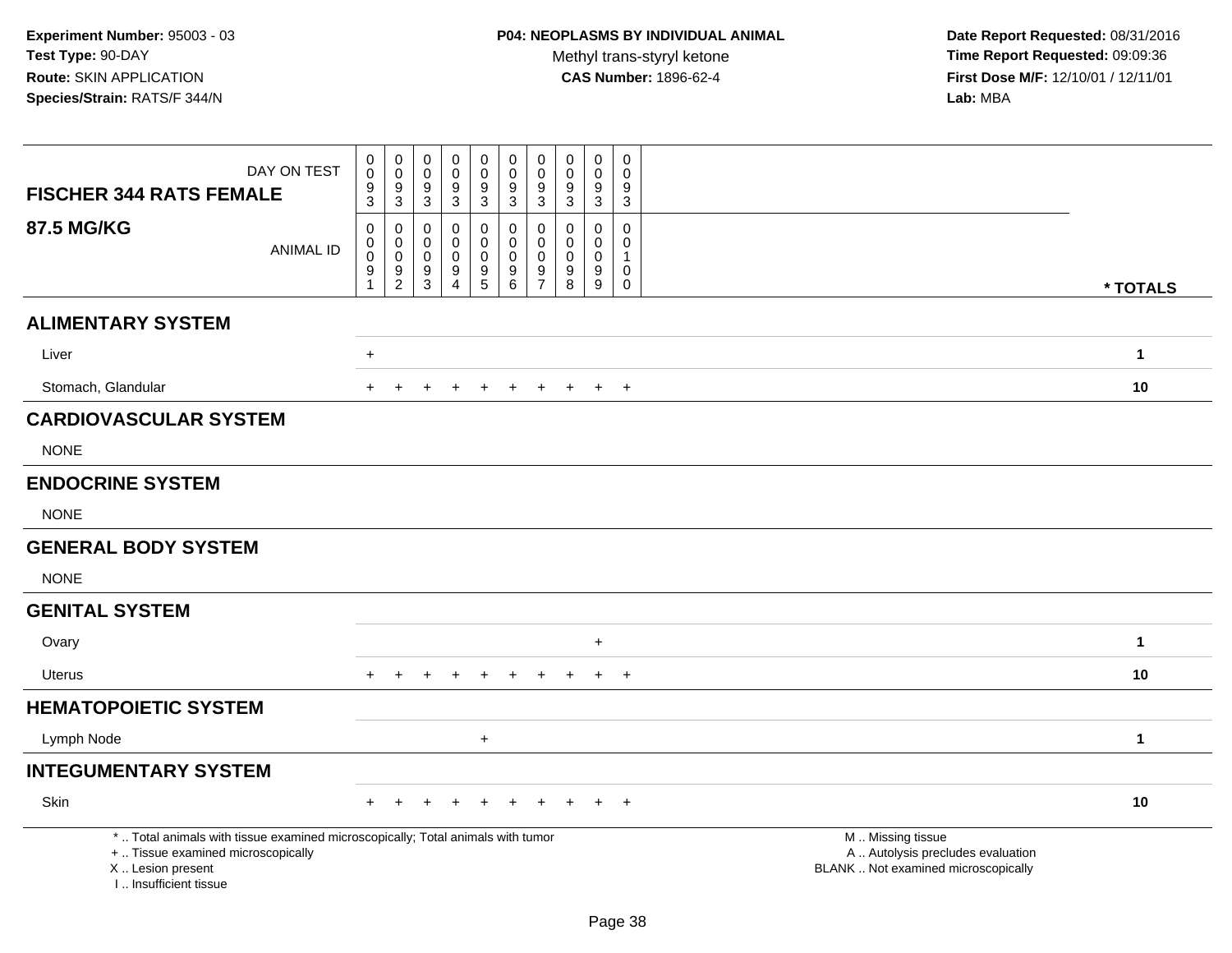**Experiment Number:** 95003 - 03
**Test Type:** 90-DAY
**Route:** SKIN APPLICATION
**Species/Strain:** RATS/F 344/N

**P04: NEOPLASMS BY INDIVIDUAL ANIMAL**
Methyl trans-styryl ketone
**CAS Number:** 1896-62-4

**Date Report Requested:** 08/31/2016
**Time Report Requested:** 09:09:36
**First Dose M/F:** 12/10/01 / 12/11/01
**Lab:** MBA

| FISCHER 344 RATS FEMALE 87.5 MG/KG | | | | | | | | | | | |
|---|---|---|---|---|---|---|---|---|---|---|---|
| DAY ON TEST | 0093 | 0093 | 0093 | 0093 | 0093 | 0093 | 0093 | 0093 | 0093 | 0093 | |
| ANIMAL ID | 00091 | 00092 | 00093 | 00094 | 00095 | 00096 | 00097 | 00098 | 00099 | 00100 | * TOTALS |
| **ALIMENTARY SYSTEM** | | | | | | | | | | | |
| Liver | + | | | | | | | | | | 1 |
| Stomach, Glandular | + | + | + | + | + | + | + | + | + | + | 10 |
| **CARDIOVASCULAR SYSTEM** | | | | | | | | | | | |
| NONE | | | | | | | | | | | |
| **ENDOCRINE SYSTEM** | | | | | | | | | | | |
| NONE | | | | | | | | | | | |
| **GENERAL BODY SYSTEM** | | | | | | | | | | | |
| NONE | | | | | | | | | | | |
| **GENITAL SYSTEM** | | | | | | | | | | | |
| Ovary | | | | | | | | | + | | 1 |
| Uterus | + | + | + | + | + | + | + | + | + | + | 10 |
| **HEMATOPOIETIC SYSTEM** | | | | | | | | | | | |
| Lymph Node | | | | | + | | | | | | 1 |
| **INTEGUMENTARY SYSTEM** | | | | | | | | | | | |
| Skin | + | + | + | + | + | + | + | + | + | + | 10 |

\* .. Total animals with tissue examined microscopically; Total animals with tumor
\+ .. Tissue examined microscopically
X .. Lesion present
I .. Insufficient tissue

M .. Missing tissue
A .. Autolysis precludes evaluation
BLANK .. Not examined microscopically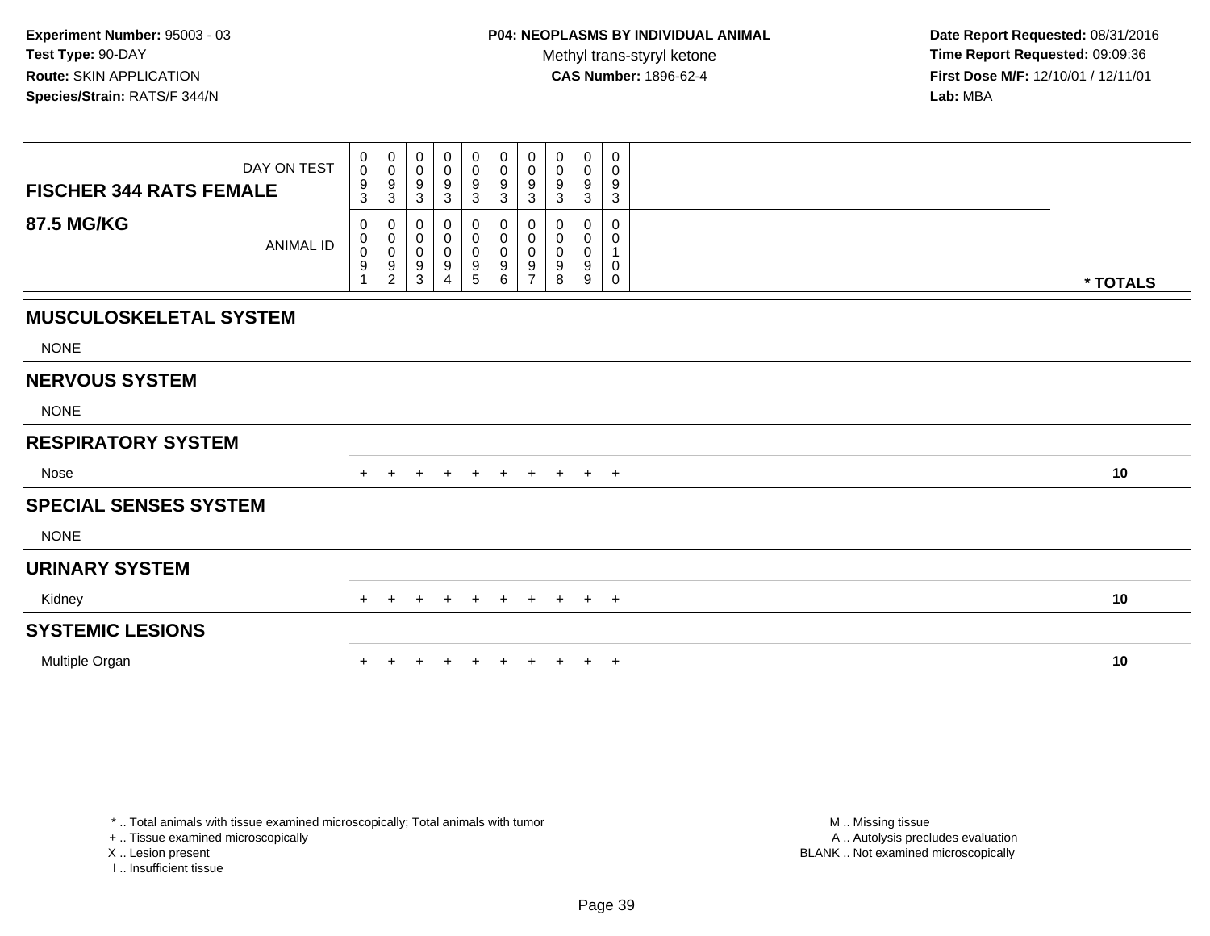**Experiment Number:** 95003 - 03
**Test Type:** 90-DAY
**Route:** SKIN APPLICATION
**Species/Strain:** RATS/F 344/N

**P04: NEOPLASMS BY INDIVIDUAL ANIMAL**
Methyl trans-styryl ketone
**CAS Number:** 1896-62-4

**Date Report Requested:** 08/31/2016
**Time Report Requested:** 09:09:36
**First Dose M/F:** 12/10/01 / 12/11/01
**Lab:** MBA

| FISCHER 344 RATS FEMALE / 87.5 MG/KG | | | | | | | | | | | |
|---|---|---|---|---|---|---|---|---|---|---|---|
| DAY ON TEST | 0093 | 0093 | 0093 | 0093 | 0093 | 0093 | 0093 | 0093 | 0093 | 0093 | |
| ANIMAL ID | 00091 | 00092 | 00093 | 00094 | 00095 | 00096 | 00097 | 00098 | 00099 | 00100 | * TOTALS |
| **MUSCULOSKELETAL SYSTEM** | | | | | | | | | | | |
| NONE | | | | | | | | | | | |
| **NERVOUS SYSTEM** | | | | | | | | | | | |
| NONE | | | | | | | | | | | |
| **RESPIRATORY SYSTEM** | | | | | | | | | | | |
| Nose | + | + | + | + | + | + | + | + | + | + | 10 |
| **SPECIAL SENSES SYSTEM** | | | | | | | | | | | |
| NONE | | | | | | | | | | | |
| **URINARY SYSTEM** | | | | | | | | | | | |
| Kidney | + | + | + | + | + | + | + | + | + | + | 10 |
| **SYSTEMIC LESIONS** | | | | | | | | | | | |
| Multiple Organ | + | + | + | + | + | + | + | + | + | + | 10 |

* .. Total animals with tissue examined microscopically; Total animals with tumor
+ .. Tissue examined microscopically
X .. Lesion present
I .. Insufficient tissue

M .. Missing tissue
A .. Autolysis precludes evaluation
BLANK .. Not examined microscopically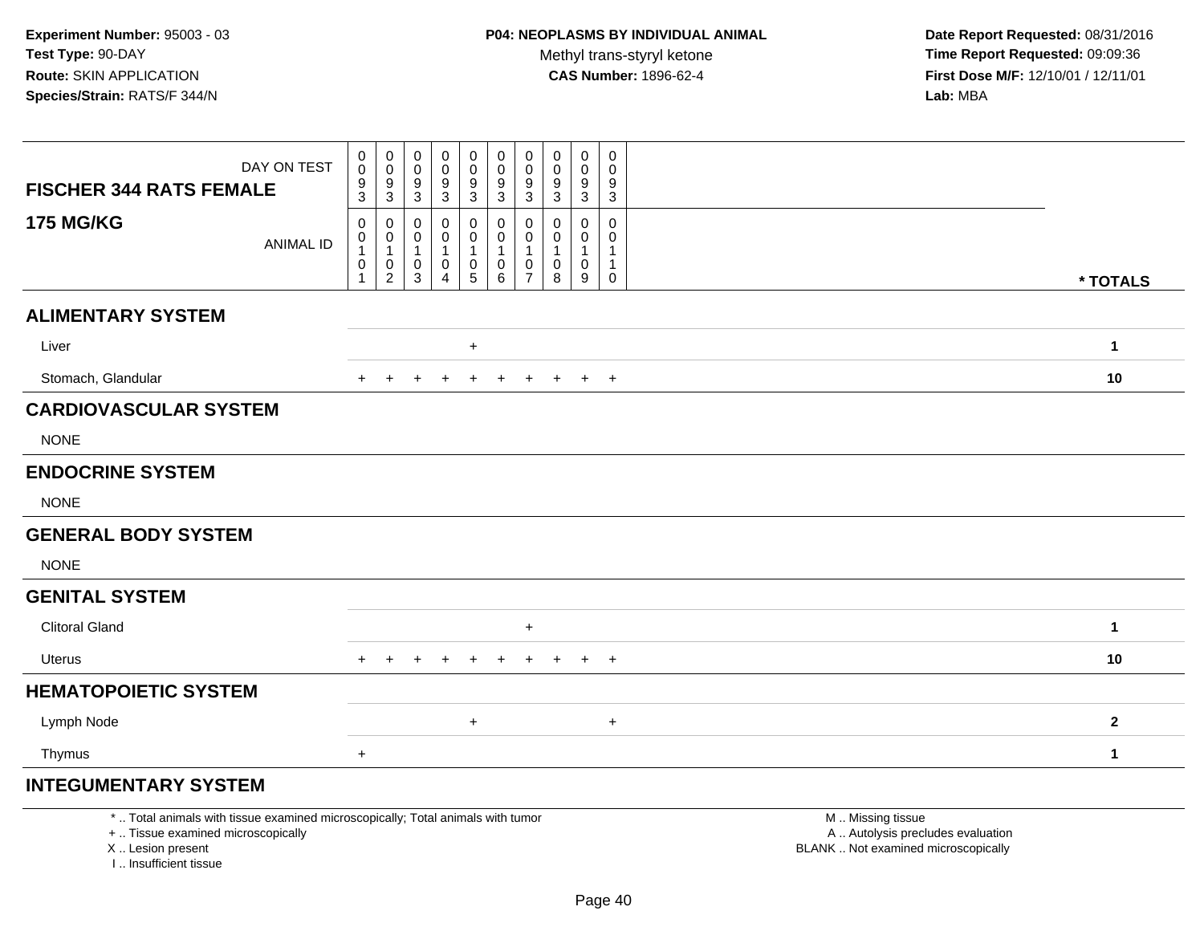**Experiment Number:** 95003 - 03
**Test Type:** 90-DAY
**Route:** SKIN APPLICATION
**Species/Strain:** RATS/F 344/N

**P04: NEOPLASMS BY INDIVIDUAL ANIMAL**
Methyl trans-styryl ketone
**CAS Number:** 1896-62-4

**Date Report Requested:** 08/31/2016
**Time Report Requested:** 09:09:36
**First Dose M/F:** 12/10/01 / 12/11/01
**Lab:** MBA

| FISCHER 344 RATS FEMALE 175 MG/KG | | | | | | | | | | | |
|---|---|---|---|---|---|---|---|---|---|---|---|
| DAY ON TEST | 0093 | 0093 | 0093 | 0093 | 0093 | 0093 | 0093 | 0093 | 0093 | 0093 | |
| ANIMAL ID | 00101 | 00102 | 00103 | 00104 | 00105 | 00106 | 00107 | 00108 | 00109 | 00110 | * TOTALS |
| **ALIMENTARY SYSTEM** | | | | | | | | | | | |
| Liver | | | | | + | | | | | | 1 |
| Stomach, Glandular | + | + | + | + | + | + | + | + | + | + | 10 |
| **CARDIOVASCULAR SYSTEM** | | | | | | | | | | | |
| NONE | | | | | | | | | | | |
| **ENDOCRINE SYSTEM** | | | | | | | | | | | |
| NONE | | | | | | | | | | | |
| **GENERAL BODY SYSTEM** | | | | | | | | | | | |
| NONE | | | | | | | | | | | |
| **GENITAL SYSTEM** | | | | | | | | | | | |
| Clitoral Gland | | | | | | | + | | | | 1 |
| Uterus | + | + | + | + | + | + | + | + | + | + | 10 |
| **HEMATOPOIETIC SYSTEM** | | | | | | | | | | | |
| Lymph Node | | | | | + | | | | | + | 2 |
| Thymus | + | | | | | | | | | | 1 |
| **INTEGUMENTARY SYSTEM** | | | | | | | | | | | |

\* .. Total animals with tissue examined microscopically; Total animals with tumor
+ .. Tissue examined microscopically
X .. Lesion present
I .. Insufficient tissue

M .. Missing tissue
A .. Autolysis precludes evaluation
BLANK .. Not examined microscopically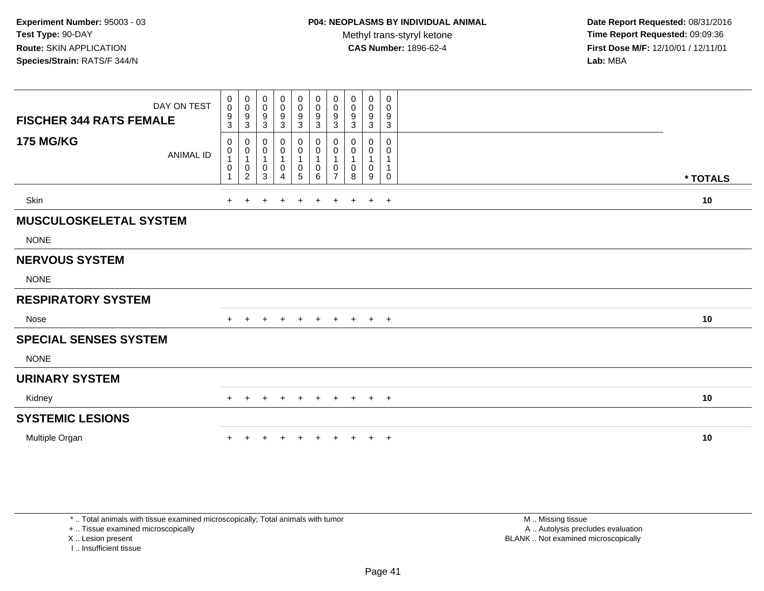**Experiment Number:** 95003 - 03
**Test Type:** 90-DAY
**Route:** SKIN APPLICATION
**Species/Strain:** RATS/F 344/N

**P04: NEOPLASMS BY INDIVIDUAL ANIMAL**
Methyl trans-styryl ketone
**CAS Number:** 1896-62-4

**Date Report Requested:** 08/31/2016
**Time Report Requested:** 09:09:36
**First Dose M/F:** 12/10/01 / 12/11/01
**Lab:** MBA

| FISCHER 344 RATS FEMALE 175 MG/KG | | | | | | | | | | | |
|---|---|---|---|---|---|---|---|---|---|---|---|
| DAY ON TEST | 0093 | 0093 | 0093 | 0093 | 0093 | 0093 | 0093 | 0093 | 0093 | 0093 | |
| ANIMAL ID | 00101 | 00102 | 00103 | 00104 | 00105 | 00106 | 00107 | 00108 | 00109 | 00110 | * TOTALS |
| Skin | + | + | + | + | + | + | + | + | + | + | 10 |
| **MUSCULOSKELETAL SYSTEM** | | | | | | | | | | | |
| NONE | | | | | | | | | | | |
| **NERVOUS SYSTEM** | | | | | | | | | | | |
| NONE | | | | | | | | | | | |
| **RESPIRATORY SYSTEM** | | | | | | | | | | | |
| Nose | + | + | + | + | + | + | + | + | + | + | 10 |
| **SPECIAL SENSES SYSTEM** | | | | | | | | | | | |
| NONE | | | | | | | | | | | |
| **URINARY SYSTEM** | | | | | | | | | | | |
| Kidney | + | + | + | + | + | + | + | + | + | + | 10 |
| **SYSTEMIC LESIONS** | | | | | | | | | | | |
| Multiple Organ | + | + | + | + | + | + | + | + | + | + | 10 |

* .. Total animals with tissue examined microscopically; Total animals with tumor
+ .. Tissue examined microscopically
X .. Lesion present
I .. Insufficient tissue

M .. Missing tissue
A .. Autolysis precludes evaluation
BLANK .. Not examined microscopically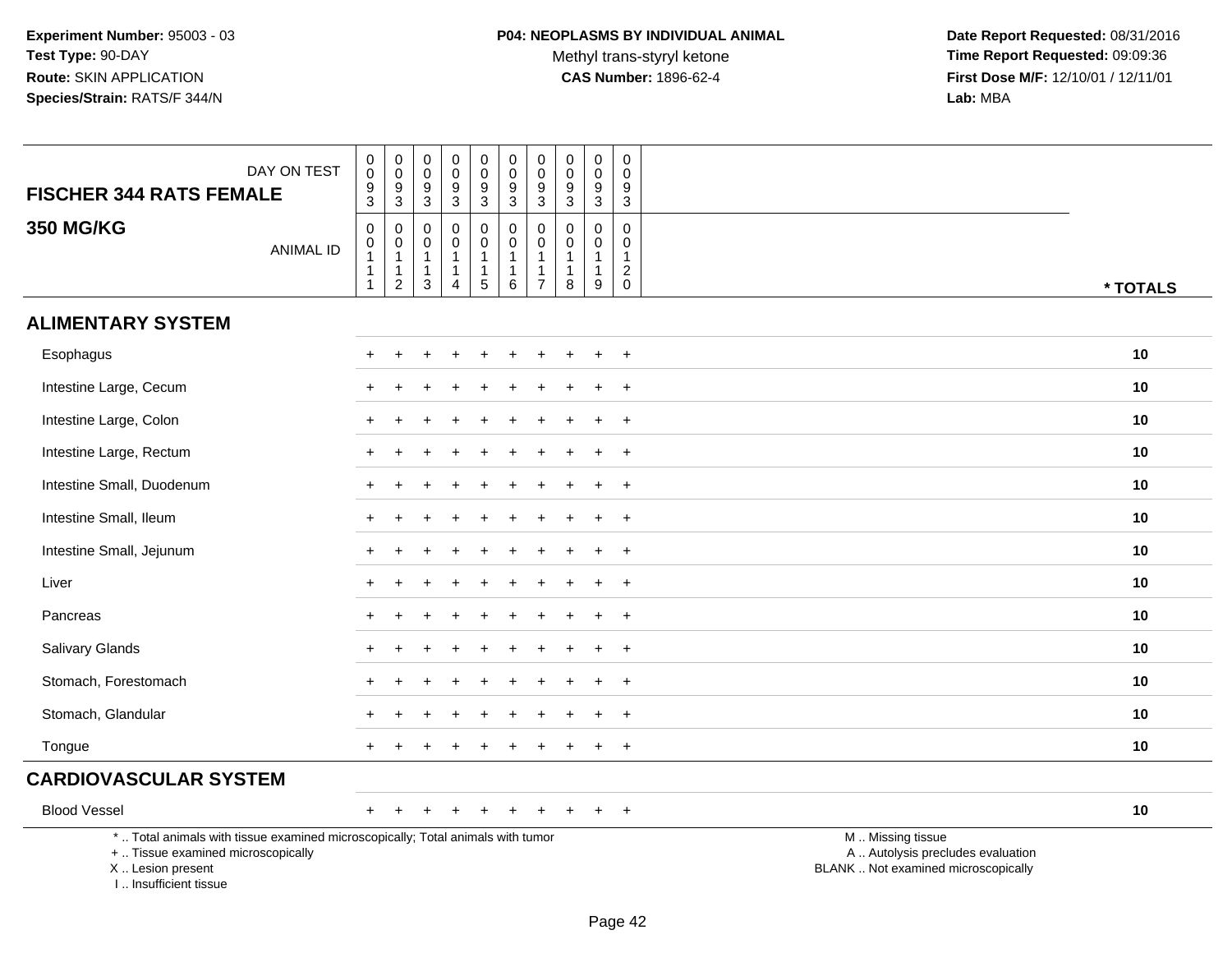**Experiment Number:** 95003 - 03
**Test Type:** 90-DAY
**Route:** SKIN APPLICATION
**Species/Strain:** RATS/F 344/N

**P04: NEOPLASMS BY INDIVIDUAL ANIMAL**
Methyl trans-styryl ketone
**CAS Number:** 1896-62-4

**Date Report Requested:** 08/31/2016
**Time Report Requested:** 09:09:36
**First Dose M/F:** 12/10/01 / 12/11/01
**Lab:** MBA

| FISCHER 344 RATS FEMALE / 350 MG/KG | | | | | | | | | | | |
|---|---|---|---|---|---|---|---|---|---|---|---|
| DAY ON TEST | 0093 | 0093 | 0093 | 0093 | 0093 | 0093 | 0093 | 0093 | 0093 | 0093 | |
| ANIMAL ID | 00111 | 00112 | 00113 | 00114 | 00115 | 00116 | 00117 | 00118 | 00119 | 00120 | * TOTALS |
| **ALIMENTARY SYSTEM** | | | | | | | | | | | |
| Esophagus | + | + | + | + | + | + | + | + | + | + | 10 |
| Intestine Large, Cecum | + | + | + | + | + | + | + | + | + | + | 10 |
| Intestine Large, Colon | + | + | + | + | + | + | + | + | + | + | 10 |
| Intestine Large, Rectum | + | + | + | + | + | + | + | + | + | + | 10 |
| Intestine Small, Duodenum | + | + | + | + | + | + | + | + | + | + | 10 |
| Intestine Small, Ileum | + | + | + | + | + | + | + | + | + | + | 10 |
| Intestine Small, Jejunum | + | + | + | + | + | + | + | + | + | + | 10 |
| Liver | + | + | + | + | + | + | + | + | + | + | 10 |
| Pancreas | + | + | + | + | + | + | + | + | + | + | 10 |
| Salivary Glands | + | + | + | + | + | + | + | + | + | + | 10 |
| Stomach, Forestomach | + | + | + | + | + | + | + | + | + | + | 10 |
| Stomach, Glandular | + | + | + | + | + | + | + | + | + | + | 10 |
| Tongue | + | + | + | + | + | + | + | + | + | + | 10 |
| **CARDIOVASCULAR SYSTEM** | | | | | | | | | | | |
| Blood Vessel | + | + | + | + | + | + | + | + | + | + | 10 |

* .. Total animals with tissue examined microscopically; Total animals with tumor
+ .. Tissue examined microscopically
X .. Lesion present
I .. Insufficient tissue

M .. Missing tissue
A .. Autolysis precludes evaluation
BLANK .. Not examined microscopically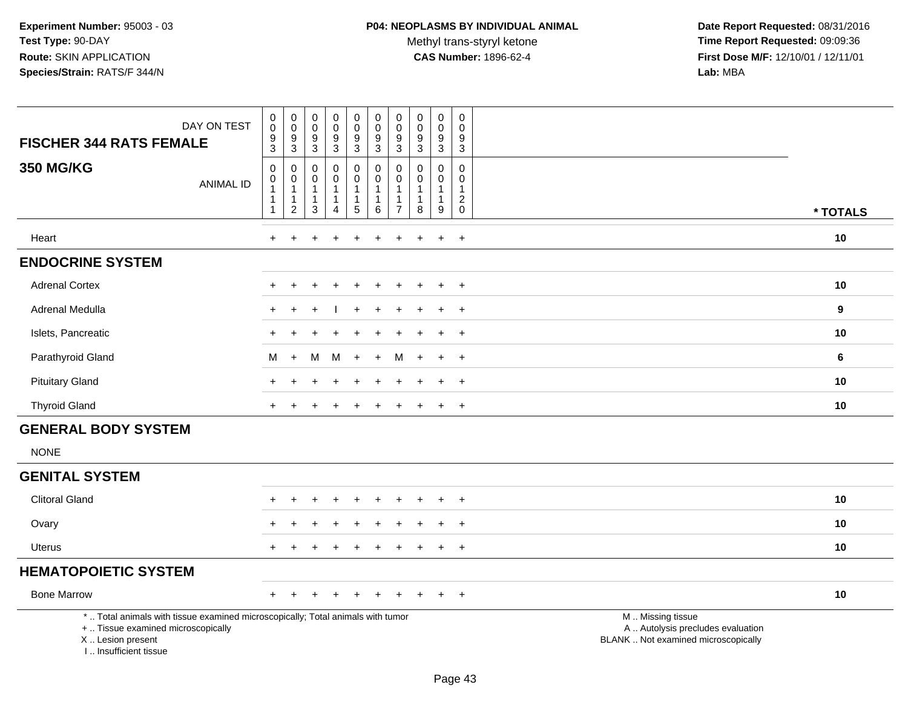**Experiment Number:** 95003 - 03
**Test Type:** 90-DAY
**Route:** SKIN APPLICATION
**Species/Strain:** RATS/F 344/N

**P04: NEOPLASMS BY INDIVIDUAL ANIMAL**
Methyl trans-styryl ketone
**CAS Number:** 1896-62-4

**Date Report Requested:** 08/31/2016
**Time Report Requested:** 09:09:36
**First Dose M/F:** 12/10/01 / 12/11/01
**Lab:** MBA

| FISCHER 344 RATS FEMALE — DAY ON TEST | 0093 | 0093 | 0093 | 0093 | 0093 | 0093 | 0093 | 0093 | 0093 | 0093 | |
|---|---|---|---|---|---|---|---|---|---|---|---|
| **350 MG/KG** — ANIMAL ID | 00111 | 00112 | 00113 | 00114 | 00115 | 00116 | 00117 | 00118 | 00119 | 00120 | * TOTALS |
| Heart | + | + | + | + | + | + | + | + | + | + | 10 |
| **ENDOCRINE SYSTEM** | | | | | | | | | | | |
| Adrenal Cortex | + | + | + | + | + | + | + | + | + | + | 10 |
| Adrenal Medulla | + | + | + | I | + | + | + | + | + | + | 9 |
| Islets, Pancreatic | + | + | + | + | + | + | + | + | + | + | 10 |
| Parathyroid Gland | M | + | M | M | + | + | M | + | + | + | 6 |
| Pituitary Gland | + | + | + | + | + | + | + | + | + | + | 10 |
| Thyroid Gland | + | + | + | + | + | + | + | + | + | + | 10 |
| **GENERAL BODY SYSTEM** | | | | | | | | | | | |
| NONE | | | | | | | | | | | |
| **GENITAL SYSTEM** | | | | | | | | | | | |
| Clitoral Gland | + | + | + | + | + | + | + | + | + | + | 10 |
| Ovary | + | + | + | + | + | + | + | + | + | + | 10 |
| Uterus | + | + | + | + | + | + | + | + | + | + | 10 |
| **HEMATOPOIETIC SYSTEM** | | | | | | | | | | | |
| Bone Marrow | + | + | + | + | + | + | + | + | + | + | 10 |

* .. Total animals with tissue examined microscopically; Total animals with tumor
+ .. Tissue examined microscopically
X .. Lesion present
I .. Insufficient tissue

M .. Missing tissue
A .. Autolysis precludes evaluation
BLANK .. Not examined microscopically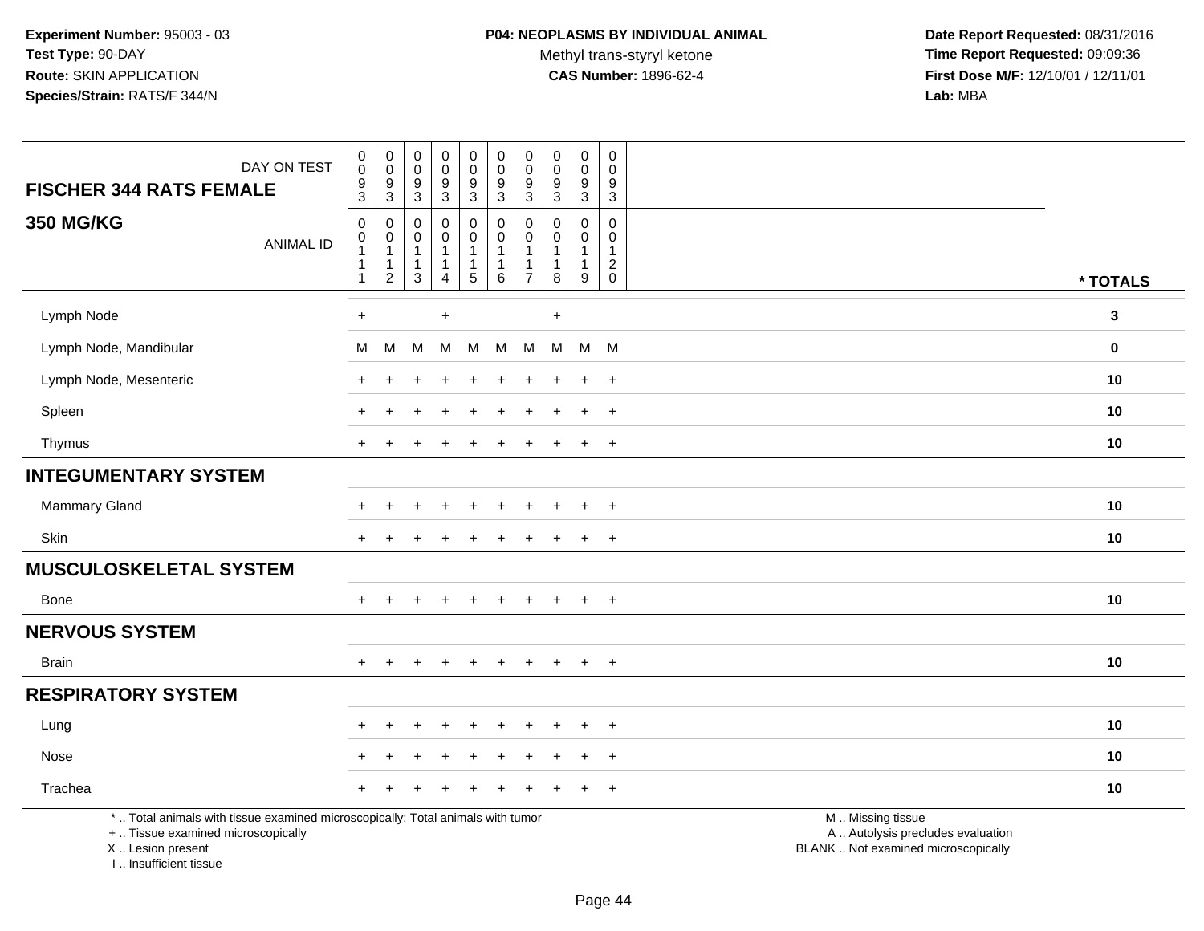**Experiment Number:** 95003 - 03
**Test Type:** 90-DAY
**Route:** SKIN APPLICATION
**Species/Strain:** RATS/F 344/N

**P04: NEOPLASMS BY INDIVIDUAL ANIMAL**
Methyl trans-styryl ketone
**CAS Number:** 1896-62-4

**Date Report Requested:** 08/31/2016
**Time Report Requested:** 09:09:36
**First Dose M/F:** 12/10/01 / 12/11/01
**Lab:** MBA

| FISCHER 344 RATS FEMALE 350 MG/KG | | | | | | | | | | | |
|---|---|---|---|---|---|---|---|---|---|---|---|
| DAY ON TEST | 0093 | 0093 | 0093 | 0093 | 0093 | 0093 | 0093 | 0093 | 0093 | 0093 | |
| ANIMAL ID | 00111 | 00112 | 00113 | 00114 | 00115 | 00116 | 00117 | 00118 | 00119 | 00120 | * TOTALS |
| Lymph Node | + | | | + | | | | + | | | 3 |
| Lymph Node, Mandibular | M | M | M | M | M | M | M | M | M | M | 0 |
| Lymph Node, Mesenteric | + | + | + | + | + | + | + | + | + | + | 10 |
| Spleen | + | + | + | + | + | + | + | + | + | + | 10 |
| Thymus | + | + | + | + | + | + | + | + | + | + | 10 |
| **INTEGUMENTARY SYSTEM** | | | | | | | | | | | |
| Mammary Gland | + | + | + | + | + | + | + | + | + | + | 10 |
| Skin | + | + | + | + | + | + | + | + | + | + | 10 |
| **MUSCULOSKELETAL SYSTEM** | | | | | | | | | | | |
| Bone | + | + | + | + | + | + | + | + | + | + | 10 |
| **NERVOUS SYSTEM** | | | | | | | | | | | |
| Brain | + | + | + | + | + | + | + | + | + | + | 10 |
| **RESPIRATORY SYSTEM** | | | | | | | | | | | |
| Lung | + | + | + | + | + | + | + | + | + | + | 10 |
| Nose | + | + | + | + | + | + | + | + | + | + | 10 |
| Trachea | + | + | + | + | + | + | + | + | + | + | 10 |

* .. Total animals with tissue examined microscopically; Total animals with tumor
+ .. Tissue examined microscopically
X .. Lesion present
I .. Insufficient tissue

M .. Missing tissue
A .. Autolysis precludes evaluation
BLANK .. Not examined microscopically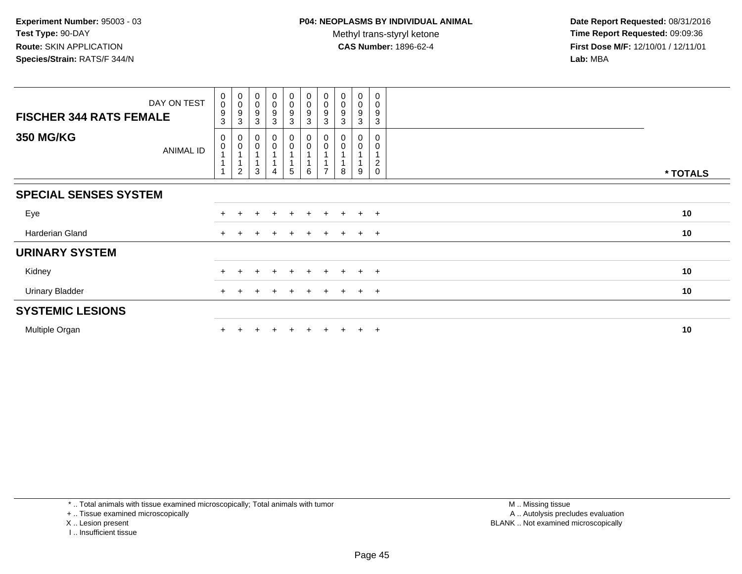**Experiment Number:** 95003 - 03
**Test Type:** 90-DAY
**Route:** SKIN APPLICATION
**Species/Strain:** RATS/F 344/N

**P04: NEOPLASMS BY INDIVIDUAL ANIMAL**
Methyl trans-styryl ketone
**CAS Number:** 1896-62-4

**Date Report Requested:** 08/31/2016
**Time Report Requested:** 09:09:36
**First Dose M/F:** 12/10/01 / 12/11/01
**Lab:** MBA

| FISCHER 344 RATS FEMALE — DAY ON TEST | 0093 | 0093 | 0093 | 0093 | 0093 | 0093 | 0093 | 0093 | 0093 | 0093 | |
|---|---|---|---|---|---|---|---|---|---|---|---|
| **350 MG/KG** — ANIMAL ID | 00111 | 00112 | 00113 | 00114 | 00115 | 00116 | 00117 | 00118 | 00119 | 00120 | *** TOTALS** |
| **SPECIAL SENSES SYSTEM** | | | | | | | | | | | |
| Eye | + | + | + | + | + | + | + | + | + | + | **10** |
| Harderian Gland | + | + | + | + | + | + | + | + | + | + | **10** |
| **URINARY SYSTEM** | | | | | | | | | | | |
| Kidney | + | + | + | + | + | + | + | + | + | + | **10** |
| Urinary Bladder | + | + | + | + | + | + | + | + | + | + | **10** |
| **SYSTEMIC LESIONS** | | | | | | | | | | | |
| Multiple Organ | + | + | + | + | + | + | + | + | + | + | **10** |

* .. Total animals with tissue examined microscopically; Total animals with tumor
+ .. Tissue examined microscopically
X .. Lesion present
I .. Insufficient tissue

M .. Missing tissue
A .. Autolysis precludes evaluation
BLANK .. Not examined microscopically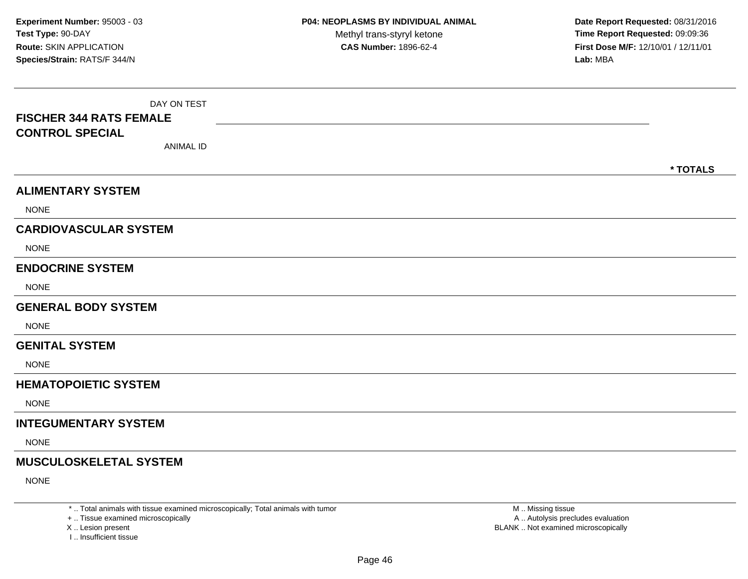**Experiment Number:** 95003 - 03
**Test Type:** 90-DAY
**Route:** SKIN APPLICATION
**Species/Strain:** RATS/F 344/N

**P04: NEOPLASMS BY INDIVIDUAL ANIMAL**
Methyl trans-styryl ketone
**CAS Number:** 1896-62-4

**Date Report Requested:** 08/31/2016
**Time Report Requested:** 09:09:36
**First Dose M/F:** 12/10/01 / 12/11/01
**Lab:** MBA

DAY ON TEST

**FISCHER 344 RATS FEMALE**
**CONTROL SPECIAL**

ANIMAL ID

**\* TOTALS**

## ALIMENTARY SYSTEM

NONE

## CARDIOVASCULAR SYSTEM

NONE

## ENDOCRINE SYSTEM

NONE

## GENERAL BODY SYSTEM

NONE

## GENITAL SYSTEM

NONE

## HEMATOPOIETIC SYSTEM

NONE

## INTEGUMENTARY SYSTEM

NONE

## MUSCULOSKELETAL SYSTEM

NONE

\* .. Total animals with tissue examined microscopically; Total animals with tumor
\+ .. Tissue examined microscopically
X .. Lesion present
I .. Insufficient tissue

M .. Missing tissue
A .. Autolysis precludes evaluation
BLANK .. Not examined microscopically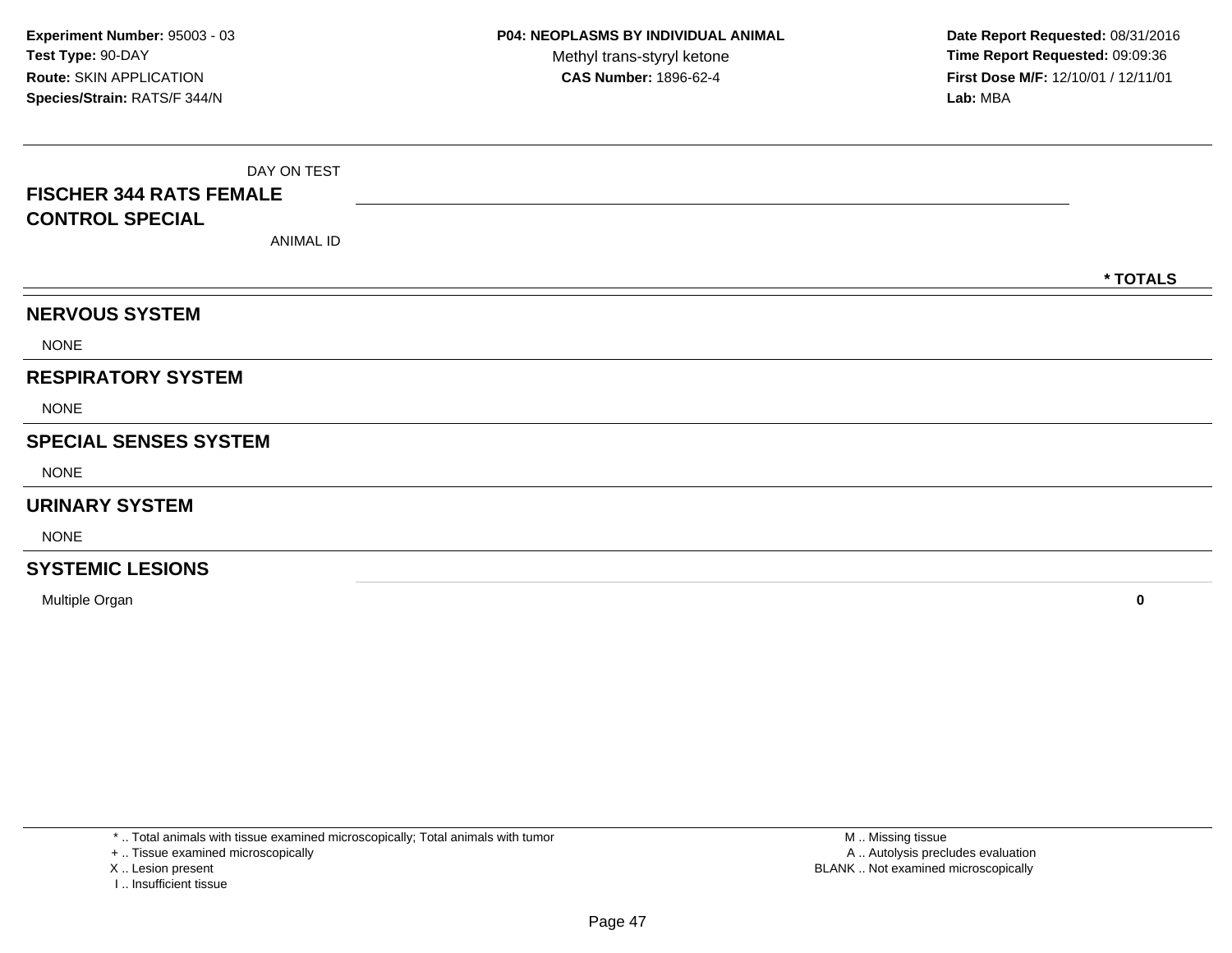**Experiment Number:** 95003 - 03
**Test Type:** 90-DAY
**Route:** SKIN APPLICATION
**Species/Strain:** RATS/F 344/N

**P04: NEOPLASMS BY INDIVIDUAL ANIMAL**
Methyl trans-styryl ketone
**CAS Number:** 1896-62-4

**Date Report Requested:** 08/31/2016
**Time Report Requested:** 09:09:36
**First Dose M/F:** 12/10/01 / 12/11/01
**Lab:** MBA

| DAY ON TEST<br>**FISCHER 344 RATS FEMALE CONTROL SPECIAL**<br>ANIMAL ID | * TOTALS |
|---|---|
| **NERVOUS SYSTEM** | |
| NONE | |
| **RESPIRATORY SYSTEM** | |
| NONE | |
| **SPECIAL SENSES SYSTEM** | |
| NONE | |
| **URINARY SYSTEM** | |
| NONE | |
| **SYSTEMIC LESIONS** | |
| Multiple Organ | **0** |

* .. Total animals with tissue examined microscopically; Total animals with tumor
+ .. Tissue examined microscopically
X .. Lesion present
I .. Insufficient tissue

M .. Missing tissue
A .. Autolysis precludes evaluation
BLANK .. Not examined microscopically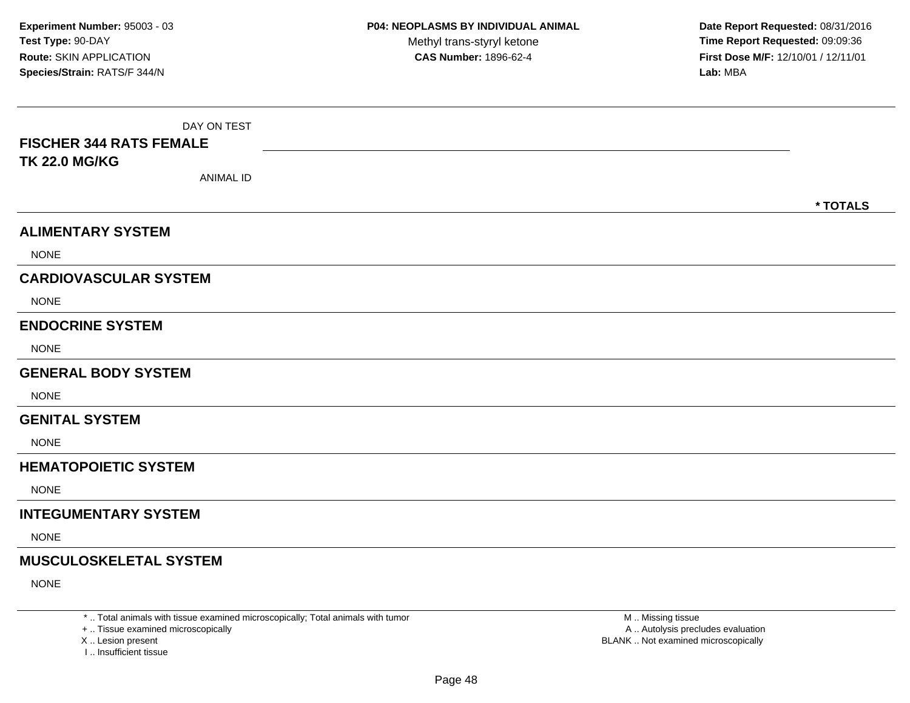**Experiment Number:** 95003 - 03
**Test Type:** 90-DAY
**Route:** SKIN APPLICATION
**Species/Strain:** RATS/F 344/N

**P04: NEOPLASMS BY INDIVIDUAL ANIMAL**
Methyl trans-styryl ketone
**CAS Number:** 1896-62-4

**Date Report Requested:** 08/31/2016
**Time Report Requested:** 09:09:36
**First Dose M/F:** 12/10/01 / 12/11/01
**Lab:** MBA

DAY ON TEST

**FISCHER 344 RATS FEMALE**
**TK 22.0 MG/KG**

ANIMAL ID

**\* TOTALS**

## ALIMENTARY SYSTEM

NONE

## CARDIOVASCULAR SYSTEM

NONE

## ENDOCRINE SYSTEM

NONE

## GENERAL BODY SYSTEM

NONE

## GENITAL SYSTEM

NONE

## HEMATOPOIETIC SYSTEM

NONE

## INTEGUMENTARY SYSTEM

NONE

## MUSCULOSKELETAL SYSTEM

NONE

\* .. Total animals with tissue examined microscopically; Total animals with tumor
+ .. Tissue examined microscopically
X .. Lesion present
I .. Insufficient tissue

M .. Missing tissue
A .. Autolysis precludes evaluation
BLANK .. Not examined microscopically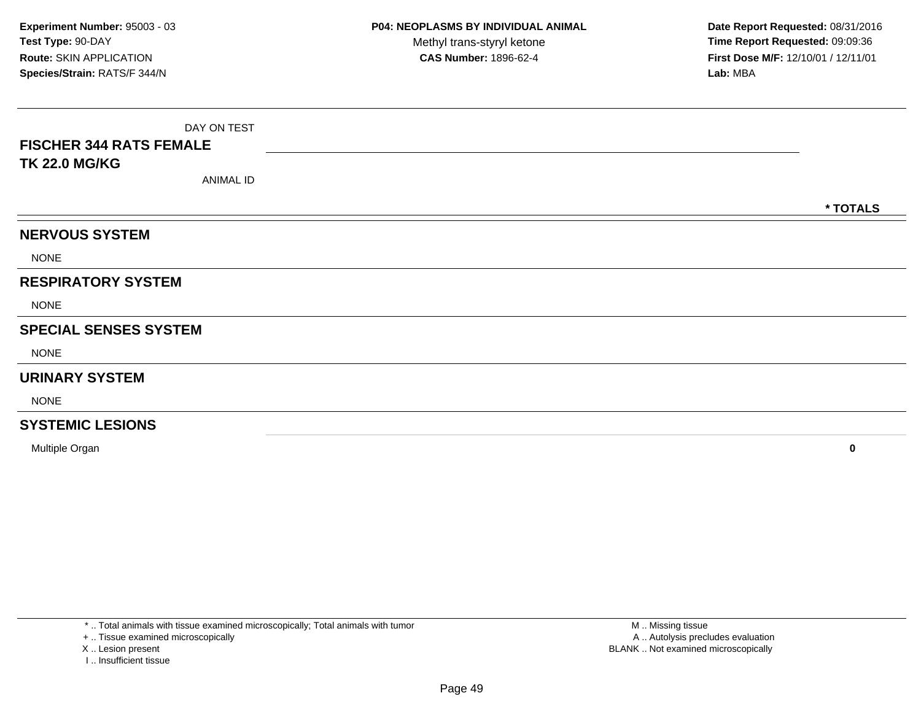**Experiment Number:** 95003 - 03
**Test Type:** 90-DAY
**Route:** SKIN APPLICATION
**Species/Strain:** RATS/F 344/N

**P04: NEOPLASMS BY INDIVIDUAL ANIMAL**
Methyl trans-styryl ketone
**CAS Number:** 1896-62-4

**Date Report Requested:** 08/31/2016
**Time Report Requested:** 09:09:36
**First Dose M/F:** 12/10/01 / 12/11/01
**Lab:** MBA

DAY ON TEST

**FISCHER 344 RATS FEMALE**
**TK 22.0 MG/KG**

ANIMAL ID

| | * TOTALS |
|---|---|
| **NERVOUS SYSTEM** | |
| NONE | |
| **RESPIRATORY SYSTEM** | |
| NONE | |
| **SPECIAL SENSES SYSTEM** | |
| NONE | |
| **URINARY SYSTEM** | |
| NONE | |
| **SYSTEMIC LESIONS** | |
| Multiple Organ | **0** |

\* .. Total animals with tissue examined microscopically; Total animals with tumor
\+ .. Tissue examined microscopically
X .. Lesion present
I .. Insufficient tissue

M .. Missing tissue
A .. Autolysis precludes evaluation
BLANK .. Not examined microscopically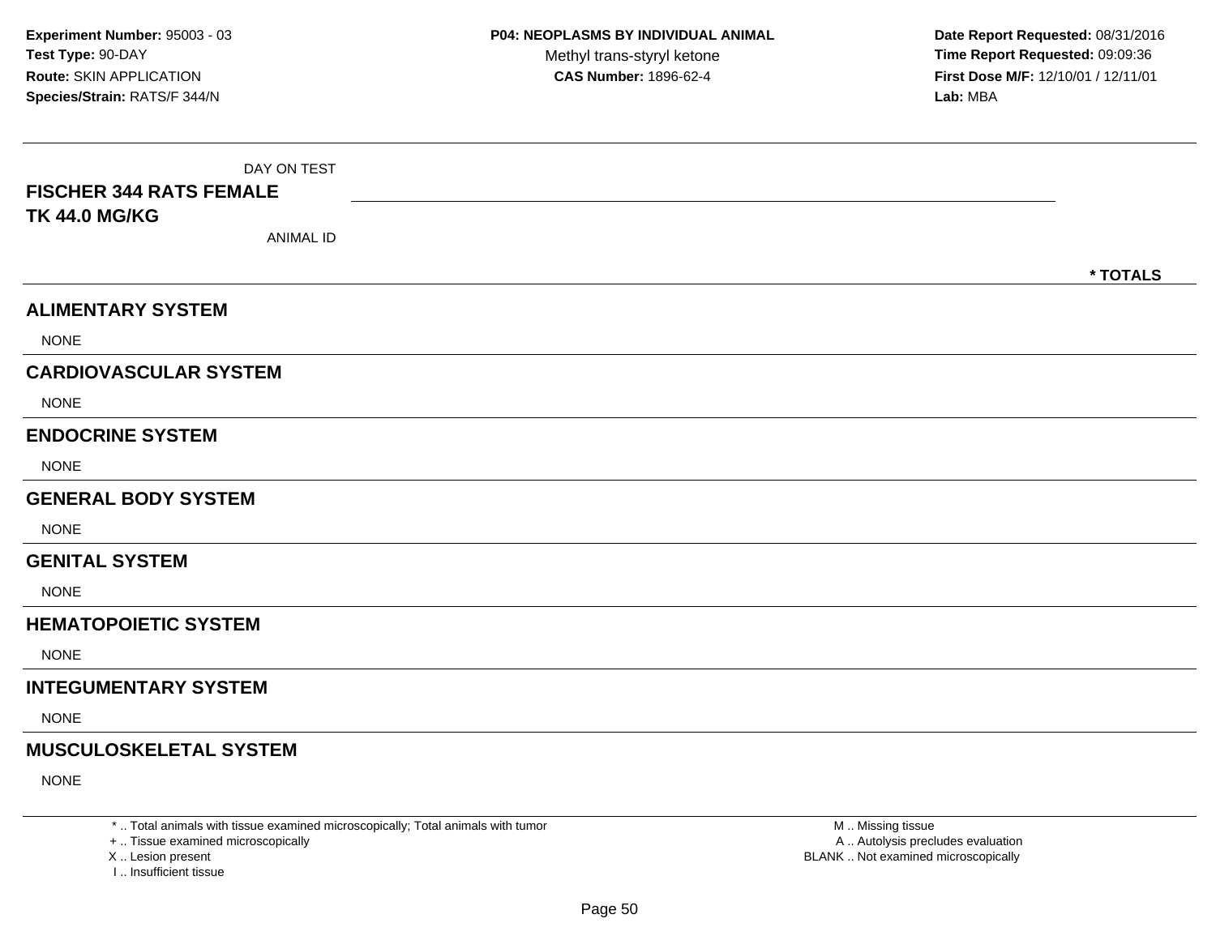**Experiment Number:** 95003 - 03
**Test Type:** 90-DAY
**Route:** SKIN APPLICATION
**Species/Strain:** RATS/F 344/N

**P04: NEOPLASMS BY INDIVIDUAL ANIMAL**
Methyl trans-styryl ketone
**CAS Number:** 1896-62-4

**Date Report Requested:** 08/31/2016
**Time Report Requested:** 09:09:36
**First Dose M/F:** 12/10/01 / 12/11/01
**Lab:** MBA

DAY ON TEST

**FISCHER 344 RATS FEMALE**
**TK 44.0 MG/KG**

ANIMAL ID

**\* TOTALS**

## ALIMENTARY SYSTEM

NONE

## CARDIOVASCULAR SYSTEM

NONE

## ENDOCRINE SYSTEM

NONE

## GENERAL BODY SYSTEM

NONE

## GENITAL SYSTEM

NONE

## HEMATOPOIETIC SYSTEM

NONE

## INTEGUMENTARY SYSTEM

NONE

## MUSCULOSKELETAL SYSTEM

NONE

\* .. Total animals with tissue examined microscopically; Total animals with tumor
\+ .. Tissue examined microscopically
X .. Lesion present
I .. Insufficient tissue

M .. Missing tissue
A .. Autolysis precludes evaluation
BLANK .. Not examined microscopically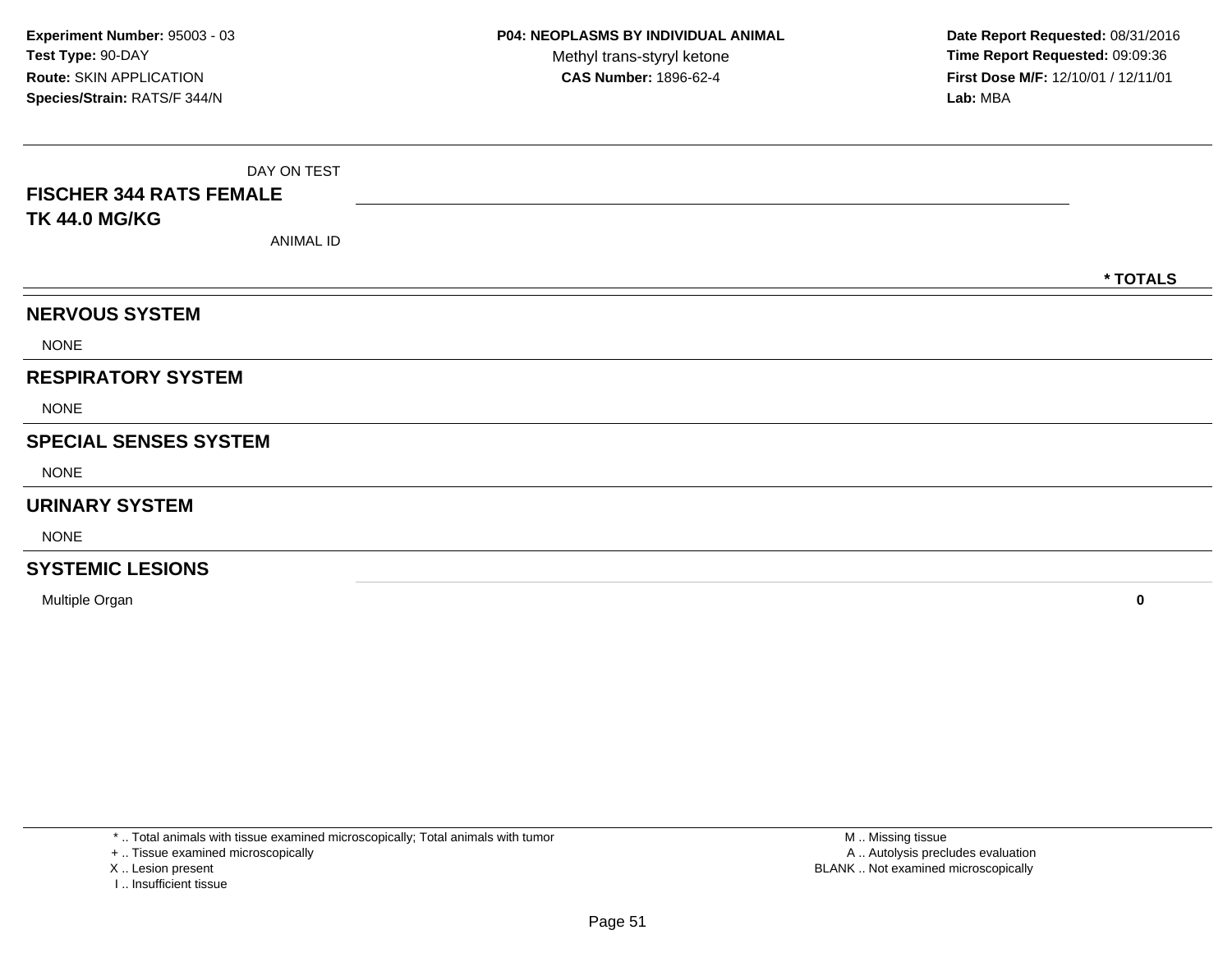**Experiment Number:** 95003 - 03
**Test Type:** 90-DAY
**Route:** SKIN APPLICATION
**Species/Strain:** RATS/F 344/N

**P04: NEOPLASMS BY INDIVIDUAL ANIMAL**
Methyl trans-styryl ketone
**CAS Number:** 1896-62-4

**Date Report Requested:** 08/31/2016
**Time Report Requested:** 09:09:36
**First Dose M/F:** 12/10/01 / 12/11/01
**Lab:** MBA

DAY ON TEST

**FISCHER 344 RATS FEMALE**
**TK 44.0 MG/KG**

ANIMAL ID

| | * TOTALS |
|---|---|
| **NERVOUS SYSTEM** | |
| NONE | |
| **RESPIRATORY SYSTEM** | |
| NONE | |
| **SPECIAL SENSES SYSTEM** | |
| NONE | |
| **URINARY SYSTEM** | |
| NONE | |
| **SYSTEMIC LESIONS** | |
| Multiple Organ | **0** |

\* .. Total animals with tissue examined microscopically; Total animals with tumor
\+ .. Tissue examined microscopically
X .. Lesion present
I .. Insufficient tissue

M .. Missing tissue
A .. Autolysis precludes evaluation
BLANK .. Not examined microscopically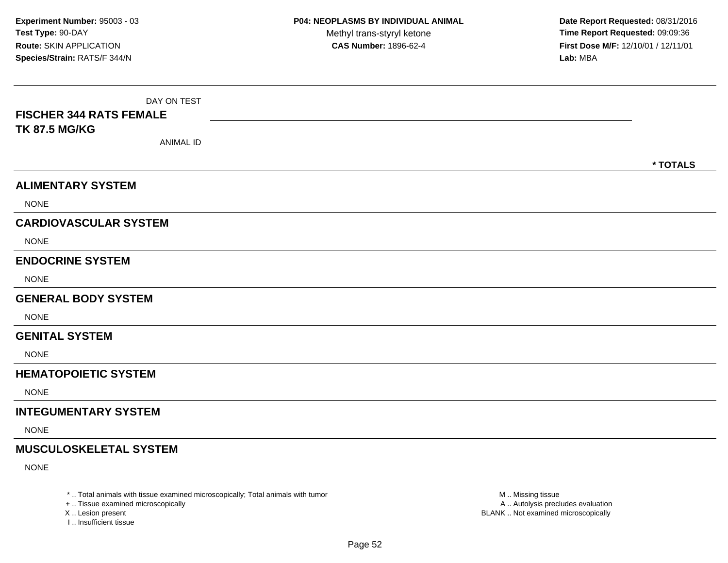**Experiment Number:** 95003 - 03
**Test Type:** 90-DAY
**Route:** SKIN APPLICATION
**Species/Strain:** RATS/F 344/N

**P04: NEOPLASMS BY INDIVIDUAL ANIMAL**
Methyl trans-styryl ketone
**CAS Number:** 1896-62-4

**Date Report Requested:** 08/31/2016
**Time Report Requested:** 09:09:36
**First Dose M/F:** 12/10/01 / 12/11/01
**Lab:** MBA

DAY ON TEST

**FISCHER 344 RATS FEMALE**
**TK 87.5 MG/KG**

ANIMAL ID

**\* TOTALS**

## ALIMENTARY SYSTEM

NONE

## CARDIOVASCULAR SYSTEM

NONE

## ENDOCRINE SYSTEM

NONE

## GENERAL BODY SYSTEM

NONE

## GENITAL SYSTEM

NONE

## HEMATOPOIETIC SYSTEM

NONE

## INTEGUMENTARY SYSTEM

NONE

## MUSCULOSKELETAL SYSTEM

NONE

\* .. Total animals with tissue examined microscopically; Total animals with tumor
\+ .. Tissue examined microscopically
X .. Lesion present
I .. Insufficient tissue

M .. Missing tissue
A .. Autolysis precludes evaluation
BLANK .. Not examined microscopically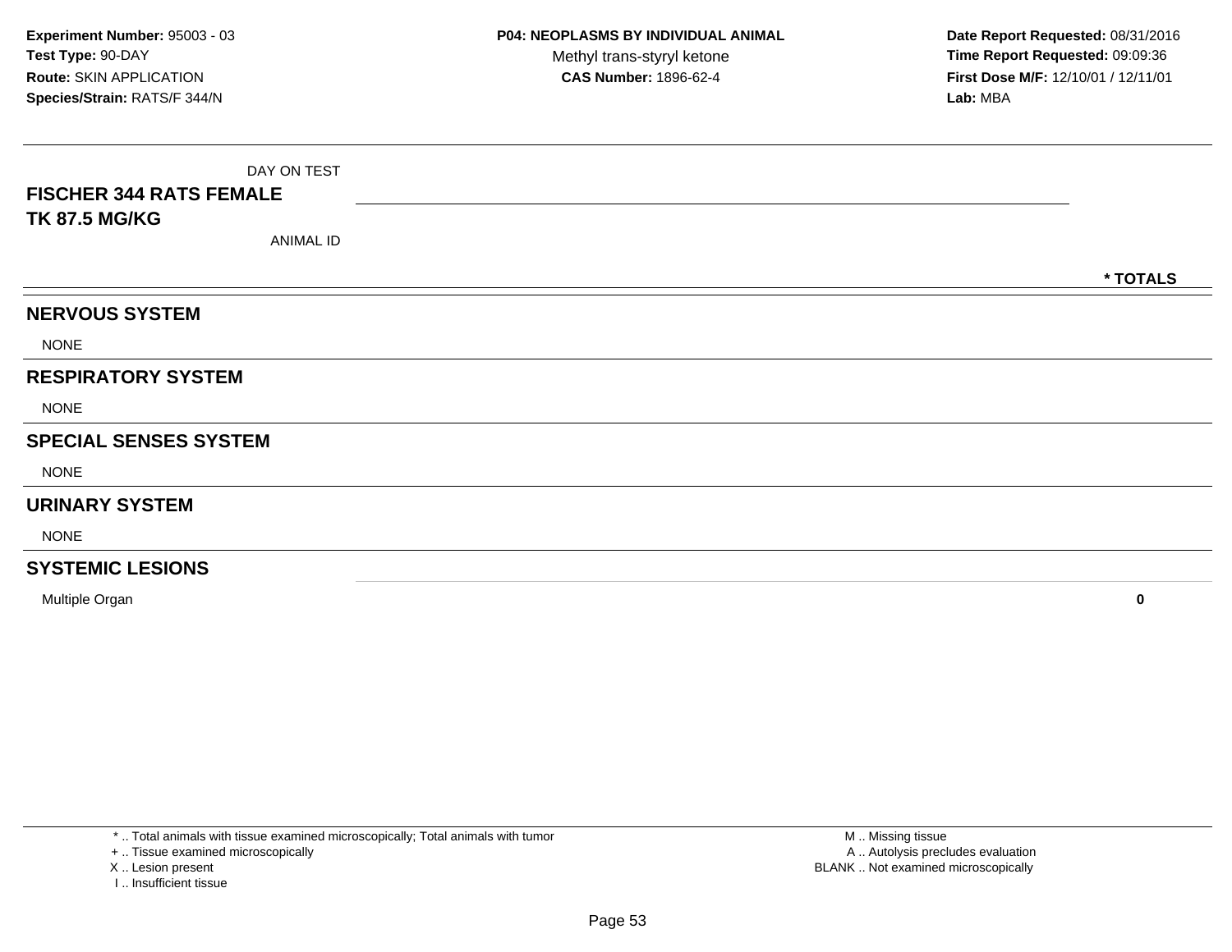**Experiment Number:** 95003 - 03
**Test Type:** 90-DAY
**Route:** SKIN APPLICATION
**Species/Strain:** RATS/F 344/N

**P04: NEOPLASMS BY INDIVIDUAL ANIMAL**
Methyl trans-styryl ketone
**CAS Number:** 1896-62-4

**Date Report Requested:** 08/31/2016
**Time Report Requested:** 09:09:36
**First Dose M/F:** 12/10/01 / 12/11/01
**Lab:** MBA

| DAY ON TEST<br>**FISCHER 344 RATS FEMALE**<br>**TK 87.5 MG/KG**<br>ANIMAL ID | * TOTALS |
|---|---|
| **NERVOUS SYSTEM** | |
| NONE | |
| **RESPIRATORY SYSTEM** | |
| NONE | |
| **SPECIAL SENSES SYSTEM** | |
| NONE | |
| **URINARY SYSTEM** | |
| NONE | |
| **SYSTEMIC LESIONS** | |
| Multiple Organ | **0** |

\* .. Total animals with tissue examined microscopically; Total animals with tumor
\+ .. Tissue examined microscopically
X .. Lesion present
I .. Insufficient tissue

M .. Missing tissue
A .. Autolysis precludes evaluation
BLANK .. Not examined microscopically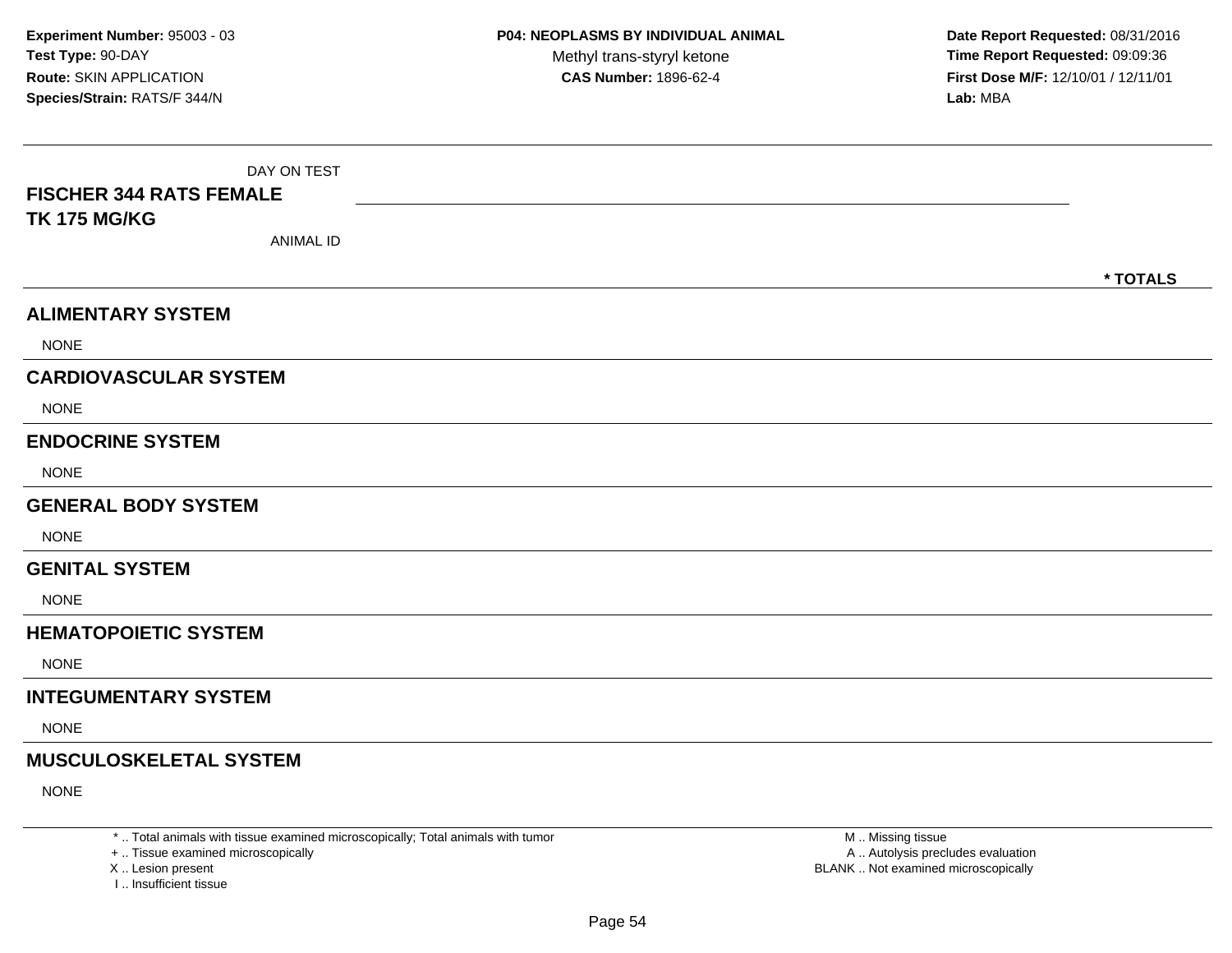**Experiment Number:** 95003 - 03
**Test Type:** 90-DAY
**Route:** SKIN APPLICATION
**Species/Strain:** RATS/F 344/N

**P04: NEOPLASMS BY INDIVIDUAL ANIMAL**
Methyl trans-styryl ketone
**CAS Number:** 1896-62-4

**Date Report Requested:** 08/31/2016
**Time Report Requested:** 09:09:36
**First Dose M/F:** 12/10/01 / 12/11/01
**Lab:** MBA

DAY ON TEST

**FISCHER 344 RATS FEMALE**
**TK 175 MG/KG**

ANIMAL ID

**\* TOTALS**

## ALIMENTARY SYSTEM

NONE

## CARDIOVASCULAR SYSTEM

NONE

## ENDOCRINE SYSTEM

NONE

## GENERAL BODY SYSTEM

NONE

## GENITAL SYSTEM

NONE

## HEMATOPOIETIC SYSTEM

NONE

## INTEGUMENTARY SYSTEM

NONE

## MUSCULOSKELETAL SYSTEM

NONE

\* .. Total animals with tissue examined microscopically; Total animals with tumor
\+ .. Tissue examined microscopically
X .. Lesion present
I .. Insufficient tissue

M .. Missing tissue
A .. Autolysis precludes evaluation
BLANK .. Not examined microscopically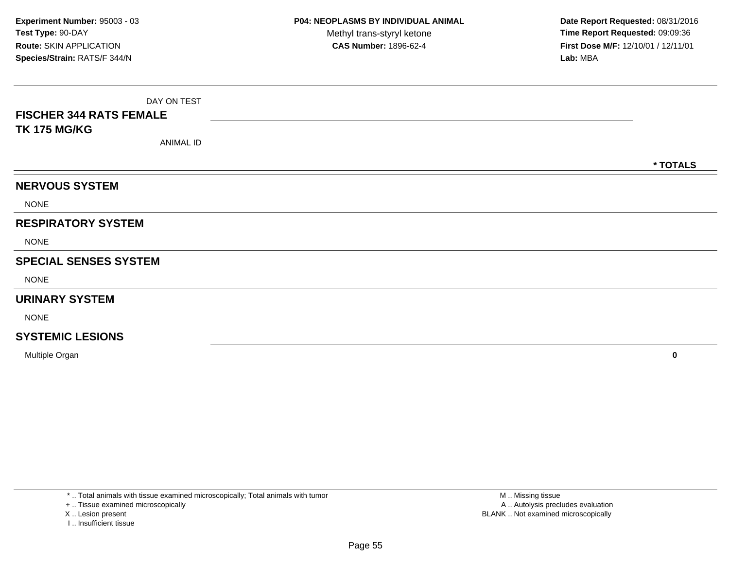**Experiment Number:** 95003 - 03
**Test Type:** 90-DAY
**Route:** SKIN APPLICATION
**Species/Strain:** RATS/F 344/N

**P04: NEOPLASMS BY INDIVIDUAL ANIMAL**
Methyl trans-styryl ketone
**CAS Number:** 1896-62-4

**Date Report Requested:** 08/31/2016
**Time Report Requested:** 09:09:36
**First Dose M/F:** 12/10/01 / 12/11/01
**Lab:** MBA

| DAY ON TEST<br>**FISCHER 344 RATS FEMALE**<br>**TK 175 MG/KG**<br>ANIMAL ID | **\* TOTALS** |
|---|---|
| **NERVOUS SYSTEM** | |
| NONE | |
| **RESPIRATORY SYSTEM** | |
| NONE | |
| **SPECIAL SENSES SYSTEM** | |
| NONE | |
| **URINARY SYSTEM** | |
| NONE | |
| **SYSTEMIC LESIONS** | |
| Multiple Organ | **0** |

\* .. Total animals with tissue examined microscopically; Total animals with tumor
\+ .. Tissue examined microscopically
X .. Lesion present
I .. Insufficient tissue

M .. Missing tissue
A .. Autolysis precludes evaluation
BLANK .. Not examined microscopically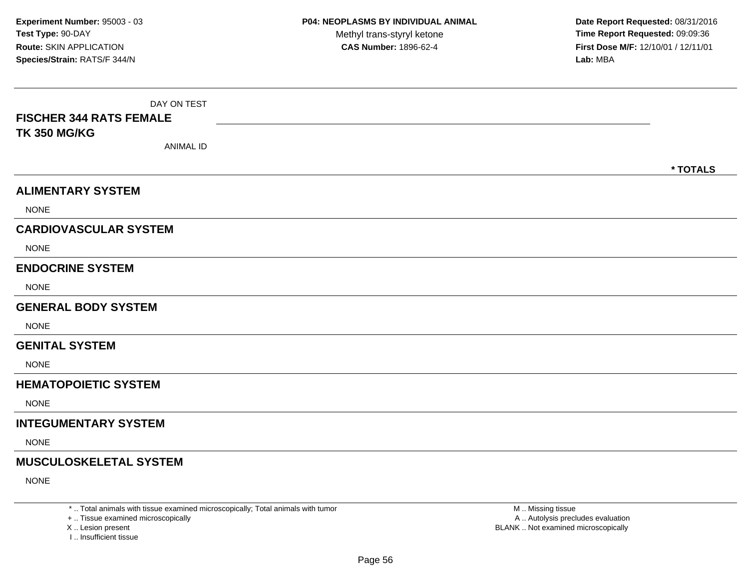**Experiment Number:** 95003 - 03
**Test Type:** 90-DAY
**Route:** SKIN APPLICATION
**Species/Strain:** RATS/F 344/N

**P04: NEOPLASMS BY INDIVIDUAL ANIMAL**
Methyl trans-styryl ketone
**CAS Number:** 1896-62-4

**Date Report Requested:** 08/31/2016
**Time Report Requested:** 09:09:36
**First Dose M/F:** 12/10/01 / 12/11/01
**Lab:** MBA

DAY ON TEST

**FISCHER 344 RATS FEMALE**
**TK 350 MG/KG**

ANIMAL ID

**\* TOTALS**

## ALIMENTARY SYSTEM

NONE

## CARDIOVASCULAR SYSTEM

NONE

## ENDOCRINE SYSTEM

NONE

## GENERAL BODY SYSTEM

NONE

## GENITAL SYSTEM

NONE

## HEMATOPOIETIC SYSTEM

NONE

## INTEGUMENTARY SYSTEM

NONE

## MUSCULOSKELETAL SYSTEM

NONE

* .. Total animals with tissue examined microscopically; Total animals with tumor
+ .. Tissue examined microscopically
X .. Lesion present
I .. Insufficient tissue

M .. Missing tissue
A .. Autolysis precludes evaluation
BLANK .. Not examined microscopically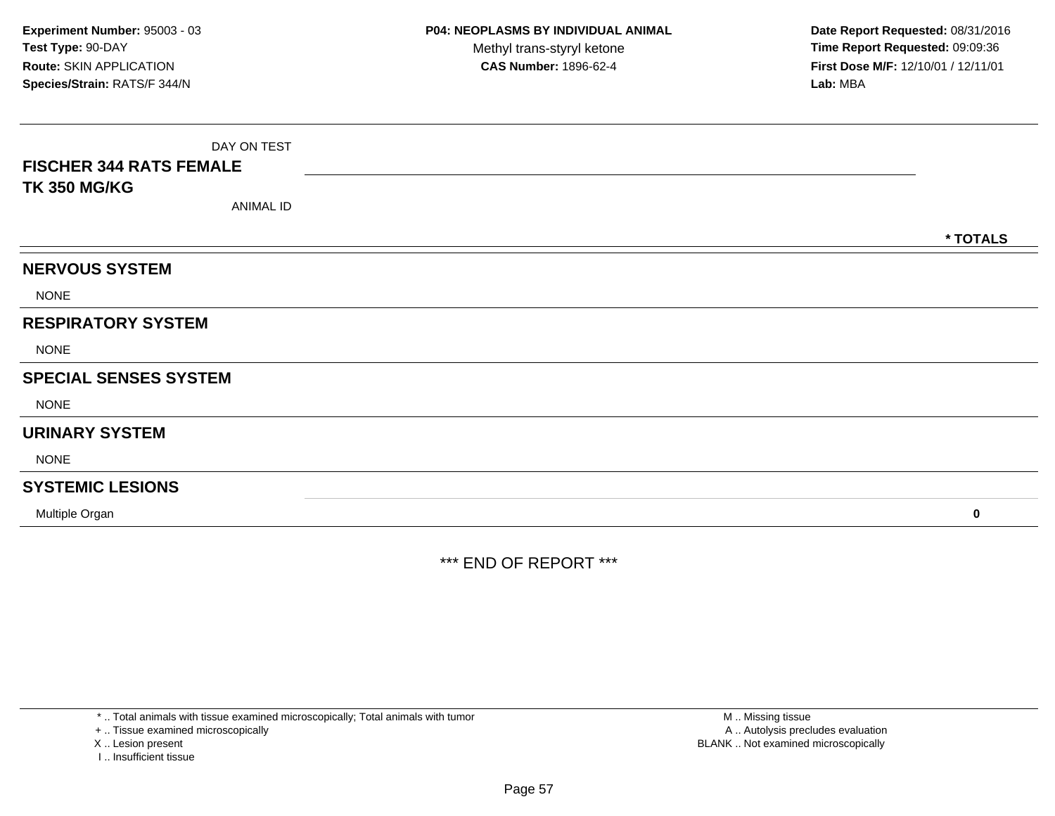**Experiment Number:** 95003 - 03
**Test Type:** 90-DAY
**Route:** SKIN APPLICATION
**Species/Strain:** RATS/F 344/N

**P04: NEOPLASMS BY INDIVIDUAL ANIMAL**
Methyl trans-styryl ketone
**CAS Number:** 1896-62-4

**Date Report Requested:** 08/31/2016
**Time Report Requested:** 09:09:36
**First Dose M/F:** 12/10/01 / 12/11/01
**Lab:** MBA

| DAY ON TEST<br>**FISCHER 344 RATS FEMALE**<br>**TK 350 MG/KG**<br>ANIMAL ID | * TOTALS |
|---|---|
| **NERVOUS SYSTEM** | |
| NONE | |
| **RESPIRATORY SYSTEM** | |
| NONE | |
| **SPECIAL SENSES SYSTEM** | |
| NONE | |
| **URINARY SYSTEM** | |
| NONE | |
| **SYSTEMIC LESIONS** | |
| Multiple Organ | 0 |

*** END OF REPORT ***

* .. Total animals with tissue examined microscopically; Total animals with tumor
+ .. Tissue examined microscopically
X .. Lesion present
I .. Insufficient tissue

M .. Missing tissue
A .. Autolysis precludes evaluation
BLANK .. Not examined microscopically